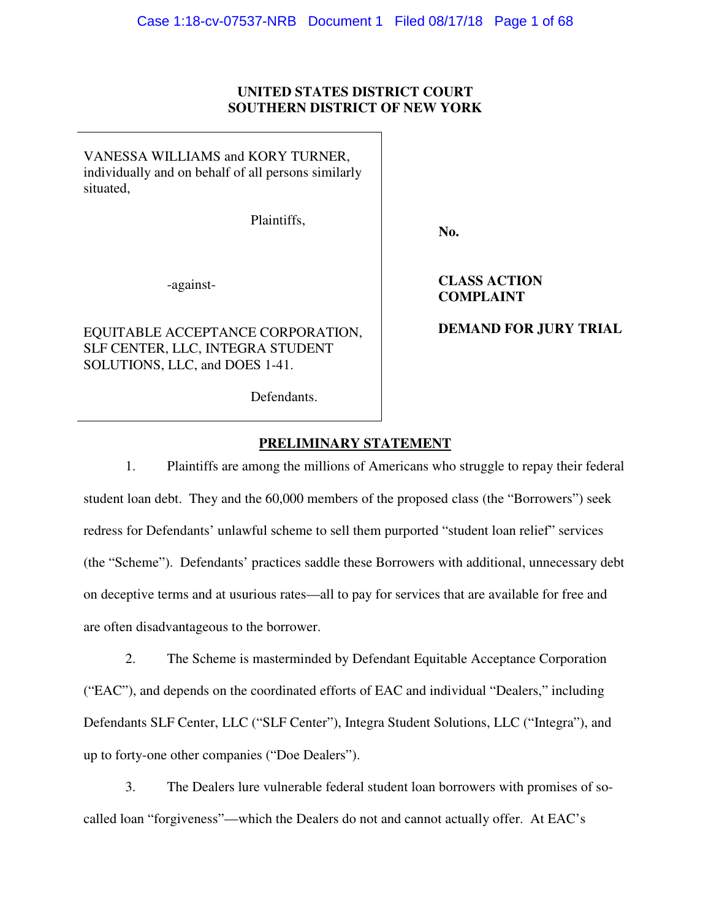**UNITED STATES DISTRICT COURT**
**SOUTHERN DISTRICT OF NEW YORK**

| | |
|---|---|
| VANESSA WILLIAMS and KORY TURNER, individually and on behalf of all persons similarly situated,<br><br>Plaintiffs,<br><br>-against-<br><br>EQUITABLE ACCEPTANCE CORPORATION, SLF CENTER, LLC, INTEGRA STUDENT SOLUTIONS, LLC, and DOES 1-41.<br><br>Defendants. | **No.**<br><br>**CLASS ACTION COMPLAINT**<br><br>**DEMAND FOR JURY TRIAL** |

## PRELIMINARY STATEMENT

1. Plaintiffs are among the millions of Americans who struggle to repay their federal student loan debt. They and the 60,000 members of the proposed class (the "Borrowers") seek redress for Defendants' unlawful scheme to sell them purported "student loan relief" services (the "Scheme"). Defendants' practices saddle these Borrowers with additional, unnecessary debt on deceptive terms and at usurious rates—all to pay for services that are available for free and are often disadvantageous to the borrower.

2. The Scheme is masterminded by Defendant Equitable Acceptance Corporation ("EAC"), and depends on the coordinated efforts of EAC and individual "Dealers," including Defendants SLF Center, LLC ("SLF Center"), Integra Student Solutions, LLC ("Integra"), and up to forty-one other companies ("Doe Dealers").

3. The Dealers lure vulnerable federal student loan borrowers with promises of so-called loan "forgiveness"—which the Dealers do not and cannot actually offer. At EAC's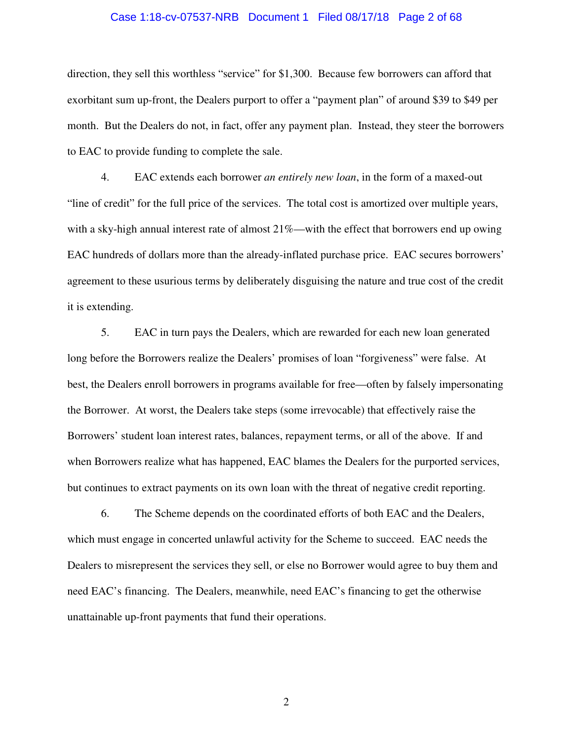direction, they sell this worthless "service" for $1,300. Because few borrowers can afford that exorbitant sum up-front, the Dealers purport to offer a "payment plan" of around $39 to $49 per month. But the Dealers do not, in fact, offer any payment plan. Instead, they steer the borrowers to EAC to provide funding to complete the sale.

4. EAC extends each borrower *an entirely new loan*, in the form of a maxed-out "line of credit" for the full price of the services. The total cost is amortized over multiple years, with a sky-high annual interest rate of almost 21%—with the effect that borrowers end up owing EAC hundreds of dollars more than the already-inflated purchase price. EAC secures borrowers' agreement to these usurious terms by deliberately disguising the nature and true cost of the credit it is extending.

5. EAC in turn pays the Dealers, which are rewarded for each new loan generated long before the Borrowers realize the Dealers' promises of loan "forgiveness" were false. At best, the Dealers enroll borrowers in programs available for free—often by falsely impersonating the Borrower. At worst, the Dealers take steps (some irrevocable) that effectively raise the Borrowers' student loan interest rates, balances, repayment terms, or all of the above. If and when Borrowers realize what has happened, EAC blames the Dealers for the purported services, but continues to extract payments on its own loan with the threat of negative credit reporting.

6. The Scheme depends on the coordinated efforts of both EAC and the Dealers, which must engage in concerted unlawful activity for the Scheme to succeed. EAC needs the Dealers to misrepresent the services they sell, or else no Borrower would agree to buy them and need EAC's financing. The Dealers, meanwhile, need EAC's financing to get the otherwise unattainable up-front payments that fund their operations.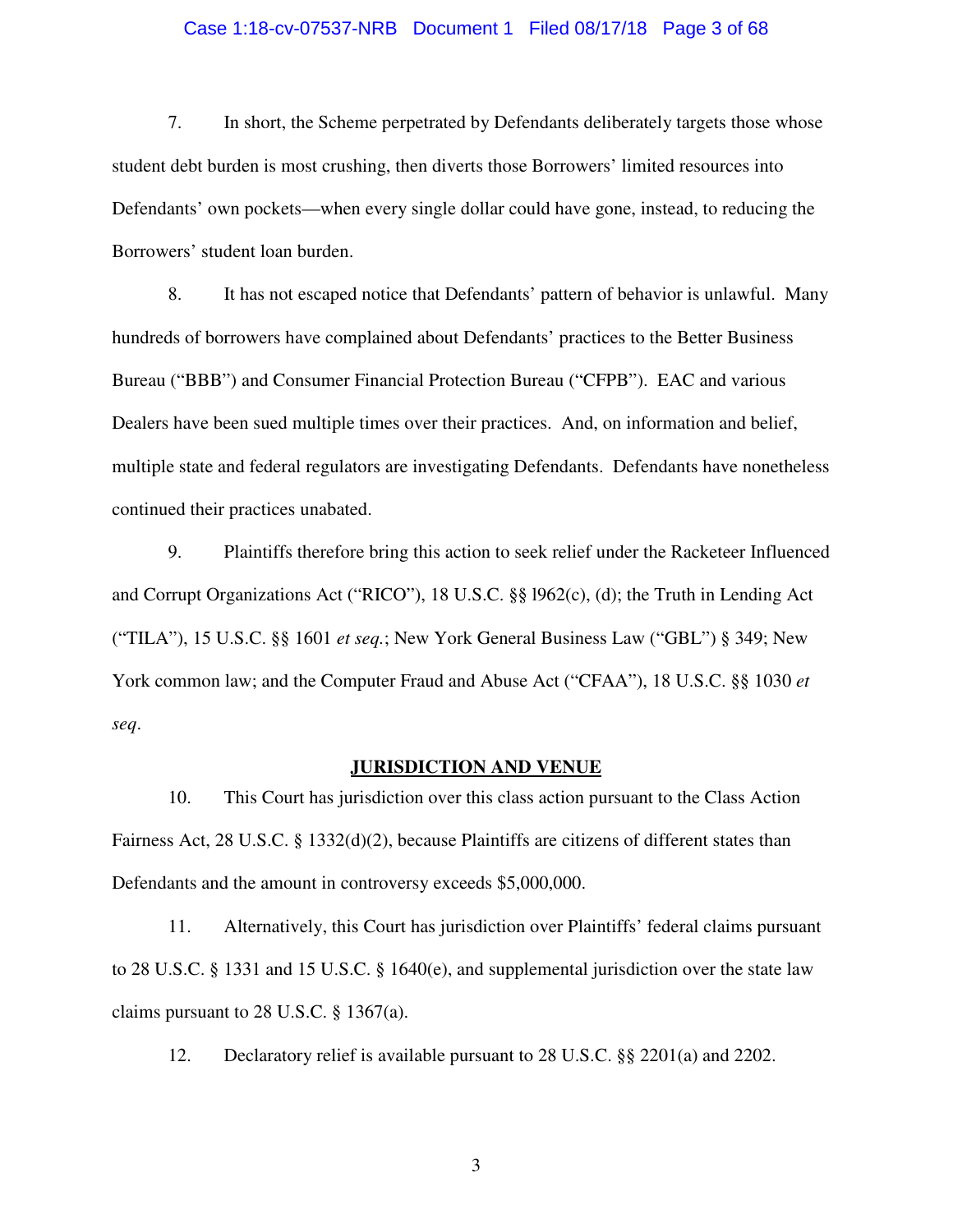7. In short, the Scheme perpetrated by Defendants deliberately targets those whose student debt burden is most crushing, then diverts those Borrowers' limited resources into Defendants' own pockets—when every single dollar could have gone, instead, to reducing the Borrowers' student loan burden.

8. It has not escaped notice that Defendants' pattern of behavior is unlawful. Many hundreds of borrowers have complained about Defendants' practices to the Better Business Bureau ("BBB") and Consumer Financial Protection Bureau ("CFPB"). EAC and various Dealers have been sued multiple times over their practices. And, on information and belief, multiple state and federal regulators are investigating Defendants. Defendants have nonetheless continued their practices unabated.

9. Plaintiffs therefore bring this action to seek relief under the Racketeer Influenced and Corrupt Organizations Act ("RICO"), 18 U.S.C. §§ l962(c), (d); the Truth in Lending Act ("TILA"), 15 U.S.C. §§ 1601 *et seq.*; New York General Business Law ("GBL") § 349; New York common law; and the Computer Fraud and Abuse Act ("CFAA"), 18 U.S.C. §§ 1030 *et seq*.

## JURISDICTION AND VENUE

10. This Court has jurisdiction over this class action pursuant to the Class Action Fairness Act, 28 U.S.C. § 1332(d)(2), because Plaintiffs are citizens of different states than Defendants and the amount in controversy exceeds $5,000,000.

11. Alternatively, this Court has jurisdiction over Plaintiffs' federal claims pursuant to 28 U.S.C. § 1331 and 15 U.S.C. § 1640(e), and supplemental jurisdiction over the state law claims pursuant to 28 U.S.C. § 1367(a).

12. Declaratory relief is available pursuant to 28 U.S.C. §§ 2201(a) and 2202.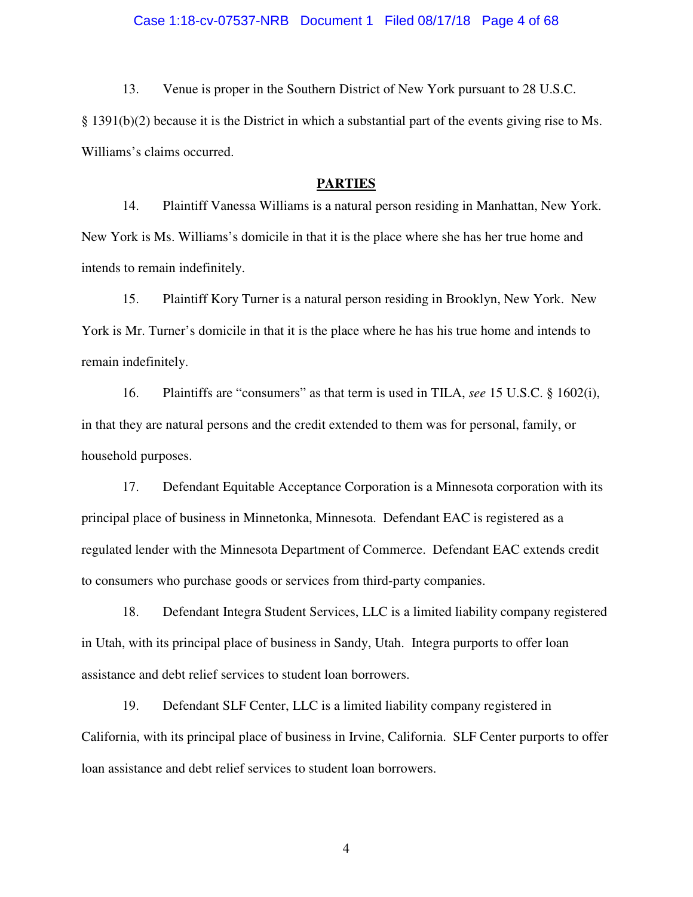13. Venue is proper in the Southern District of New York pursuant to 28 U.S.C. § 1391(b)(2) because it is the District in which a substantial part of the events giving rise to Ms. Williams's claims occurred.

## PARTIES

14. Plaintiff Vanessa Williams is a natural person residing in Manhattan, New York. New York is Ms. Williams's domicile in that it is the place where she has her true home and intends to remain indefinitely.

15. Plaintiff Kory Turner is a natural person residing in Brooklyn, New York. New York is Mr. Turner's domicile in that it is the place where he has his true home and intends to remain indefinitely.

16. Plaintiffs are "consumers" as that term is used in TILA, *see* 15 U.S.C. § 1602(i), in that they are natural persons and the credit extended to them was for personal, family, or household purposes.

17. Defendant Equitable Acceptance Corporation is a Minnesota corporation with its principal place of business in Minnetonka, Minnesota. Defendant EAC is registered as a regulated lender with the Minnesota Department of Commerce. Defendant EAC extends credit to consumers who purchase goods or services from third-party companies.

18. Defendant Integra Student Services, LLC is a limited liability company registered in Utah, with its principal place of business in Sandy, Utah. Integra purports to offer loan assistance and debt relief services to student loan borrowers.

19. Defendant SLF Center, LLC is a limited liability company registered in California, with its principal place of business in Irvine, California. SLF Center purports to offer loan assistance and debt relief services to student loan borrowers.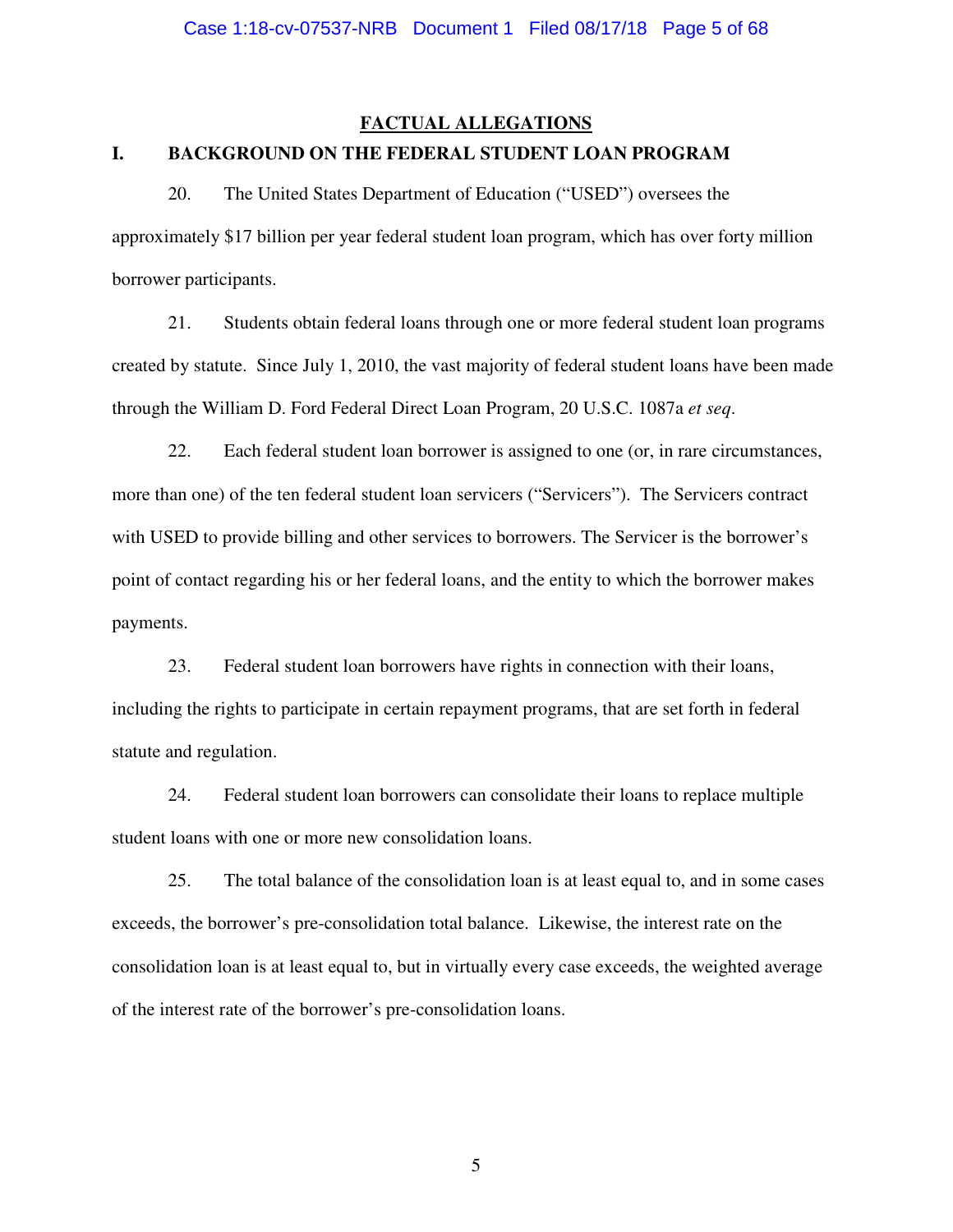## FACTUAL ALLEGATIONS

### I. BACKGROUND ON THE FEDERAL STUDENT LOAN PROGRAM

20. The United States Department of Education ("USED") oversees the approximately $17 billion per year federal student loan program, which has over forty million borrower participants.

21. Students obtain federal loans through one or more federal student loan programs created by statute. Since July 1, 2010, the vast majority of federal student loans have been made through the William D. Ford Federal Direct Loan Program, 20 U.S.C. 1087a *et seq*.

22. Each federal student loan borrower is assigned to one (or, in rare circumstances, more than one) of the ten federal student loan servicers ("Servicers"). The Servicers contract with USED to provide billing and other services to borrowers. The Servicer is the borrower's point of contact regarding his or her federal loans, and the entity to which the borrower makes payments.

23. Federal student loan borrowers have rights in connection with their loans, including the rights to participate in certain repayment programs, that are set forth in federal statute and regulation.

24. Federal student loan borrowers can consolidate their loans to replace multiple student loans with one or more new consolidation loans.

25. The total balance of the consolidation loan is at least equal to, and in some cases exceeds, the borrower's pre-consolidation total balance. Likewise, the interest rate on the consolidation loan is at least equal to, but in virtually every case exceeds, the weighted average of the interest rate of the borrower's pre-consolidation loans.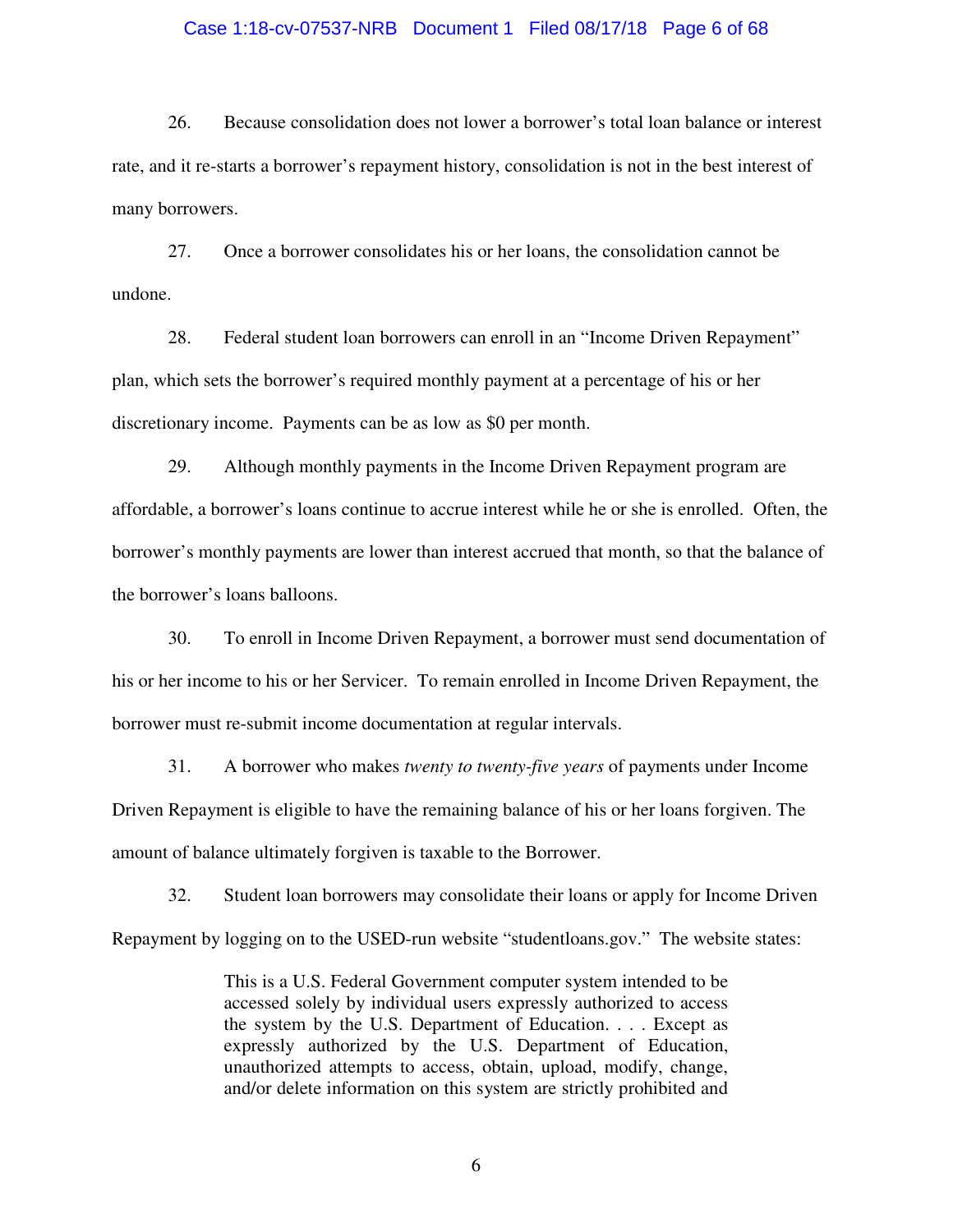26. Because consolidation does not lower a borrower's total loan balance or interest rate, and it re-starts a borrower's repayment history, consolidation is not in the best interest of many borrowers.

27. Once a borrower consolidates his or her loans, the consolidation cannot be undone.

28. Federal student loan borrowers can enroll in an "Income Driven Repayment" plan, which sets the borrower's required monthly payment at a percentage of his or her discretionary income. Payments can be as low as $0 per month.

29. Although monthly payments in the Income Driven Repayment program are affordable, a borrower's loans continue to accrue interest while he or she is enrolled. Often, the borrower's monthly payments are lower than interest accrued that month, so that the balance of the borrower's loans balloons.

30. To enroll in Income Driven Repayment, a borrower must send documentation of his or her income to his or her Servicer. To remain enrolled in Income Driven Repayment, the borrower must re-submit income documentation at regular intervals.

31. A borrower who makes *twenty to twenty-five years* of payments under Income Driven Repayment is eligible to have the remaining balance of his or her loans forgiven. The amount of balance ultimately forgiven is taxable to the Borrower.

32. Student loan borrowers may consolidate their loans or apply for Income Driven Repayment by logging on to the USED-run website "studentloans.gov." The website states:

> This is a U.S. Federal Government computer system intended to be accessed solely by individual users expressly authorized to access the system by the U.S. Department of Education. . . . Except as expressly authorized by the U.S. Department of Education, unauthorized attempts to access, obtain, upload, modify, change, and/or delete information on this system are strictly prohibited and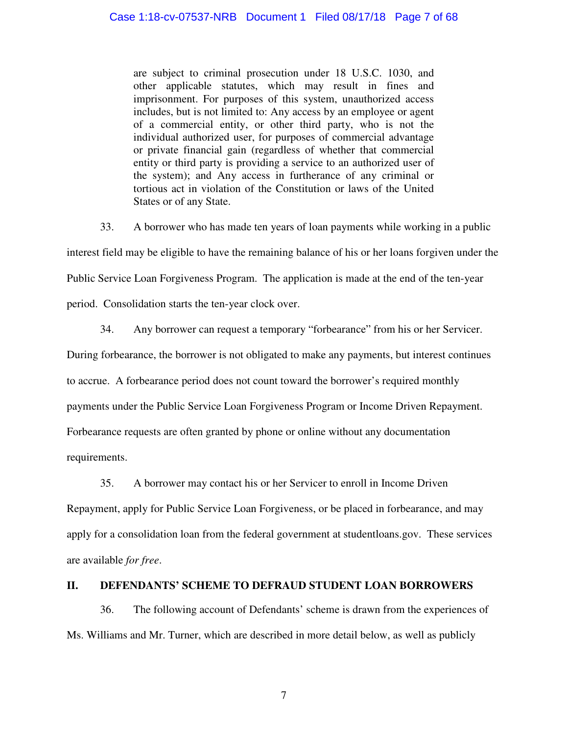> are subject to criminal prosecution under 18 U.S.C. 1030, and other applicable statutes, which may result in fines and imprisonment. For purposes of this system, unauthorized access includes, but is not limited to: Any access by an employee or agent of a commercial entity, or other third party, who is not the individual authorized user, for purposes of commercial advantage or private financial gain (regardless of whether that commercial entity or third party is providing a service to an authorized user of the system); and Any access in furtherance of any criminal or tortious act in violation of the Constitution or laws of the United States or of any State.

33. A borrower who has made ten years of loan payments while working in a public interest field may be eligible to have the remaining balance of his or her loans forgiven under the Public Service Loan Forgiveness Program. The application is made at the end of the ten-year period. Consolidation starts the ten-year clock over.

34. Any borrower can request a temporary "forbearance" from his or her Servicer. During forbearance, the borrower is not obligated to make any payments, but interest continues to accrue. A forbearance period does not count toward the borrower's required monthly payments under the Public Service Loan Forgiveness Program or Income Driven Repayment. Forbearance requests are often granted by phone or online without any documentation requirements.

35. A borrower may contact his or her Servicer to enroll in Income Driven Repayment, apply for Public Service Loan Forgiveness, or be placed in forbearance, and may apply for a consolidation loan from the federal government at studentloans.gov. These services are available *for free*.

## II. DEFENDANTS' SCHEME TO DEFRAUD STUDENT LOAN BORROWERS

36. The following account of Defendants' scheme is drawn from the experiences of Ms. Williams and Mr. Turner, which are described in more detail below, as well as publicly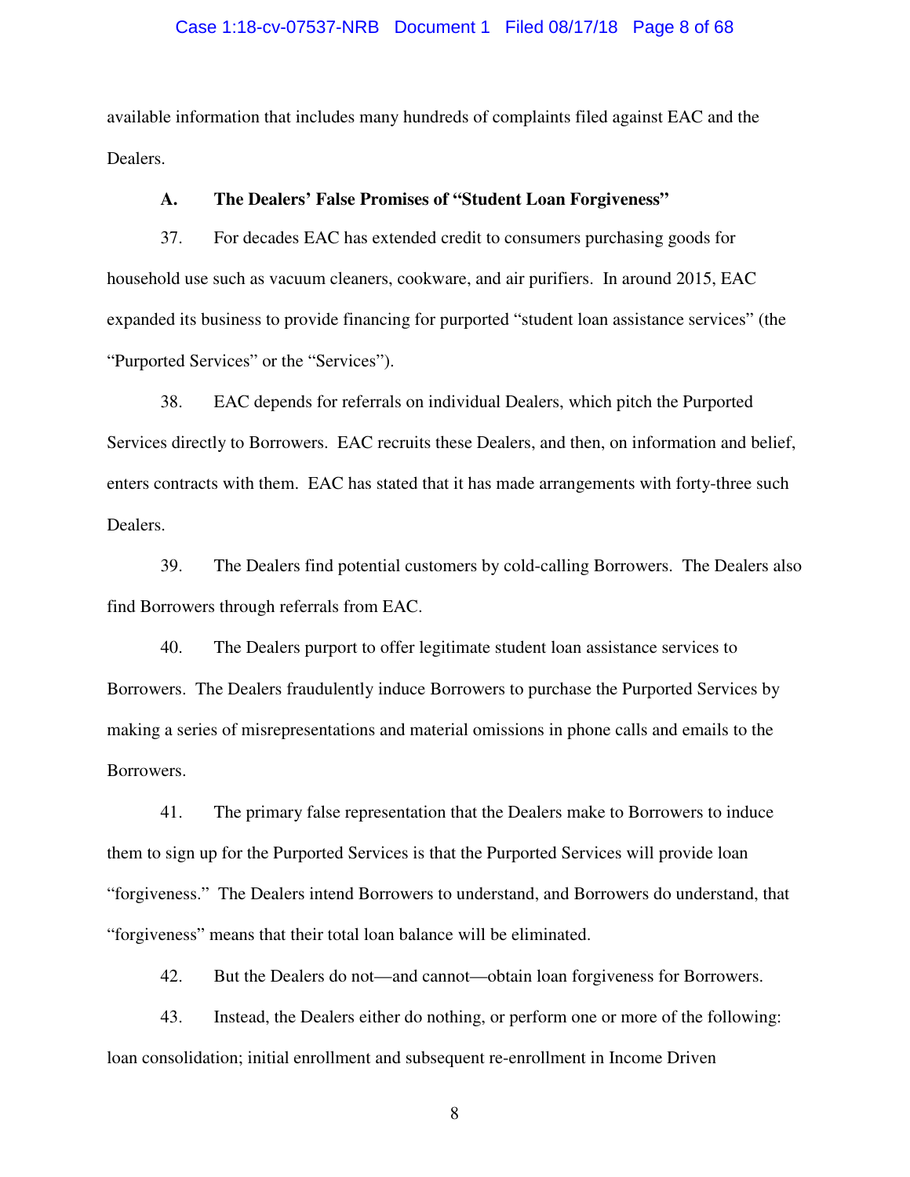available information that includes many hundreds of complaints filed against EAC and the Dealers.

### A. The Dealers' False Promises of "Student Loan Forgiveness"

37. For decades EAC has extended credit to consumers purchasing goods for household use such as vacuum cleaners, cookware, and air purifiers. In around 2015, EAC expanded its business to provide financing for purported "student loan assistance services" (the "Purported Services" or the "Services").

38. EAC depends for referrals on individual Dealers, which pitch the Purported Services directly to Borrowers. EAC recruits these Dealers, and then, on information and belief, enters contracts with them. EAC has stated that it has made arrangements with forty-three such Dealers.

39. The Dealers find potential customers by cold-calling Borrowers. The Dealers also find Borrowers through referrals from EAC.

40. The Dealers purport to offer legitimate student loan assistance services to Borrowers. The Dealers fraudulently induce Borrowers to purchase the Purported Services by making a series of misrepresentations and material omissions in phone calls and emails to the Borrowers.

41. The primary false representation that the Dealers make to Borrowers to induce them to sign up for the Purported Services is that the Purported Services will provide loan "forgiveness." The Dealers intend Borrowers to understand, and Borrowers do understand, that "forgiveness" means that their total loan balance will be eliminated.

42. But the Dealers do not—and cannot—obtain loan forgiveness for Borrowers.

43. Instead, the Dealers either do nothing, or perform one or more of the following: loan consolidation; initial enrollment and subsequent re-enrollment in Income Driven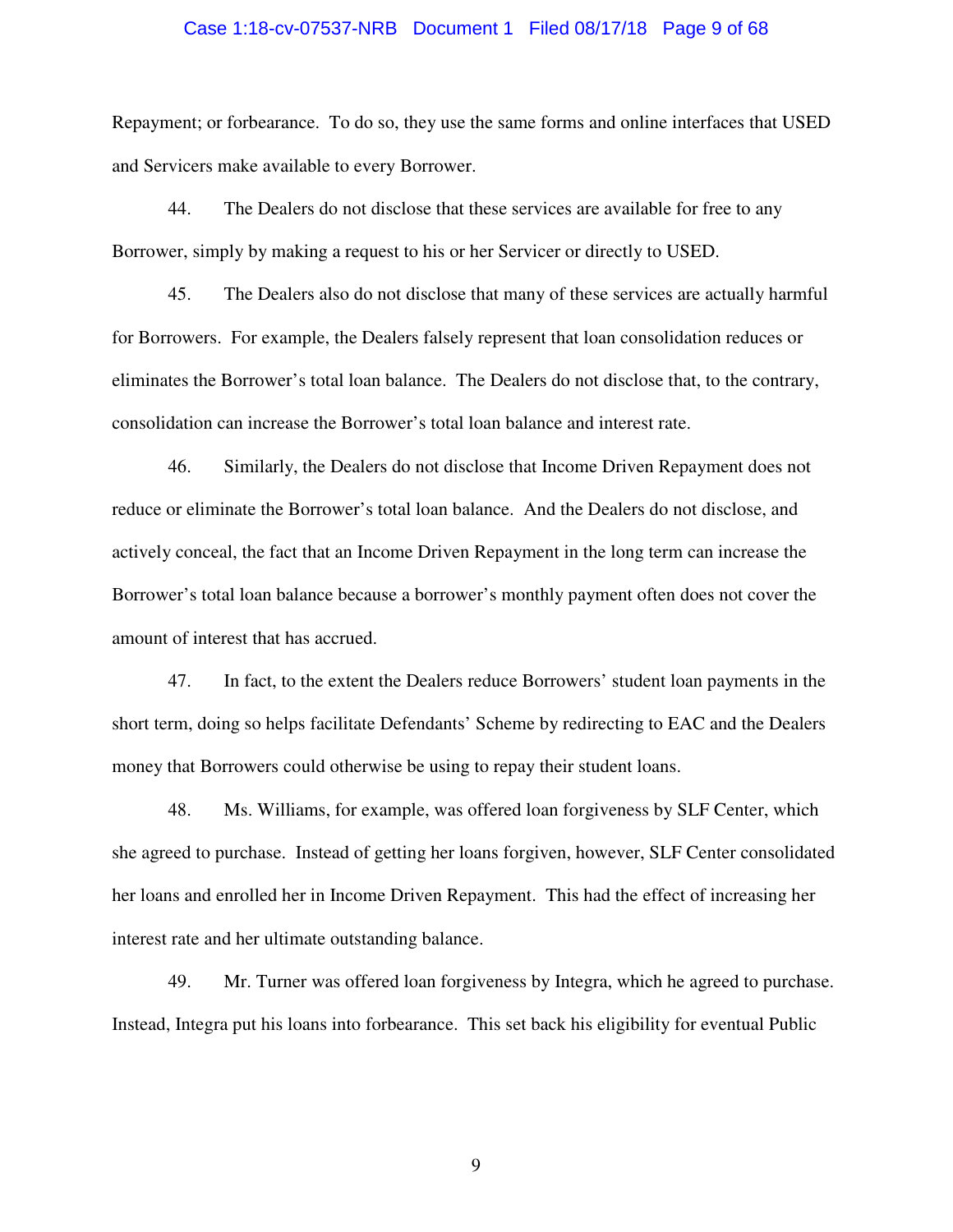Repayment; or forbearance. To do so, they use the same forms and online interfaces that USED and Servicers make available to every Borrower.

44. The Dealers do not disclose that these services are available for free to any Borrower, simply by making a request to his or her Servicer or directly to USED.

45. The Dealers also do not disclose that many of these services are actually harmful for Borrowers. For example, the Dealers falsely represent that loan consolidation reduces or eliminates the Borrower's total loan balance. The Dealers do not disclose that, to the contrary, consolidation can increase the Borrower's total loan balance and interest rate.

46. Similarly, the Dealers do not disclose that Income Driven Repayment does not reduce or eliminate the Borrower's total loan balance. And the Dealers do not disclose, and actively conceal, the fact that an Income Driven Repayment in the long term can increase the Borrower's total loan balance because a borrower's monthly payment often does not cover the amount of interest that has accrued.

47. In fact, to the extent the Dealers reduce Borrowers' student loan payments in the short term, doing so helps facilitate Defendants' Scheme by redirecting to EAC and the Dealers money that Borrowers could otherwise be using to repay their student loans.

48. Ms. Williams, for example, was offered loan forgiveness by SLF Center, which she agreed to purchase. Instead of getting her loans forgiven, however, SLF Center consolidated her loans and enrolled her in Income Driven Repayment. This had the effect of increasing her interest rate and her ultimate outstanding balance.

49. Mr. Turner was offered loan forgiveness by Integra, which he agreed to purchase. Instead, Integra put his loans into forbearance. This set back his eligibility for eventual Public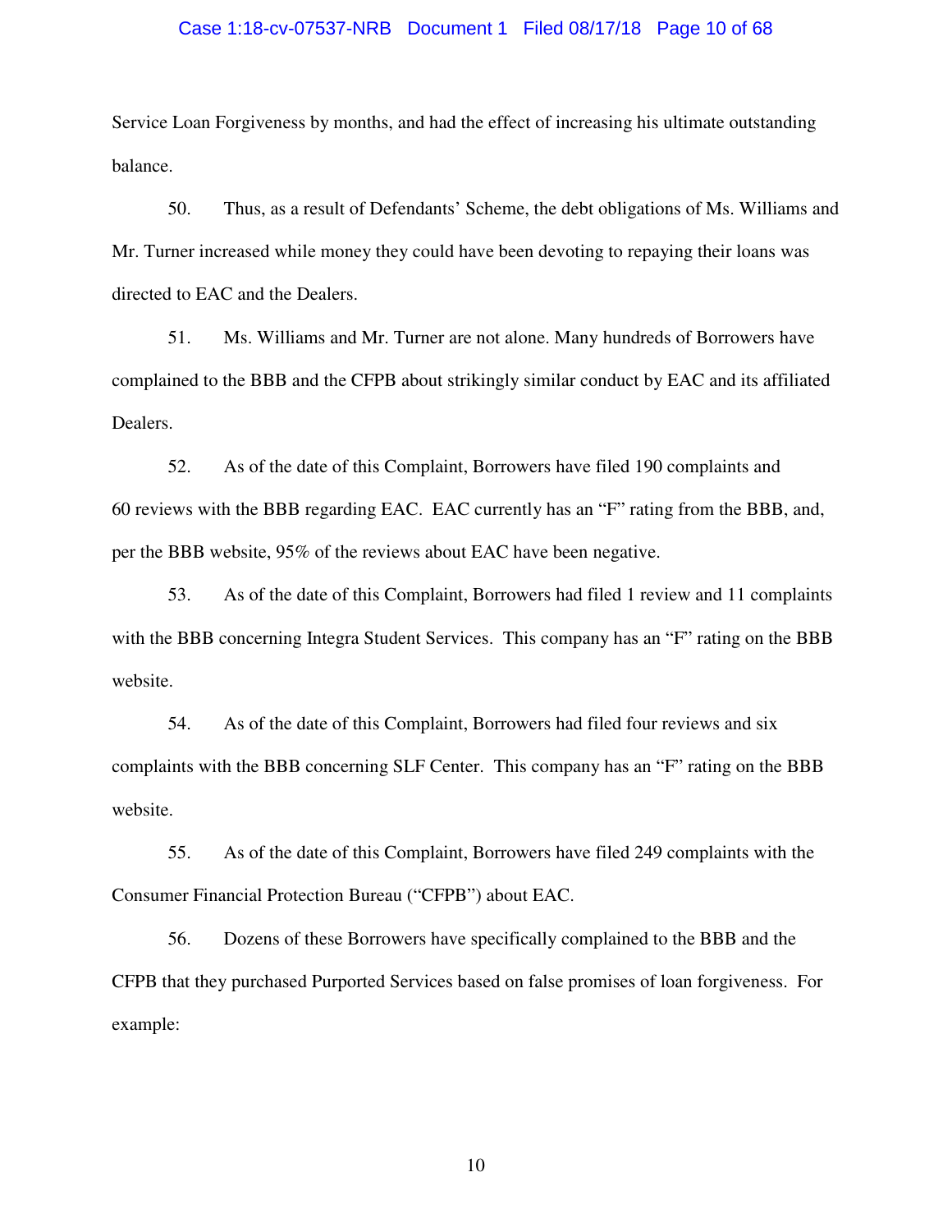Service Loan Forgiveness by months, and had the effect of increasing his ultimate outstanding balance.

50. Thus, as a result of Defendants' Scheme, the debt obligations of Ms. Williams and Mr. Turner increased while money they could have been devoting to repaying their loans was directed to EAC and the Dealers.

51. Ms. Williams and Mr. Turner are not alone. Many hundreds of Borrowers have complained to the BBB and the CFPB about strikingly similar conduct by EAC and its affiliated Dealers.

52. As of the date of this Complaint, Borrowers have filed 190 complaints and 60 reviews with the BBB regarding EAC. EAC currently has an "F" rating from the BBB, and, per the BBB website, 95% of the reviews about EAC have been negative.

53. As of the date of this Complaint, Borrowers had filed 1 review and 11 complaints with the BBB concerning Integra Student Services. This company has an "F" rating on the BBB website.

54. As of the date of this Complaint, Borrowers had filed four reviews and six complaints with the BBB concerning SLF Center. This company has an "F" rating on the BBB website.

55. As of the date of this Complaint, Borrowers have filed 249 complaints with the Consumer Financial Protection Bureau ("CFPB") about EAC.

56. Dozens of these Borrowers have specifically complained to the BBB and the CFPB that they purchased Purported Services based on false promises of loan forgiveness. For example: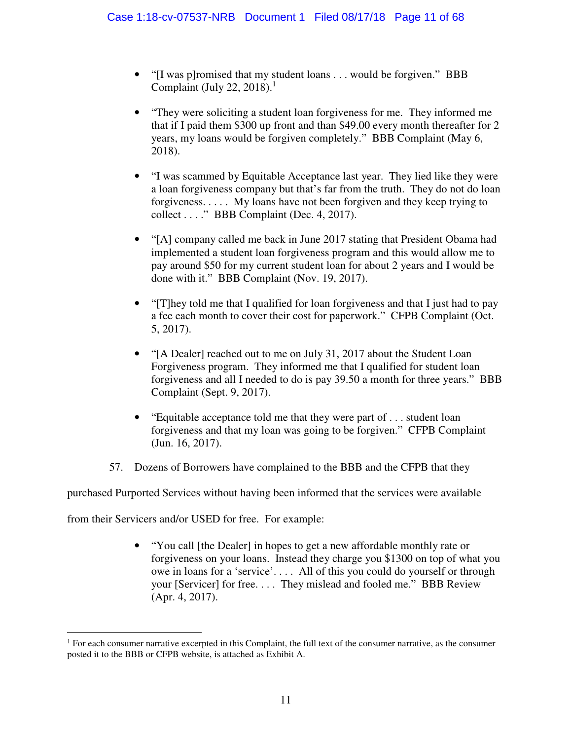- "[I was p]romised that my student loans . . . would be forgiven." BBB Complaint (July 22, 2018).[1]

- "They were soliciting a student loan forgiveness for me. They informed me that if I paid them $300 up front and than $49.00 every month thereafter for 2 years, my loans would be forgiven completely." BBB Complaint (May 6, 2018).

- "I was scammed by Equitable Acceptance last year. They lied like they were a loan forgiveness company but that's far from the truth. They do not do loan forgiveness. . . . . My loans have not been forgiven and they keep trying to collect . . . ." BBB Complaint (Dec. 4, 2017).

- "[A] company called me back in June 2017 stating that President Obama had implemented a student loan forgiveness program and this would allow me to pay around $50 for my current student loan for about 2 years and I would be done with it." BBB Complaint (Nov. 19, 2017).

- "[T]hey told me that I qualified for loan forgiveness and that I just had to pay a fee each month to cover their cost for paperwork." CFPB Complaint (Oct. 5, 2017).

- "[A Dealer] reached out to me on July 31, 2017 about the Student Loan Forgiveness program. They informed me that I qualified for student loan forgiveness and all I needed to do is pay 39.50 a month for three years." BBB Complaint (Sept. 9, 2017).

- "Equitable acceptance told me that they were part of . . . student loan forgiveness and that my loan was going to be forgiven." CFPB Complaint (Jun. 16, 2017).

57. Dozens of Borrowers have complained to the BBB and the CFPB that they purchased Purported Services without having been informed that the services were available from their Servicers and/or USED for free. For example:

- "You call [the Dealer] in hopes to get a new affordable monthly rate or forgiveness on your loans. Instead they charge you $1300 on top of what you owe in loans for a 'service'. . . . All of this you could do yourself or through your [Servicer] for free. . . . They mislead and fooled me." BBB Review (Apr. 4, 2017).

---

[1] For each consumer narrative excerpted in this Complaint, the full text of the consumer narrative, as the consumer posted it to the BBB or CFPB website, is attached as Exhibit A.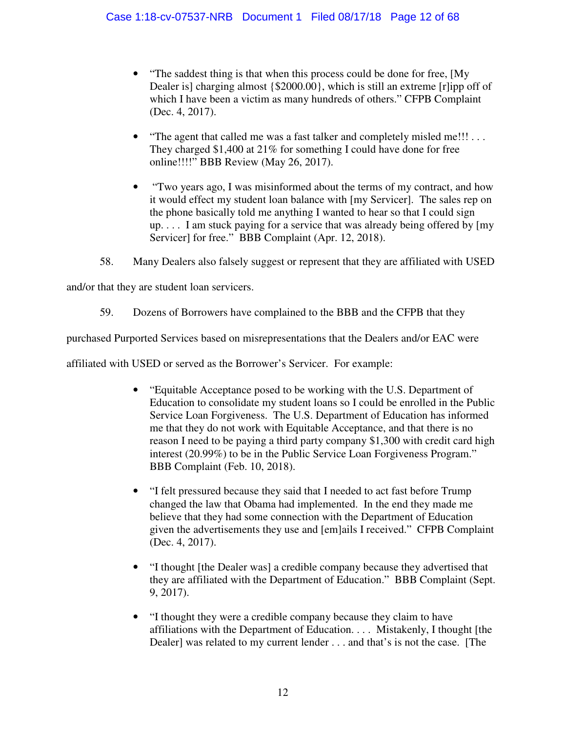- "The saddest thing is that when this process could be done for free, [My Dealer is] charging almost {$2000.00}, which is still an extreme [r]ipp off of which I have been a victim as many hundreds of others." CFPB Complaint (Dec. 4, 2017).

- "The agent that called me was a fast talker and completely misled me!!! . . . They charged $1,400 at 21% for something I could have done for free online!!!!" BBB Review (May 26, 2017).

- "Two years ago, I was misinformed about the terms of my contract, and how it would effect my student loan balance with [my Servicer]. The sales rep on the phone basically told me anything I wanted to hear so that I could sign up. . . . I am stuck paying for a service that was already being offered by [my Servicer] for free." BBB Complaint (Apr. 12, 2018).

58. Many Dealers also falsely suggest or represent that they are affiliated with USED and/or that they are student loan servicers.

59. Dozens of Borrowers have complained to the BBB and the CFPB that they purchased Purported Services based on misrepresentations that the Dealers and/or EAC were affiliated with USED or served as the Borrower's Servicer. For example:

- "Equitable Acceptance posed to be working with the U.S. Department of Education to consolidate my student loans so I could be enrolled in the Public Service Loan Forgiveness. The U.S. Department of Education has informed me that they do not work with Equitable Acceptance, and that there is no reason I need to be paying a third party company $1,300 with credit card high interest (20.99%) to be in the Public Service Loan Forgiveness Program." BBB Complaint (Feb. 10, 2018).

- "I felt pressured because they said that I needed to act fast before Trump changed the law that Obama had implemented. In the end they made me believe that they had some connection with the Department of Education given the advertisements they use and [em]ails I received." CFPB Complaint (Dec. 4, 2017).

- "I thought [the Dealer was] a credible company because they advertised that they are affiliated with the Department of Education." BBB Complaint (Sept. 9, 2017).

- "I thought they were a credible company because they claim to have affiliations with the Department of Education. . . . Mistakenly, I thought [the Dealer] was related to my current lender . . . and that's is not the case. [The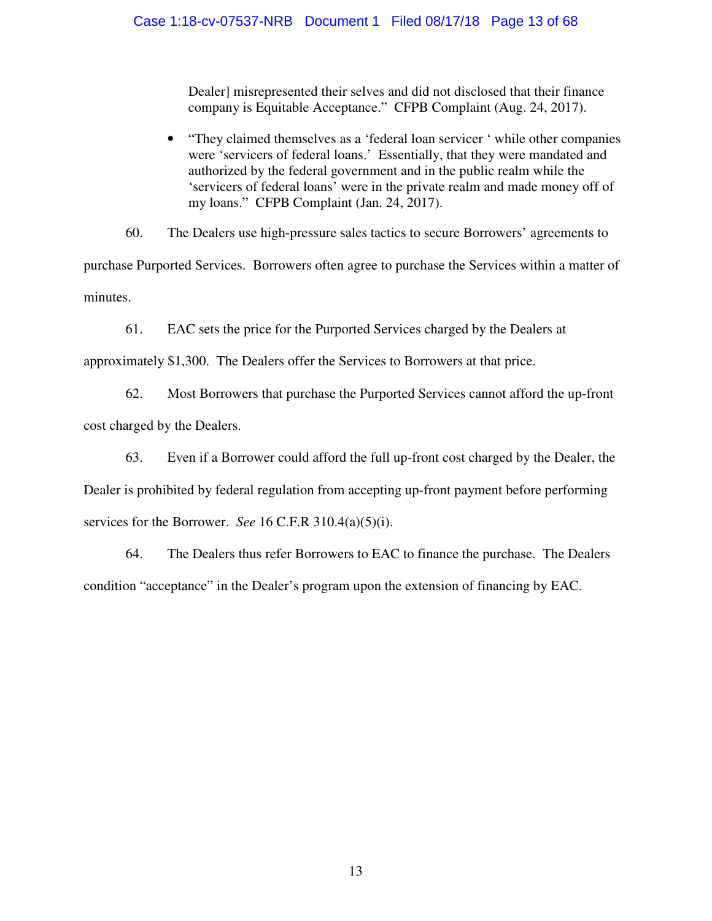Dealer] misrepresented their selves and did not disclosed that their finance company is Equitable Acceptance." CFPB Complaint (Aug. 24, 2017).

- "They claimed themselves as a 'federal loan servicer ' while other companies were 'servicers of federal loans.' Essentially, that they were mandated and authorized by the federal government and in the public realm while the 'servicers of federal loans' were in the private realm and made money off of my loans." CFPB Complaint (Jan. 24, 2017).

60. The Dealers use high-pressure sales tactics to secure Borrowers' agreements to purchase Purported Services. Borrowers often agree to purchase the Services within a matter of minutes.

61. EAC sets the price for the Purported Services charged by the Dealers at approximately $1,300. The Dealers offer the Services to Borrowers at that price.

62. Most Borrowers that purchase the Purported Services cannot afford the up-front cost charged by the Dealers.

63. Even if a Borrower could afford the full up-front cost charged by the Dealer, the Dealer is prohibited by federal regulation from accepting up-front payment before performing services for the Borrower. *See* 16 C.F.R 310.4(a)(5)(i).

64. The Dealers thus refer Borrowers to EAC to finance the purchase. The Dealers condition "acceptance" in the Dealer's program upon the extension of financing by EAC.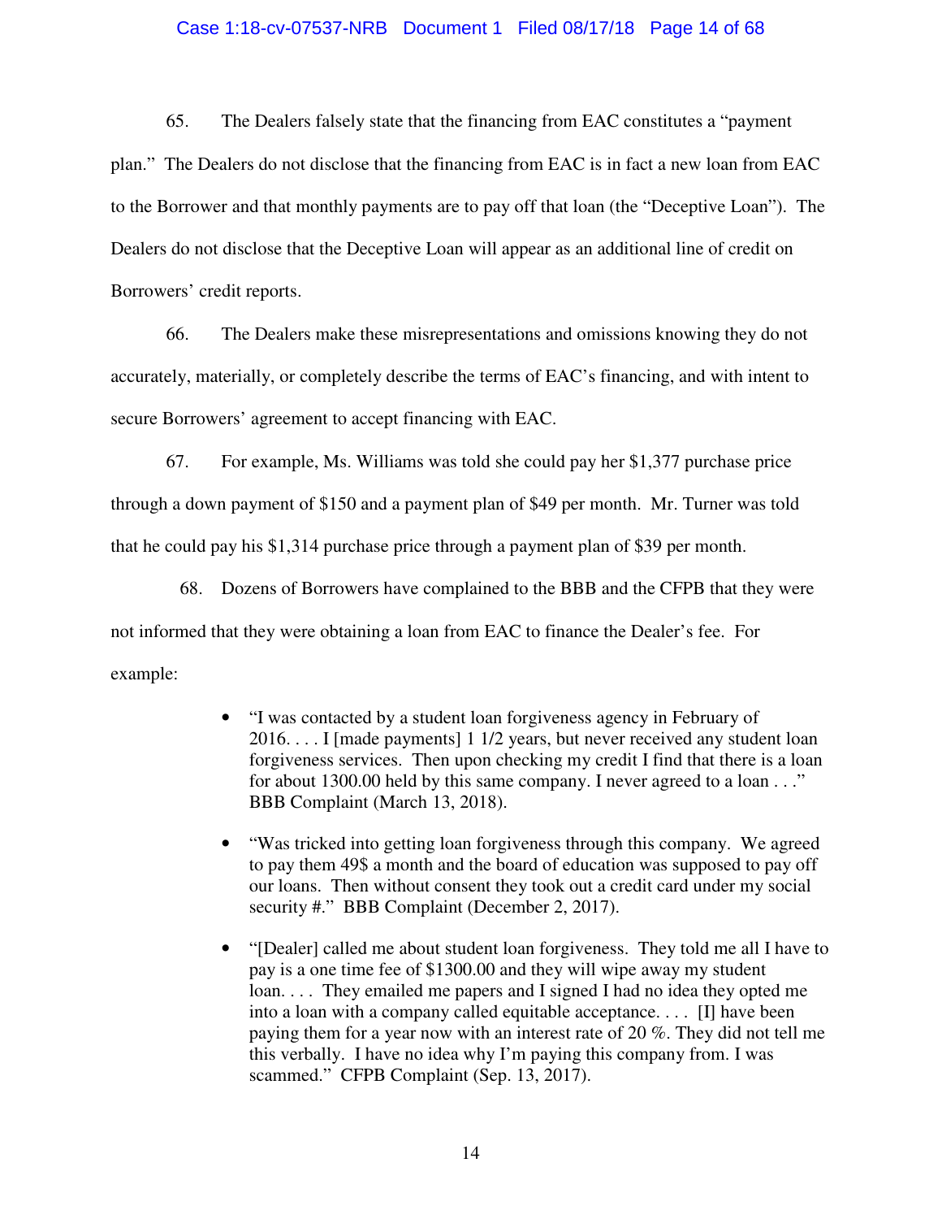65. The Dealers falsely state that the financing from EAC constitutes a "payment plan." The Dealers do not disclose that the financing from EAC is in fact a new loan from EAC to the Borrower and that monthly payments are to pay off that loan (the "Deceptive Loan"). The Dealers do not disclose that the Deceptive Loan will appear as an additional line of credit on Borrowers' credit reports.

66. The Dealers make these misrepresentations and omissions knowing they do not accurately, materially, or completely describe the terms of EAC's financing, and with intent to secure Borrowers' agreement to accept financing with EAC.

67. For example, Ms. Williams was told she could pay her $1,377 purchase price through a down payment of $150 and a payment plan of $49 per month. Mr. Turner was told that he could pay his $1,314 purchase price through a payment plan of $39 per month.

68. Dozens of Borrowers have complained to the BBB and the CFPB that they were not informed that they were obtaining a loan from EAC to finance the Dealer's fee. For example:

- "I was contacted by a student loan forgiveness agency in February of 2016. . . . I [made payments] 1 1/2 years, but never received any student loan forgiveness services. Then upon checking my credit I find that there is a loan for about 1300.00 held by this same company. I never agreed to a loan . . ." BBB Complaint (March 13, 2018).

- "Was tricked into getting loan forgiveness through this company. We agreed to pay them 49$ a month and the board of education was supposed to pay off our loans. Then without consent they took out a credit card under my social security #." BBB Complaint (December 2, 2017).

- "[Dealer] called me about student loan forgiveness. They told me all I have to pay is a one time fee of $1300.00 and they will wipe away my student loan. . . . They emailed me papers and I signed I had no idea they opted me into a loan with a company called equitable acceptance. . . . [I] have been paying them for a year now with an interest rate of 20 %. They did not tell me this verbally. I have no idea why I'm paying this company from. I was scammed." CFPB Complaint (Sep. 13, 2017).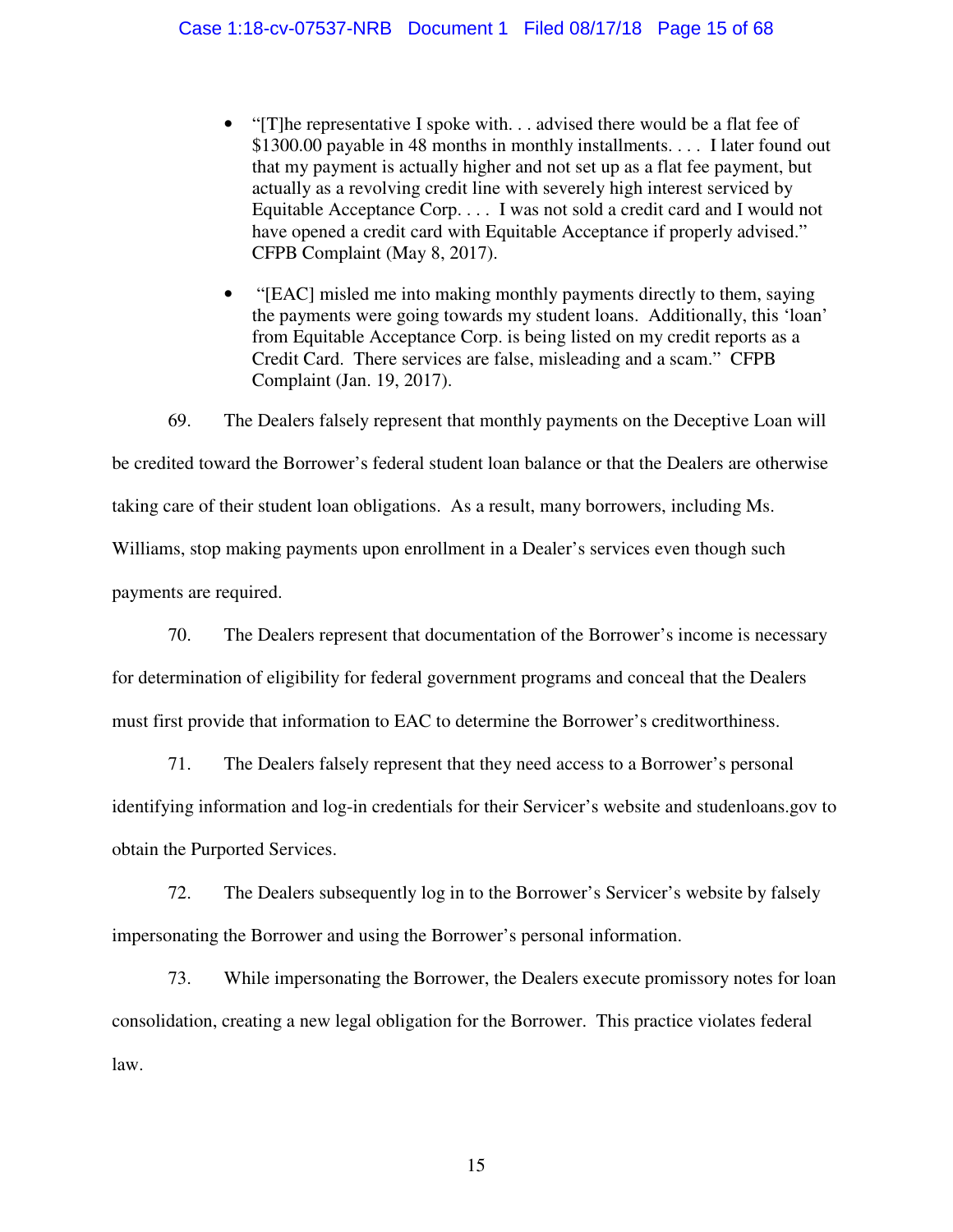- "[T]he representative I spoke with. . . advised there would be a flat fee of $1300.00 payable in 48 months in monthly installments. . . . I later found out that my payment is actually higher and not set up as a flat fee payment, but actually as a revolving credit line with severely high interest serviced by Equitable Acceptance Corp. . . . I was not sold a credit card and I would not have opened a credit card with Equitable Acceptance if properly advised." CFPB Complaint (May 8, 2017).

- "[EAC] misled me into making monthly payments directly to them, saying the payments were going towards my student loans. Additionally, this 'loan' from Equitable Acceptance Corp. is being listed on my credit reports as a Credit Card. There services are false, misleading and a scam." CFPB Complaint (Jan. 19, 2017).

69. The Dealers falsely represent that monthly payments on the Deceptive Loan will be credited toward the Borrower's federal student loan balance or that the Dealers are otherwise taking care of their student loan obligations. As a result, many borrowers, including Ms. Williams, stop making payments upon enrollment in a Dealer's services even though such payments are required.

70. The Dealers represent that documentation of the Borrower's income is necessary for determination of eligibility for federal government programs and conceal that the Dealers must first provide that information to EAC to determine the Borrower's creditworthiness.

71. The Dealers falsely represent that they need access to a Borrower's personal identifying information and log-in credentials for their Servicer's website and studenloans.gov to obtain the Purported Services.

72. The Dealers subsequently log in to the Borrower's Servicer's website by falsely impersonating the Borrower and using the Borrower's personal information.

73. While impersonating the Borrower, the Dealers execute promissory notes for loan consolidation, creating a new legal obligation for the Borrower. This practice violates federal law.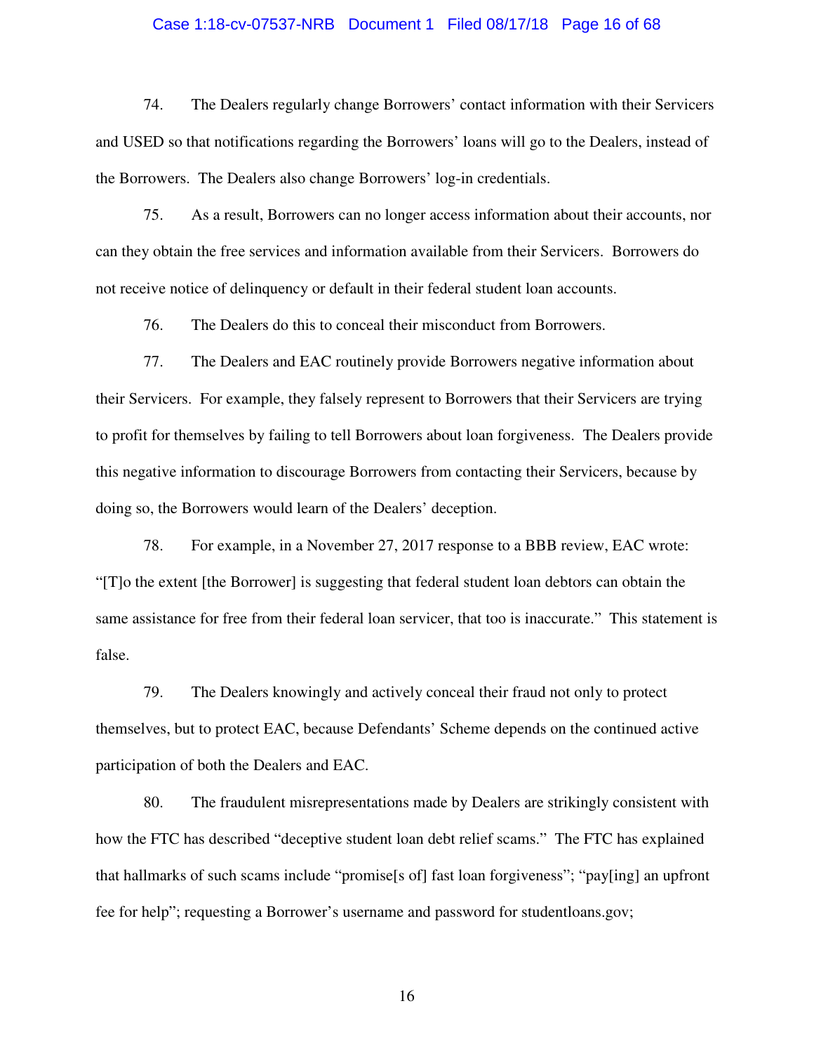74. The Dealers regularly change Borrowers' contact information with their Servicers and USED so that notifications regarding the Borrowers' loans will go to the Dealers, instead of the Borrowers. The Dealers also change Borrowers' log-in credentials.

75. As a result, Borrowers can no longer access information about their accounts, nor can they obtain the free services and information available from their Servicers. Borrowers do not receive notice of delinquency or default in their federal student loan accounts.

76. The Dealers do this to conceal their misconduct from Borrowers.

77. The Dealers and EAC routinely provide Borrowers negative information about their Servicers. For example, they falsely represent to Borrowers that their Servicers are trying to profit for themselves by failing to tell Borrowers about loan forgiveness. The Dealers provide this negative information to discourage Borrowers from contacting their Servicers, because by doing so, the Borrowers would learn of the Dealers' deception.

78. For example, in a November 27, 2017 response to a BBB review, EAC wrote: "[T]o the extent [the Borrower] is suggesting that federal student loan debtors can obtain the same assistance for free from their federal loan servicer, that too is inaccurate." This statement is false.

79. The Dealers knowingly and actively conceal their fraud not only to protect themselves, but to protect EAC, because Defendants' Scheme depends on the continued active participation of both the Dealers and EAC.

80. The fraudulent misrepresentations made by Dealers are strikingly consistent with how the FTC has described "deceptive student loan debt relief scams." The FTC has explained that hallmarks of such scams include "promise[s of] fast loan forgiveness"; "pay[ing] an upfront fee for help"; requesting a Borrower's username and password for studentloans.gov;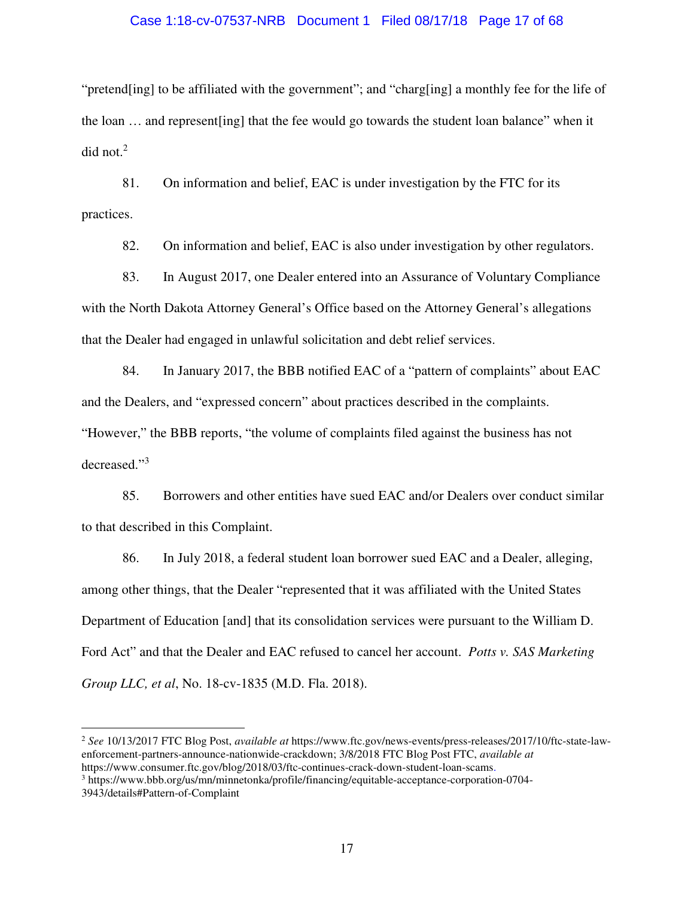"pretend[ing] to be affiliated with the government"; and "charg[ing] a monthly fee for the life of the loan … and represent[ing] that the fee would go towards the student loan balance" when it did not.[2]

81. On information and belief, EAC is under investigation by the FTC for its practices.

82. On information and belief, EAC is also under investigation by other regulators.

83. In August 2017, one Dealer entered into an Assurance of Voluntary Compliance with the North Dakota Attorney General's Office based on the Attorney General's allegations that the Dealer had engaged in unlawful solicitation and debt relief services.

84. In January 2017, the BBB notified EAC of a "pattern of complaints" about EAC and the Dealers, and "expressed concern" about practices described in the complaints. "However," the BBB reports, "the volume of complaints filed against the business has not decreased."[3]

85. Borrowers and other entities have sued EAC and/or Dealers over conduct similar to that described in this Complaint.

86. In July 2018, a federal student loan borrower sued EAC and a Dealer, alleging, among other things, that the Dealer "represented that it was affiliated with the United States Department of Education [and] that its consolidation services were pursuant to the William D. Ford Act" and that the Dealer and EAC refused to cancel her account. *Potts v. SAS Marketing Group LLC, et al*, No. 18-cv-1835 (M.D. Fla. 2018).

---

[2] *See* 10/13/2017 FTC Blog Post, *available at* https://www.ftc.gov/news-events/press-releases/2017/10/ftc-state-law-enforcement-partners-announce-nationwide-crackdown; 3/8/2018 FTC Blog Post FTC, *available at* https://www.consumer.ftc.gov/blog/2018/03/ftc-continues-crack-down-student-loan-scams.

[3] https://www.bbb.org/us/mn/minnetonka/profile/financing/equitable-acceptance-corporation-0704-3943/details#Pattern-of-Complaint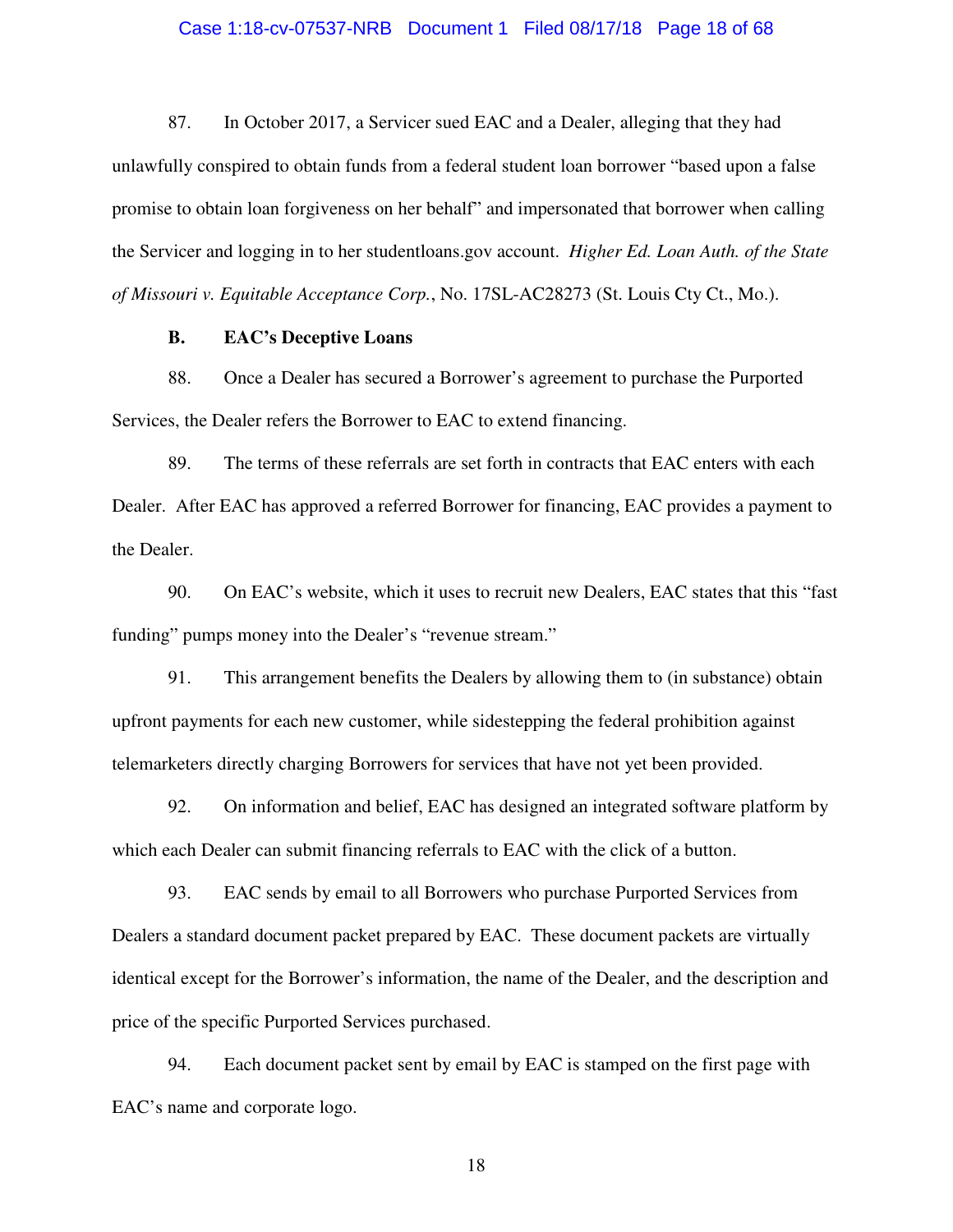87. In October 2017, a Servicer sued EAC and a Dealer, alleging that they had unlawfully conspired to obtain funds from a federal student loan borrower "based upon a false promise to obtain loan forgiveness on her behalf" and impersonated that borrower when calling the Servicer and logging in to her studentloans.gov account. *Higher Ed. Loan Auth. of the State of Missouri v. Equitable Acceptance Corp.*, No. 17SL-AC28273 (St. Louis Cty Ct., Mo.).

### B. EAC's Deceptive Loans

88. Once a Dealer has secured a Borrower's agreement to purchase the Purported Services, the Dealer refers the Borrower to EAC to extend financing.

89. The terms of these referrals are set forth in contracts that EAC enters with each Dealer. After EAC has approved a referred Borrower for financing, EAC provides a payment to the Dealer.

90. On EAC's website, which it uses to recruit new Dealers, EAC states that this "fast funding" pumps money into the Dealer's "revenue stream."

91. This arrangement benefits the Dealers by allowing them to (in substance) obtain upfront payments for each new customer, while sidestepping the federal prohibition against telemarketers directly charging Borrowers for services that have not yet been provided.

92. On information and belief, EAC has designed an integrated software platform by which each Dealer can submit financing referrals to EAC with the click of a button.

93. EAC sends by email to all Borrowers who purchase Purported Services from Dealers a standard document packet prepared by EAC. These document packets are virtually identical except for the Borrower's information, the name of the Dealer, and the description and price of the specific Purported Services purchased.

94. Each document packet sent by email by EAC is stamped on the first page with EAC's name and corporate logo.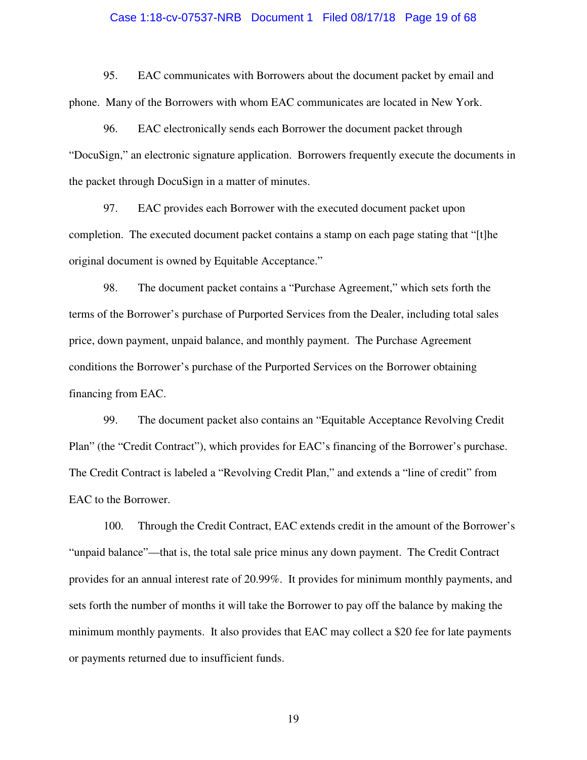95. EAC communicates with Borrowers about the document packet by email and phone. Many of the Borrowers with whom EAC communicates are located in New York.

96. EAC electronically sends each Borrower the document packet through "DocuSign," an electronic signature application. Borrowers frequently execute the documents in the packet through DocuSign in a matter of minutes.

97. EAC provides each Borrower with the executed document packet upon completion. The executed document packet contains a stamp on each page stating that "[t]he original document is owned by Equitable Acceptance."

98. The document packet contains a "Purchase Agreement," which sets forth the terms of the Borrower's purchase of Purported Services from the Dealer, including total sales price, down payment, unpaid balance, and monthly payment. The Purchase Agreement conditions the Borrower's purchase of the Purported Services on the Borrower obtaining financing from EAC.

99. The document packet also contains an "Equitable Acceptance Revolving Credit Plan" (the "Credit Contract"), which provides for EAC's financing of the Borrower's purchase. The Credit Contract is labeled a "Revolving Credit Plan," and extends a "line of credit" from EAC to the Borrower.

100. Through the Credit Contract, EAC extends credit in the amount of the Borrower's "unpaid balance"—that is, the total sale price minus any down payment. The Credit Contract provides for an annual interest rate of 20.99%. It provides for minimum monthly payments, and sets forth the number of months it will take the Borrower to pay off the balance by making the minimum monthly payments. It also provides that EAC may collect a $20 fee for late payments or payments returned due to insufficient funds.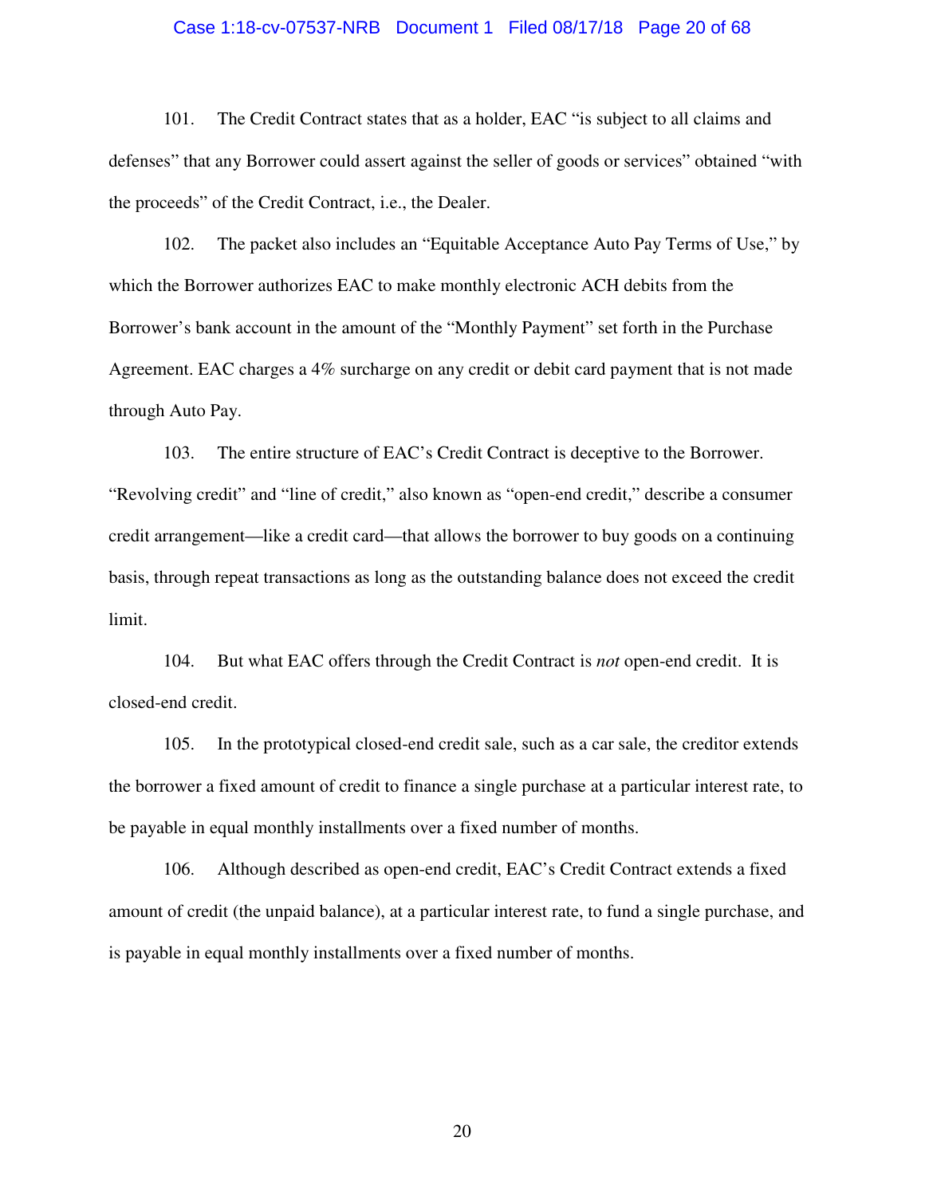101. The Credit Contract states that as a holder, EAC "is subject to all claims and defenses" that any Borrower could assert against the seller of goods or services" obtained "with the proceeds" of the Credit Contract, i.e., the Dealer.

102. The packet also includes an "Equitable Acceptance Auto Pay Terms of Use," by which the Borrower authorizes EAC to make monthly electronic ACH debits from the Borrower's bank account in the amount of the "Monthly Payment" set forth in the Purchase Agreement. EAC charges a 4% surcharge on any credit or debit card payment that is not made through Auto Pay.

103. The entire structure of EAC's Credit Contract is deceptive to the Borrower. "Revolving credit" and "line of credit," also known as "open-end credit," describe a consumer credit arrangement—like a credit card—that allows the borrower to buy goods on a continuing basis, through repeat transactions as long as the outstanding balance does not exceed the credit limit.

104. But what EAC offers through the Credit Contract is *not* open-end credit. It is closed-end credit.

105. In the prototypical closed-end credit sale, such as a car sale, the creditor extends the borrower a fixed amount of credit to finance a single purchase at a particular interest rate, to be payable in equal monthly installments over a fixed number of months.

106. Although described as open-end credit, EAC's Credit Contract extends a fixed amount of credit (the unpaid balance), at a particular interest rate, to fund a single purchase, and is payable in equal monthly installments over a fixed number of months.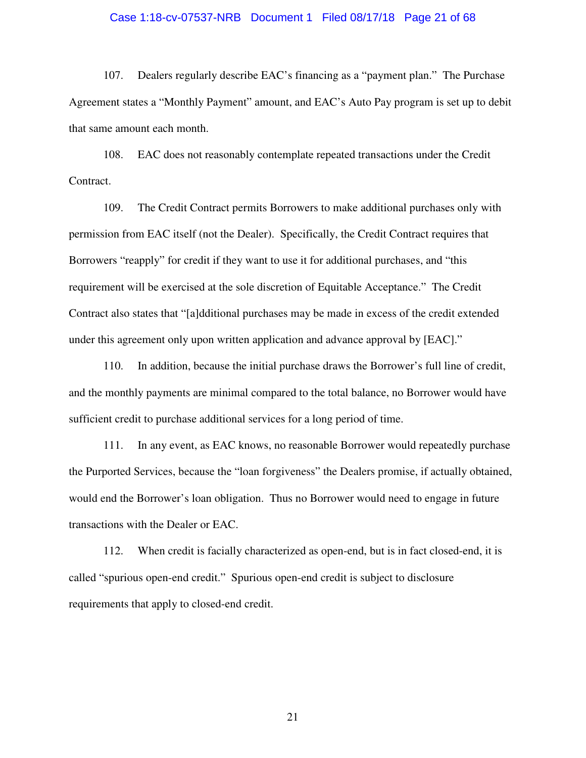107. Dealers regularly describe EAC's financing as a "payment plan." The Purchase Agreement states a "Monthly Payment" amount, and EAC's Auto Pay program is set up to debit that same amount each month.

108. EAC does not reasonably contemplate repeated transactions under the Credit Contract.

109. The Credit Contract permits Borrowers to make additional purchases only with permission from EAC itself (not the Dealer). Specifically, the Credit Contract requires that Borrowers "reapply" for credit if they want to use it for additional purchases, and "this requirement will be exercised at the sole discretion of Equitable Acceptance." The Credit Contract also states that "[a]dditional purchases may be made in excess of the credit extended under this agreement only upon written application and advance approval by [EAC]."

110. In addition, because the initial purchase draws the Borrower's full line of credit, and the monthly payments are minimal compared to the total balance, no Borrower would have sufficient credit to purchase additional services for a long period of time.

111. In any event, as EAC knows, no reasonable Borrower would repeatedly purchase the Purported Services, because the "loan forgiveness" the Dealers promise, if actually obtained, would end the Borrower's loan obligation. Thus no Borrower would need to engage in future transactions with the Dealer or EAC.

112. When credit is facially characterized as open-end, but is in fact closed-end, it is called "spurious open-end credit." Spurious open-end credit is subject to disclosure requirements that apply to closed-end credit.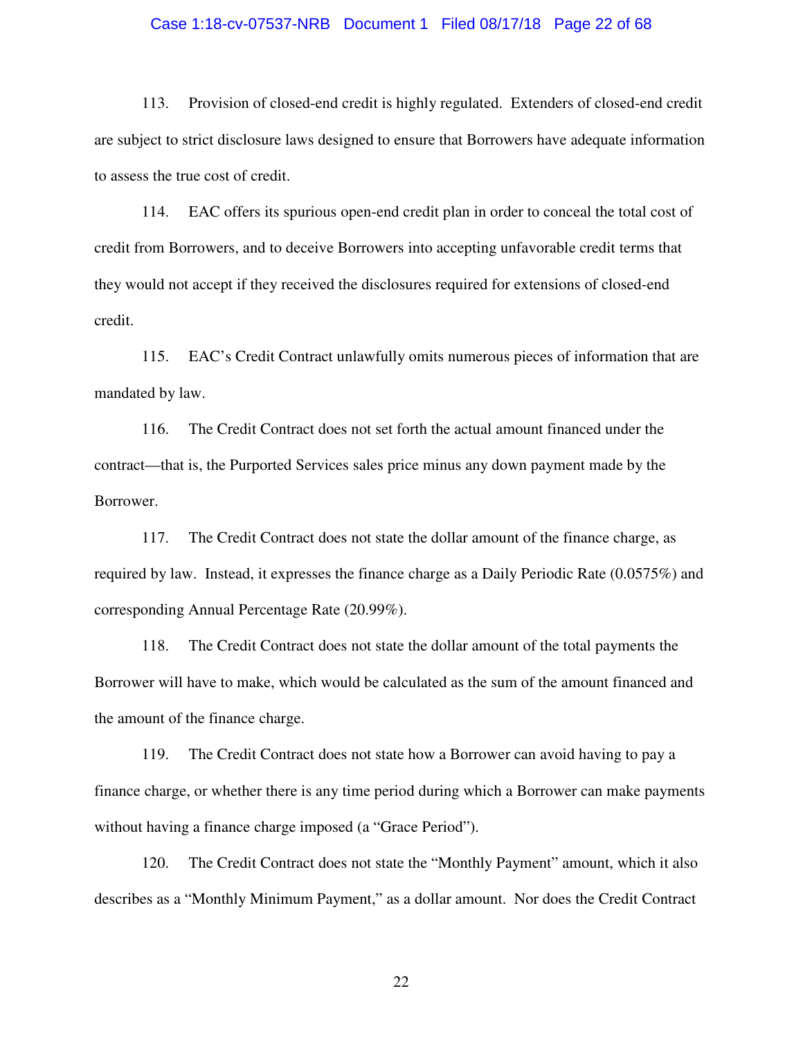113. Provision of closed-end credit is highly regulated. Extenders of closed-end credit are subject to strict disclosure laws designed to ensure that Borrowers have adequate information to assess the true cost of credit.

114. EAC offers its spurious open-end credit plan in order to conceal the total cost of credit from Borrowers, and to deceive Borrowers into accepting unfavorable credit terms that they would not accept if they received the disclosures required for extensions of closed-end credit.

115. EAC's Credit Contract unlawfully omits numerous pieces of information that are mandated by law.

116. The Credit Contract does not set forth the actual amount financed under the contract—that is, the Purported Services sales price minus any down payment made by the Borrower.

117. The Credit Contract does not state the dollar amount of the finance charge, as required by law. Instead, it expresses the finance charge as a Daily Periodic Rate (0.0575%) and corresponding Annual Percentage Rate (20.99%).

118. The Credit Contract does not state the dollar amount of the total payments the Borrower will have to make, which would be calculated as the sum of the amount financed and the amount of the finance charge.

119. The Credit Contract does not state how a Borrower can avoid having to pay a finance charge, or whether there is any time period during which a Borrower can make payments without having a finance charge imposed (a "Grace Period").

120. The Credit Contract does not state the "Monthly Payment" amount, which it also describes as a "Monthly Minimum Payment," as a dollar amount. Nor does the Credit Contract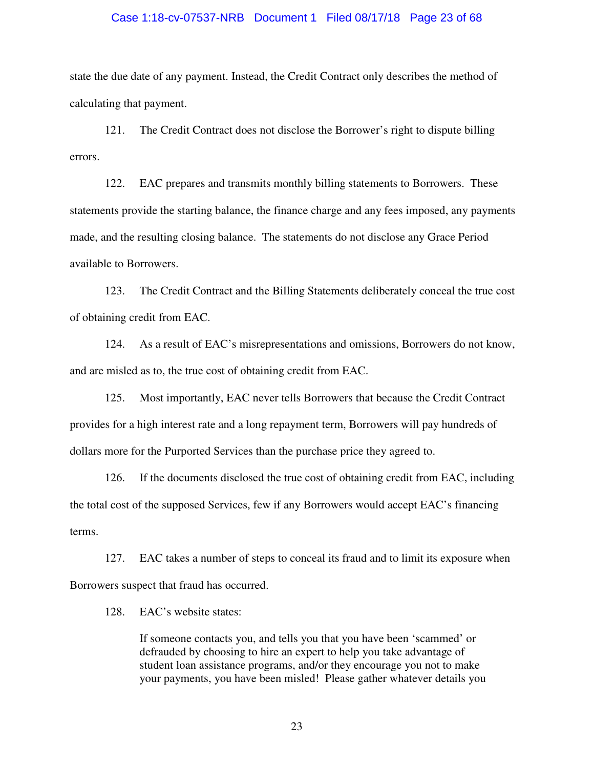state the due date of any payment. Instead, the Credit Contract only describes the method of calculating that payment.

121. The Credit Contract does not disclose the Borrower's right to dispute billing errors.

122. EAC prepares and transmits monthly billing statements to Borrowers. These statements provide the starting balance, the finance charge and any fees imposed, any payments made, and the resulting closing balance. The statements do not disclose any Grace Period available to Borrowers.

123. The Credit Contract and the Billing Statements deliberately conceal the true cost of obtaining credit from EAC.

124. As a result of EAC's misrepresentations and omissions, Borrowers do not know, and are misled as to, the true cost of obtaining credit from EAC.

125. Most importantly, EAC never tells Borrowers that because the Credit Contract provides for a high interest rate and a long repayment term, Borrowers will pay hundreds of dollars more for the Purported Services than the purchase price they agreed to.

126. If the documents disclosed the true cost of obtaining credit from EAC, including the total cost of the supposed Services, few if any Borrowers would accept EAC's financing terms.

127. EAC takes a number of steps to conceal its fraud and to limit its exposure when Borrowers suspect that fraud has occurred.

128. EAC's website states:

> If someone contacts you, and tells you that you have been 'scammed' or defrauded by choosing to hire an expert to help you take advantage of student loan assistance programs, and/or they encourage you not to make your payments, you have been misled! Please gather whatever details you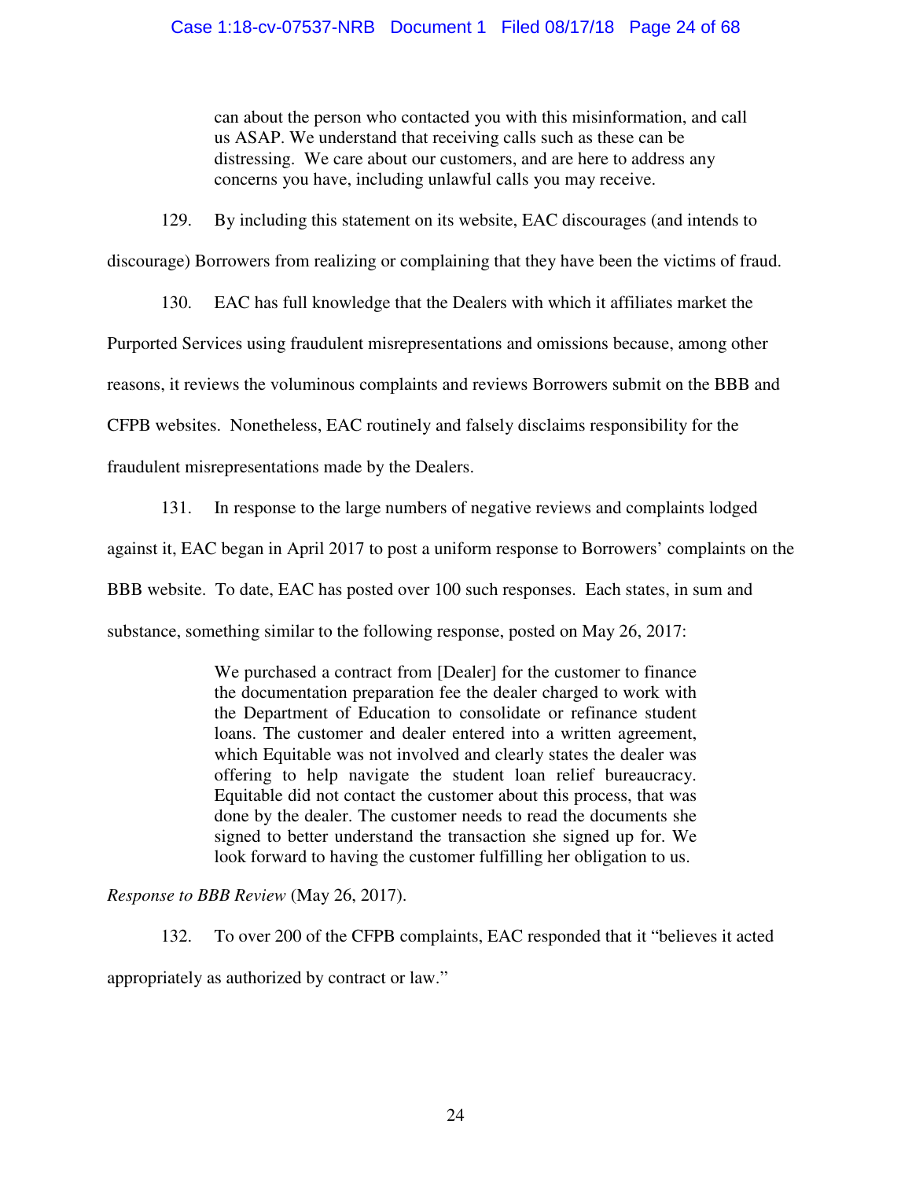> can about the person who contacted you with this misinformation, and call us ASAP. We understand that receiving calls such as these can be distressing. We care about our customers, and are here to address any concerns you have, including unlawful calls you may receive.

129. By including this statement on its website, EAC discourages (and intends to discourage) Borrowers from realizing or complaining that they have been the victims of fraud.

130. EAC has full knowledge that the Dealers with which it affiliates market the Purported Services using fraudulent misrepresentations and omissions because, among other reasons, it reviews the voluminous complaints and reviews Borrowers submit on the BBB and CFPB websites. Nonetheless, EAC routinely and falsely disclaims responsibility for the fraudulent misrepresentations made by the Dealers.

131. In response to the large numbers of negative reviews and complaints lodged against it, EAC began in April 2017 to post a uniform response to Borrowers' complaints on the BBB website. To date, EAC has posted over 100 such responses. Each states, in sum and substance, something similar to the following response, posted on May 26, 2017:

> We purchased a contract from [Dealer] for the customer to finance the documentation preparation fee the dealer charged to work with the Department of Education to consolidate or refinance student loans. The customer and dealer entered into a written agreement, which Equitable was not involved and clearly states the dealer was offering to help navigate the student loan relief bureaucracy. Equitable did not contact the customer about this process, that was done by the dealer. The customer needs to read the documents she signed to better understand the transaction she signed up for. We look forward to having the customer fulfilling her obligation to us.

*Response to BBB Review* (May 26, 2017).

132. To over 200 of the CFPB complaints, EAC responded that it "believes it acted appropriately as authorized by contract or law."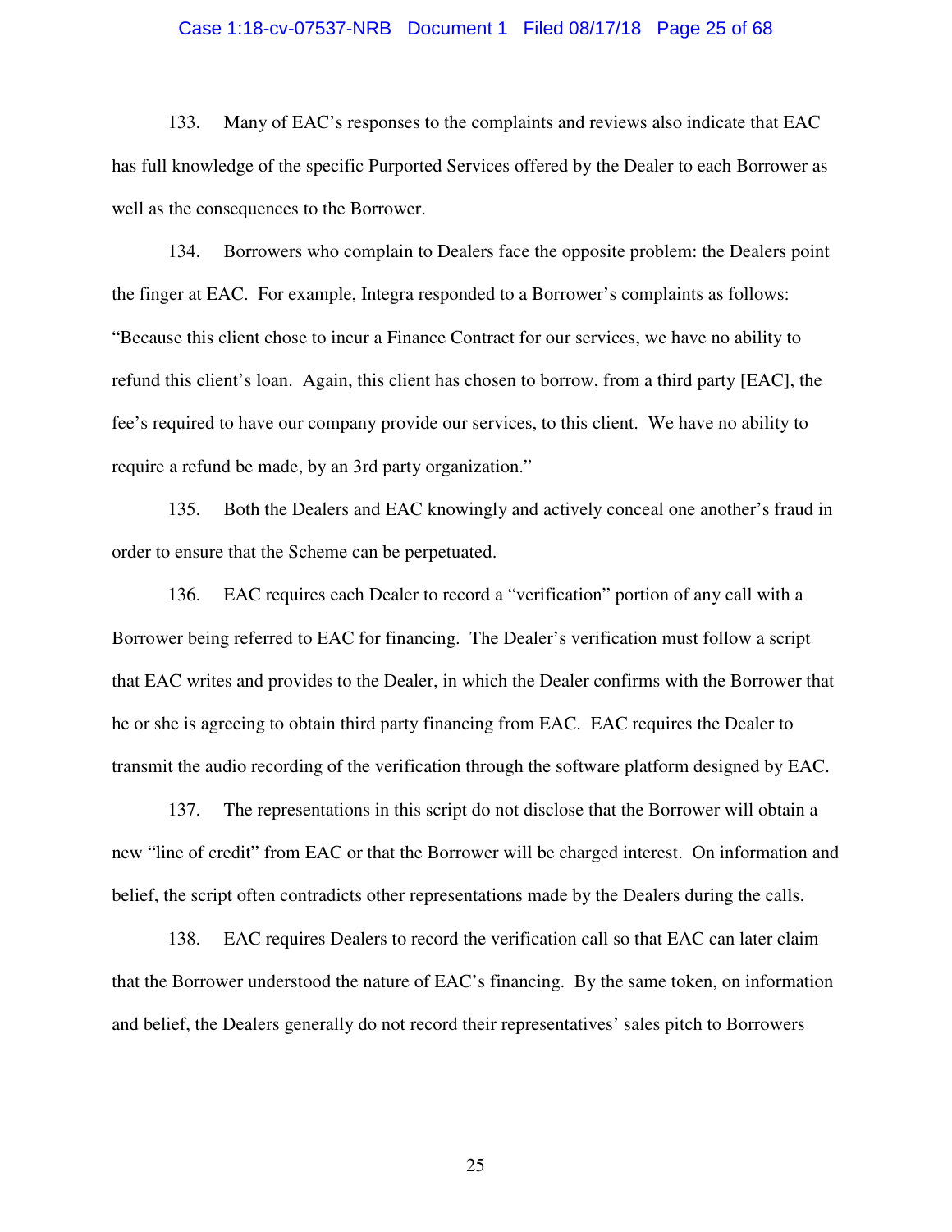133. Many of EAC's responses to the complaints and reviews also indicate that EAC has full knowledge of the specific Purported Services offered by the Dealer to each Borrower as well as the consequences to the Borrower.

134. Borrowers who complain to Dealers face the opposite problem: the Dealers point the finger at EAC. For example, Integra responded to a Borrower's complaints as follows: "Because this client chose to incur a Finance Contract for our services, we have no ability to refund this client's loan. Again, this client has chosen to borrow, from a third party [EAC], the fee's required to have our company provide our services, to this client. We have no ability to require a refund be made, by an 3rd party organization."

135. Both the Dealers and EAC knowingly and actively conceal one another's fraud in order to ensure that the Scheme can be perpetuated.

136. EAC requires each Dealer to record a "verification" portion of any call with a Borrower being referred to EAC for financing. The Dealer's verification must follow a script that EAC writes and provides to the Dealer, in which the Dealer confirms with the Borrower that he or she is agreeing to obtain third party financing from EAC. EAC requires the Dealer to transmit the audio recording of the verification through the software platform designed by EAC.

137. The representations in this script do not disclose that the Borrower will obtain a new "line of credit" from EAC or that the Borrower will be charged interest. On information and belief, the script often contradicts other representations made by the Dealers during the calls.

138. EAC requires Dealers to record the verification call so that EAC can later claim that the Borrower understood the nature of EAC's financing. By the same token, on information and belief, the Dealers generally do not record their representatives' sales pitch to Borrowers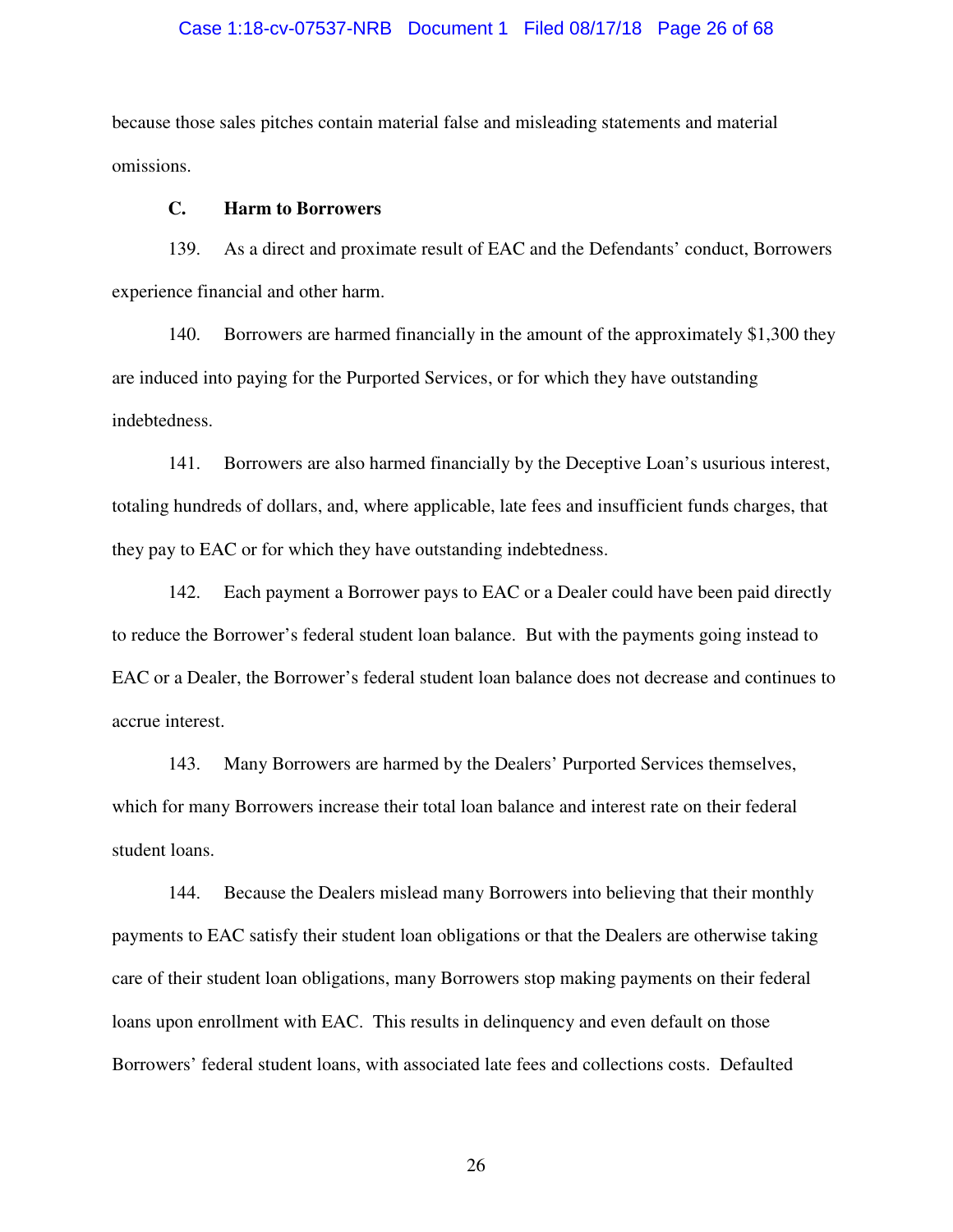because those sales pitches contain material false and misleading statements and material omissions.

### C. Harm to Borrowers

139. As a direct and proximate result of EAC and the Defendants' conduct, Borrowers experience financial and other harm.

140. Borrowers are harmed financially in the amount of the approximately $1,300 they are induced into paying for the Purported Services, or for which they have outstanding indebtedness.

141. Borrowers are also harmed financially by the Deceptive Loan's usurious interest, totaling hundreds of dollars, and, where applicable, late fees and insufficient funds charges, that they pay to EAC or for which they have outstanding indebtedness.

142. Each payment a Borrower pays to EAC or a Dealer could have been paid directly to reduce the Borrower's federal student loan balance. But with the payments going instead to EAC or a Dealer, the Borrower's federal student loan balance does not decrease and continues to accrue interest.

143. Many Borrowers are harmed by the Dealers' Purported Services themselves, which for many Borrowers increase their total loan balance and interest rate on their federal student loans.

144. Because the Dealers mislead many Borrowers into believing that their monthly payments to EAC satisfy their student loan obligations or that the Dealers are otherwise taking care of their student loan obligations, many Borrowers stop making payments on their federal loans upon enrollment with EAC. This results in delinquency and even default on those Borrowers' federal student loans, with associated late fees and collections costs. Defaulted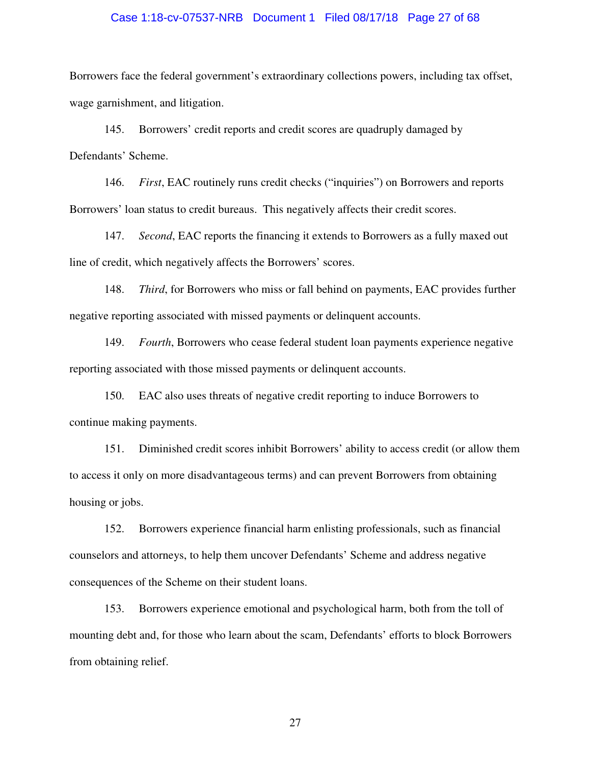Borrowers face the federal government's extraordinary collections powers, including tax offset, wage garnishment, and litigation.

145. Borrowers' credit reports and credit scores are quadruply damaged by Defendants' Scheme.

146. *First*, EAC routinely runs credit checks ("inquiries") on Borrowers and reports Borrowers' loan status to credit bureaus. This negatively affects their credit scores.

147. *Second*, EAC reports the financing it extends to Borrowers as a fully maxed out line of credit, which negatively affects the Borrowers' scores.

148. *Third*, for Borrowers who miss or fall behind on payments, EAC provides further negative reporting associated with missed payments or delinquent accounts.

149. *Fourth*, Borrowers who cease federal student loan payments experience negative reporting associated with those missed payments or delinquent accounts.

150. EAC also uses threats of negative credit reporting to induce Borrowers to continue making payments.

151. Diminished credit scores inhibit Borrowers' ability to access credit (or allow them to access it only on more disadvantageous terms) and can prevent Borrowers from obtaining housing or jobs.

152. Borrowers experience financial harm enlisting professionals, such as financial counselors and attorneys, to help them uncover Defendants' Scheme and address negative consequences of the Scheme on their student loans.

153. Borrowers experience emotional and psychological harm, both from the toll of mounting debt and, for those who learn about the scam, Defendants' efforts to block Borrowers from obtaining relief.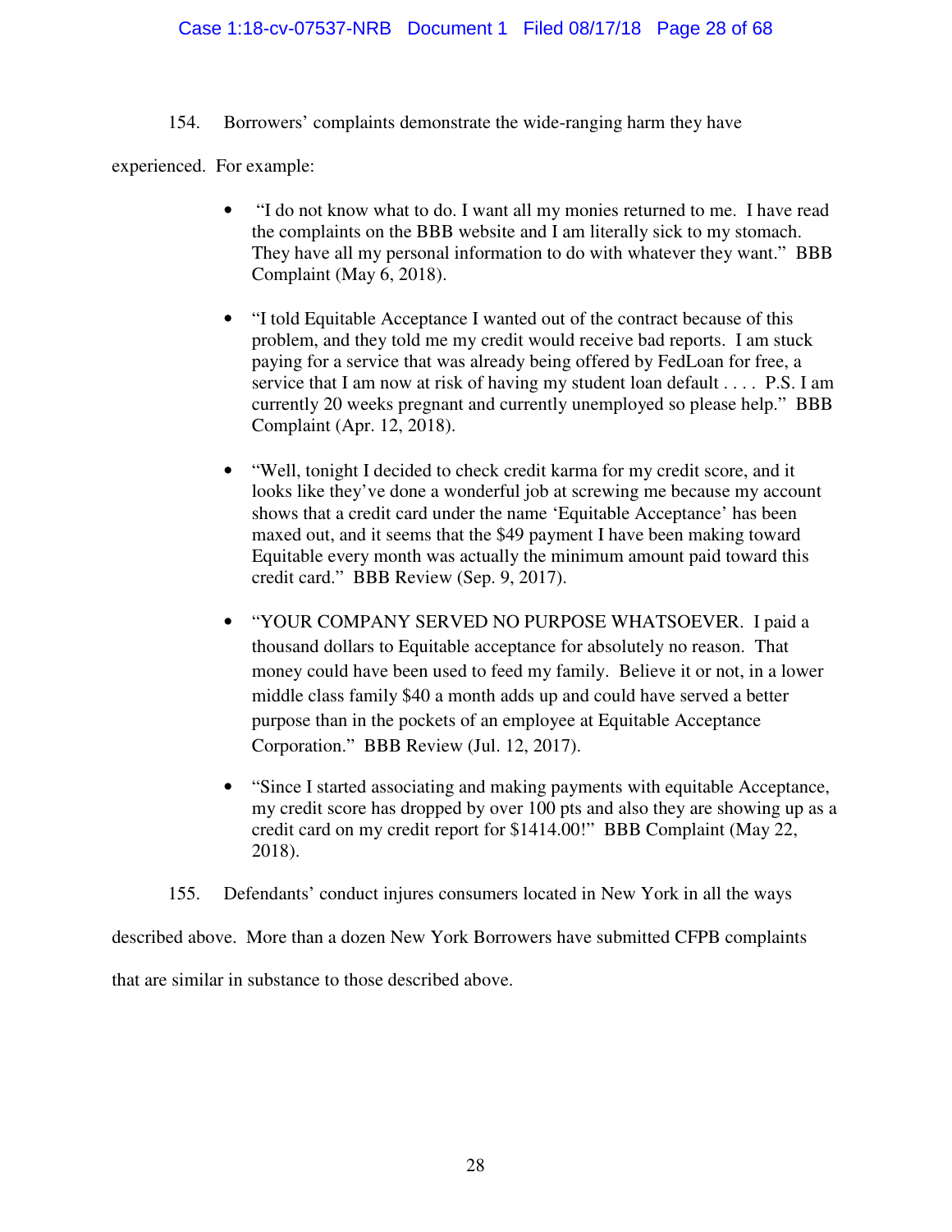154. Borrowers' complaints demonstrate the wide-ranging harm they have experienced. For example:

- "I do not know what to do. I want all my monies returned to me. I have read the complaints on the BBB website and I am literally sick to my stomach. They have all my personal information to do with whatever they want." BBB Complaint (May 6, 2018).

- "I told Equitable Acceptance I wanted out of the contract because of this problem, and they told me my credit would receive bad reports. I am stuck paying for a service that was already being offered by FedLoan for free, a service that I am now at risk of having my student loan default . . . . P.S. I am currently 20 weeks pregnant and currently unemployed so please help." BBB Complaint (Apr. 12, 2018).

- "Well, tonight I decided to check credit karma for my credit score, and it looks like they've done a wonderful job at screwing me because my account shows that a credit card under the name 'Equitable Acceptance' has been maxed out, and it seems that the $49 payment I have been making toward Equitable every month was actually the minimum amount paid toward this credit card." BBB Review (Sep. 9, 2017).

- "YOUR COMPANY SERVED NO PURPOSE WHATSOEVER. I paid a thousand dollars to Equitable acceptance for absolutely no reason. That money could have been used to feed my family. Believe it or not, in a lower middle class family $40 a month adds up and could have served a better purpose than in the pockets of an employee at Equitable Acceptance Corporation." BBB Review (Jul. 12, 2017).

- "Since I started associating and making payments with equitable Acceptance, my credit score has dropped by over 100 pts and also they are showing up as a credit card on my credit report for $1414.00!" BBB Complaint (May 22, 2018).

155. Defendants' conduct injures consumers located in New York in all the ways described above. More than a dozen New York Borrowers have submitted CFPB complaints that are similar in substance to those described above.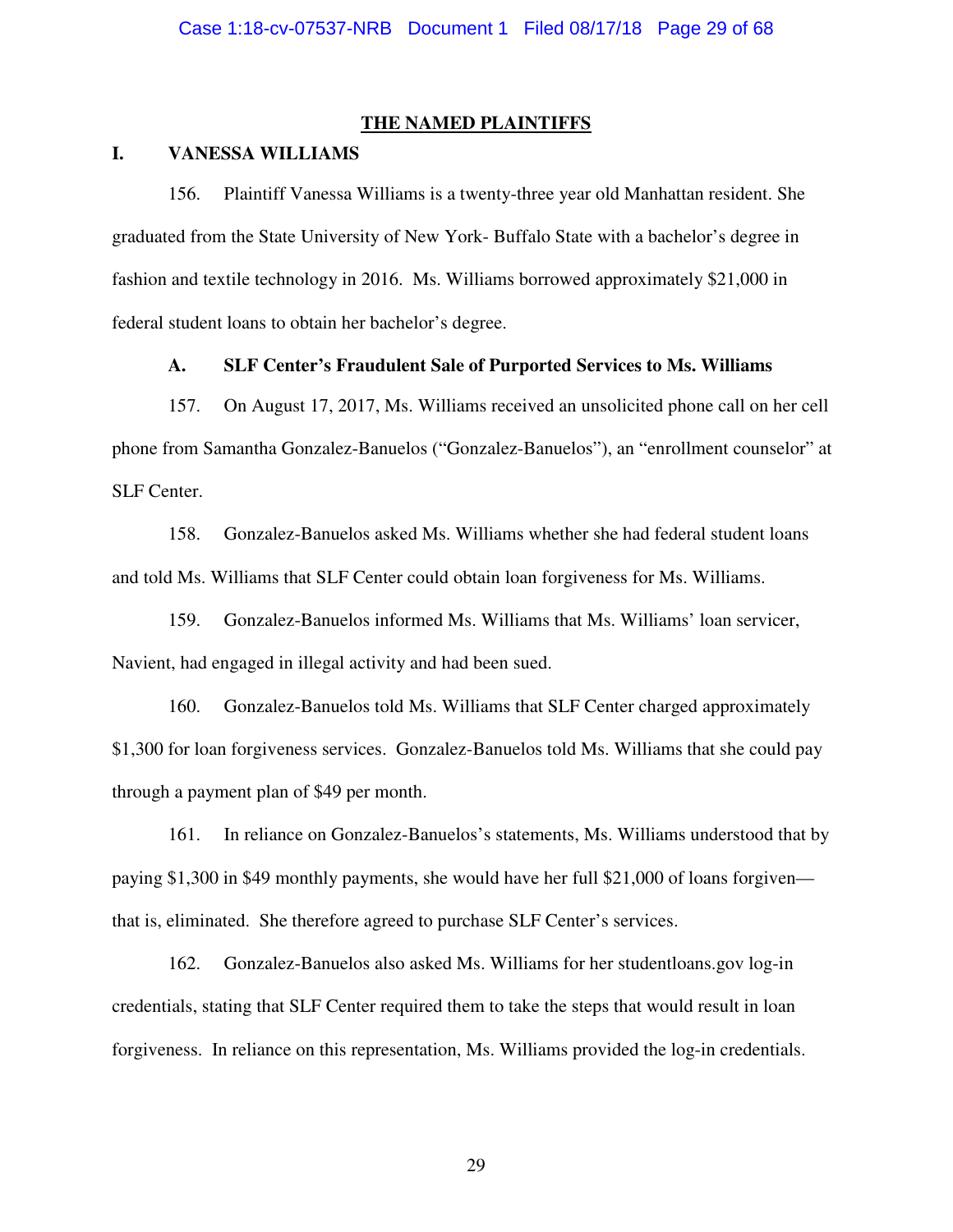## THE NAMED PLAINTIFFS

### I. VANESSA WILLIAMS

156. Plaintiff Vanessa Williams is a twenty-three year old Manhattan resident. She graduated from the State University of New York- Buffalo State with a bachelor's degree in fashion and textile technology in 2016. Ms. Williams borrowed approximately $21,000 in federal student loans to obtain her bachelor's degree.

#### A. SLF Center's Fraudulent Sale of Purported Services to Ms. Williams

157. On August 17, 2017, Ms. Williams received an unsolicited phone call on her cell phone from Samantha Gonzalez-Banuelos ("Gonzalez-Banuelos"), an "enrollment counselor" at SLF Center.

158. Gonzalez-Banuelos asked Ms. Williams whether she had federal student loans and told Ms. Williams that SLF Center could obtain loan forgiveness for Ms. Williams.

159. Gonzalez-Banuelos informed Ms. Williams that Ms. Williams' loan servicer, Navient, had engaged in illegal activity and had been sued.

160. Gonzalez-Banuelos told Ms. Williams that SLF Center charged approximately $1,300 for loan forgiveness services. Gonzalez-Banuelos told Ms. Williams that she could pay through a payment plan of $49 per month.

161. In reliance on Gonzalez-Banuelos's statements, Ms. Williams understood that by paying $1,300 in $49 monthly payments, she would have her full $21,000 of loans forgiven—that is, eliminated. She therefore agreed to purchase SLF Center's services.

162. Gonzalez-Banuelos also asked Ms. Williams for her studentloans.gov log-in credentials, stating that SLF Center required them to take the steps that would result in loan forgiveness. In reliance on this representation, Ms. Williams provided the log-in credentials.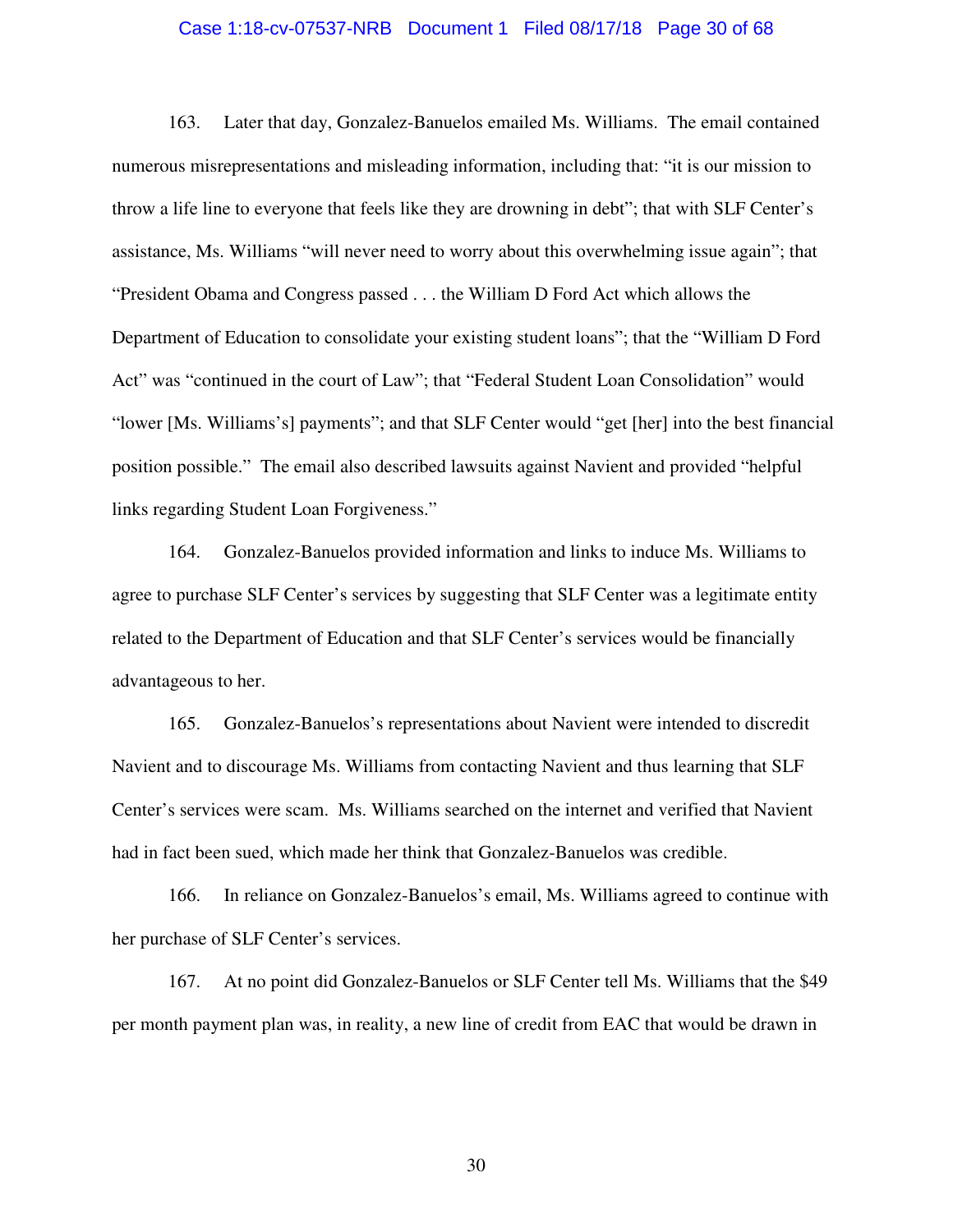163. Later that day, Gonzalez-Banuelos emailed Ms. Williams. The email contained numerous misrepresentations and misleading information, including that: "it is our mission to throw a life line to everyone that feels like they are drowning in debt"; that with SLF Center's assistance, Ms. Williams "will never need to worry about this overwhelming issue again"; that "President Obama and Congress passed . . . the William D Ford Act which allows the Department of Education to consolidate your existing student loans"; that the "William D Ford Act" was "continued in the court of Law"; that "Federal Student Loan Consolidation" would "lower [Ms. Williams's] payments"; and that SLF Center would "get [her] into the best financial position possible." The email also described lawsuits against Navient and provided "helpful links regarding Student Loan Forgiveness."

164. Gonzalez-Banuelos provided information and links to induce Ms. Williams to agree to purchase SLF Center's services by suggesting that SLF Center was a legitimate entity related to the Department of Education and that SLF Center's services would be financially advantageous to her.

165. Gonzalez-Banuelos's representations about Navient were intended to discredit Navient and to discourage Ms. Williams from contacting Navient and thus learning that SLF Center's services were scam. Ms. Williams searched on the internet and verified that Navient had in fact been sued, which made her think that Gonzalez-Banuelos was credible.

166. In reliance on Gonzalez-Banuelos's email, Ms. Williams agreed to continue with her purchase of SLF Center's services.

167. At no point did Gonzalez-Banuelos or SLF Center tell Ms. Williams that the $49 per month payment plan was, in reality, a new line of credit from EAC that would be drawn in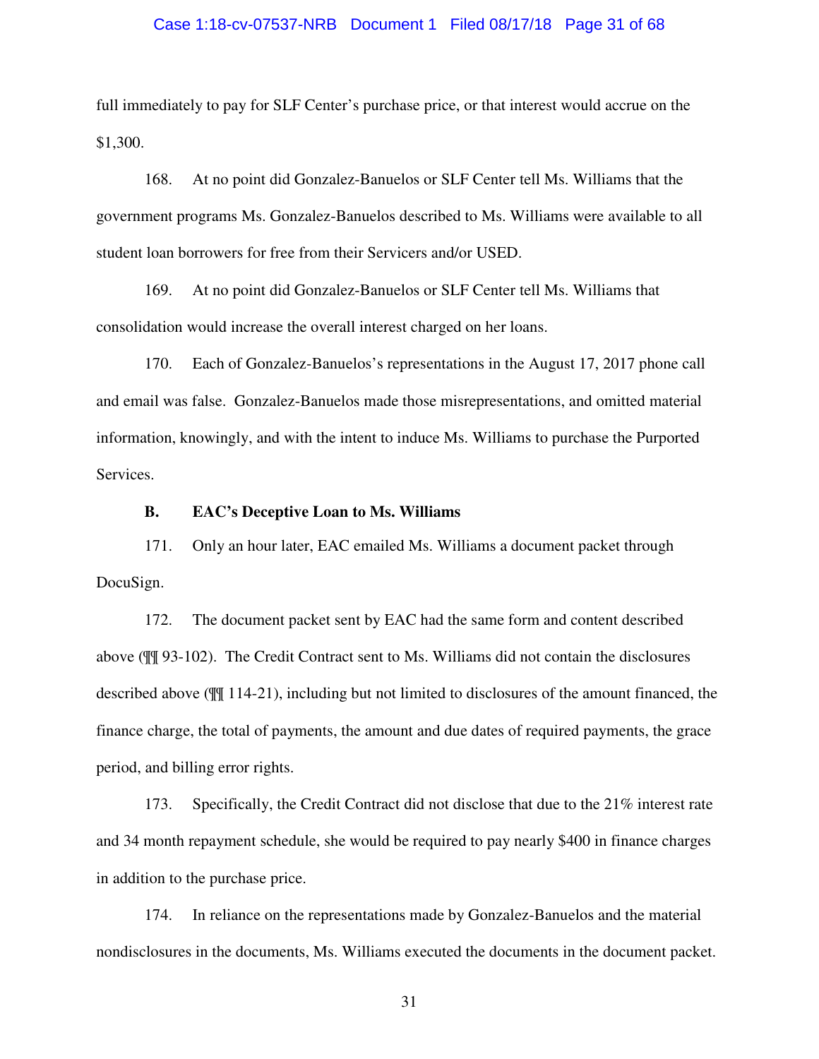full immediately to pay for SLF Center's purchase price, or that interest would accrue on the $1,300.

168. At no point did Gonzalez-Banuelos or SLF Center tell Ms. Williams that the government programs Ms. Gonzalez-Banuelos described to Ms. Williams were available to all student loan borrowers for free from their Servicers and/or USED.

169. At no point did Gonzalez-Banuelos or SLF Center tell Ms. Williams that consolidation would increase the overall interest charged on her loans.

170. Each of Gonzalez-Banuelos's representations in the August 17, 2017 phone call and email was false. Gonzalez-Banuelos made those misrepresentations, and omitted material information, knowingly, and with the intent to induce Ms. Williams to purchase the Purported Services.

### B. EAC's Deceptive Loan to Ms. Williams

171. Only an hour later, EAC emailed Ms. Williams a document packet through DocuSign.

172. The document packet sent by EAC had the same form and content described above (¶¶ 93-102). The Credit Contract sent to Ms. Williams did not contain the disclosures described above (¶¶ 114-21), including but not limited to disclosures of the amount financed, the finance charge, the total of payments, the amount and due dates of required payments, the grace period, and billing error rights.

173. Specifically, the Credit Contract did not disclose that due to the 21% interest rate and 34 month repayment schedule, she would be required to pay nearly $400 in finance charges in addition to the purchase price.

174. In reliance on the representations made by Gonzalez-Banuelos and the material nondisclosures in the documents, Ms. Williams executed the documents in the document packet.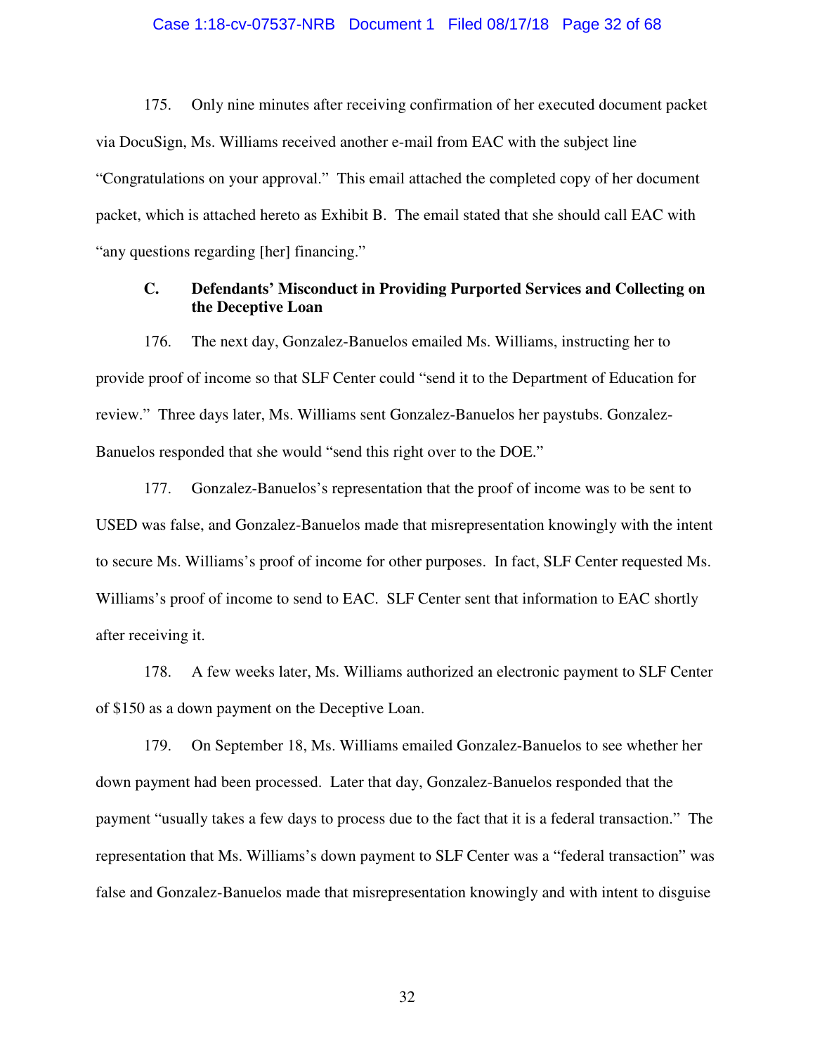175. Only nine minutes after receiving confirmation of her executed document packet via DocuSign, Ms. Williams received another e-mail from EAC with the subject line "Congratulations on your approval." This email attached the completed copy of her document packet, which is attached hereto as Exhibit B. The email stated that she should call EAC with "any questions regarding [her] financing."

### C. Defendants' Misconduct in Providing Purported Services and Collecting on the Deceptive Loan

176. The next day, Gonzalez-Banuelos emailed Ms. Williams, instructing her to provide proof of income so that SLF Center could "send it to the Department of Education for review." Three days later, Ms. Williams sent Gonzalez-Banuelos her paystubs. Gonzalez-Banuelos responded that she would "send this right over to the DOE."

177. Gonzalez-Banuelos's representation that the proof of income was to be sent to USED was false, and Gonzalez-Banuelos made that misrepresentation knowingly with the intent to secure Ms. Williams's proof of income for other purposes. In fact, SLF Center requested Ms. Williams's proof of income to send to EAC. SLF Center sent that information to EAC shortly after receiving it.

178. A few weeks later, Ms. Williams authorized an electronic payment to SLF Center of $150 as a down payment on the Deceptive Loan.

179. On September 18, Ms. Williams emailed Gonzalez-Banuelos to see whether her down payment had been processed. Later that day, Gonzalez-Banuelos responded that the payment "usually takes a few days to process due to the fact that it is a federal transaction." The representation that Ms. Williams's down payment to SLF Center was a "federal transaction" was false and Gonzalez-Banuelos made that misrepresentation knowingly and with intent to disguise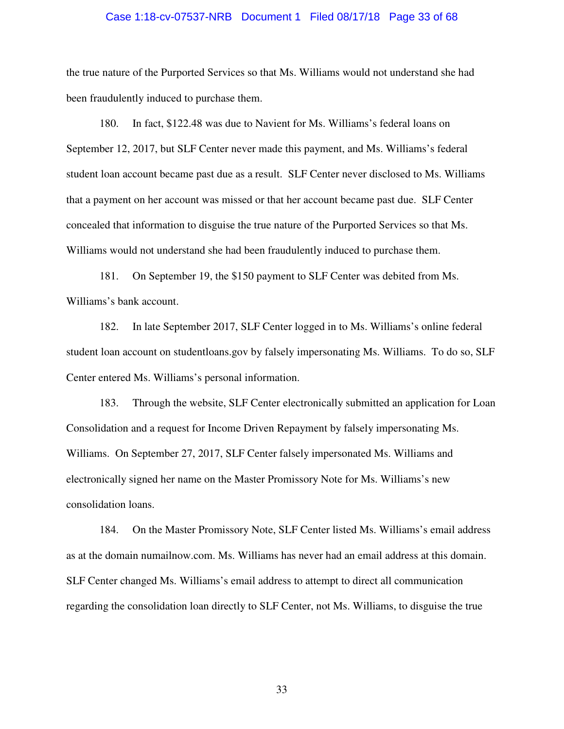the true nature of the Purported Services so that Ms. Williams would not understand she had been fraudulently induced to purchase them.

180. In fact, $122.48 was due to Navient for Ms. Williams's federal loans on September 12, 2017, but SLF Center never made this payment, and Ms. Williams's federal student loan account became past due as a result. SLF Center never disclosed to Ms. Williams that a payment on her account was missed or that her account became past due. SLF Center concealed that information to disguise the true nature of the Purported Services so that Ms. Williams would not understand she had been fraudulently induced to purchase them.

181. On September 19, the $150 payment to SLF Center was debited from Ms. Williams's bank account.

182. In late September 2017, SLF Center logged in to Ms. Williams's online federal student loan account on studentloans.gov by falsely impersonating Ms. Williams. To do so, SLF Center entered Ms. Williams's personal information.

183. Through the website, SLF Center electronically submitted an application for Loan Consolidation and a request for Income Driven Repayment by falsely impersonating Ms. Williams. On September 27, 2017, SLF Center falsely impersonated Ms. Williams and electronically signed her name on the Master Promissory Note for Ms. Williams's new consolidation loans.

184. On the Master Promissory Note, SLF Center listed Ms. Williams's email address as at the domain numailnow.com. Ms. Williams has never had an email address at this domain. SLF Center changed Ms. Williams's email address to attempt to direct all communication regarding the consolidation loan directly to SLF Center, not Ms. Williams, to disguise the true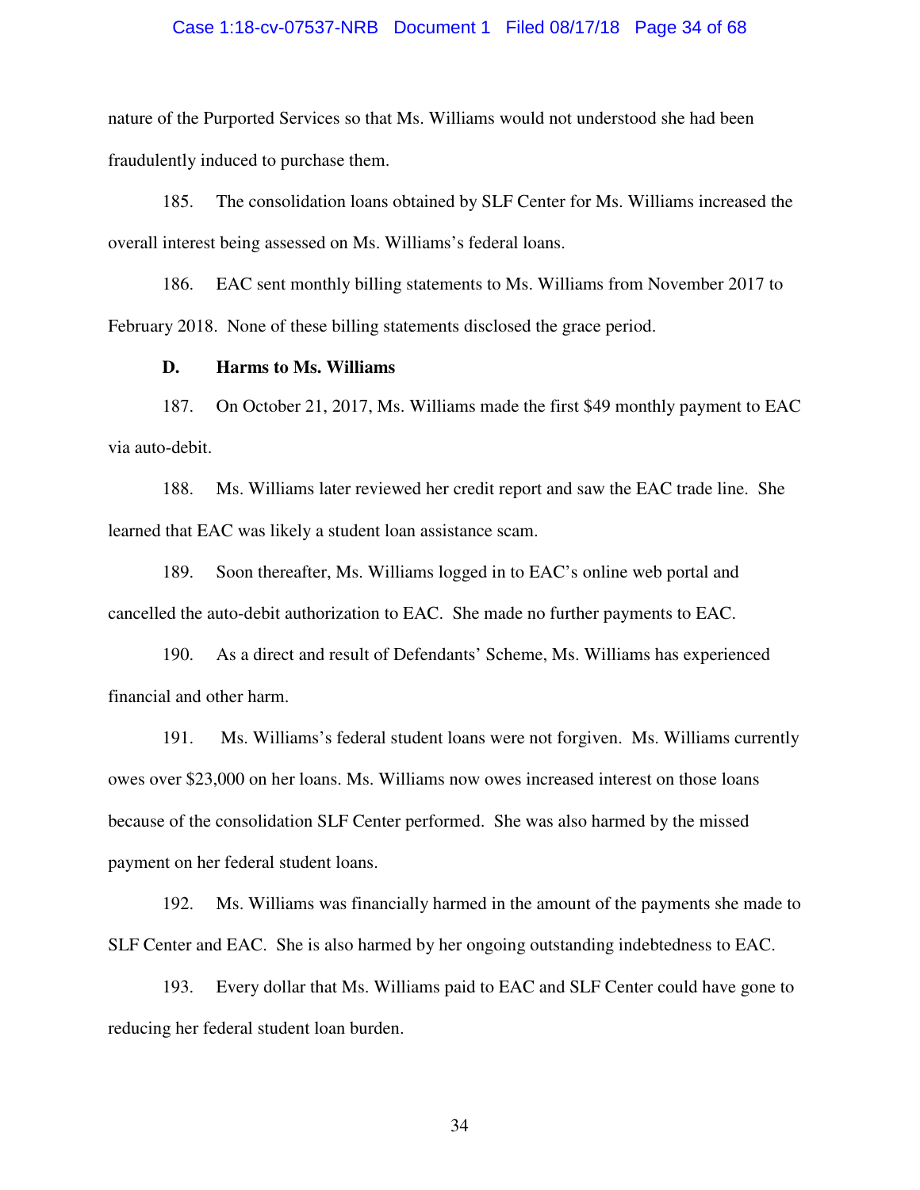nature of the Purported Services so that Ms. Williams would not understood she had been fraudulently induced to purchase them.

185. The consolidation loans obtained by SLF Center for Ms. Williams increased the overall interest being assessed on Ms. Williams's federal loans.

186. EAC sent monthly billing statements to Ms. Williams from November 2017 to February 2018. None of these billing statements disclosed the grace period.

**D. Harms to Ms. Williams**

187. On October 21, 2017, Ms. Williams made the first $49 monthly payment to EAC via auto-debit.

188. Ms. Williams later reviewed her credit report and saw the EAC trade line. She learned that EAC was likely a student loan assistance scam.

189. Soon thereafter, Ms. Williams logged in to EAC's online web portal and cancelled the auto-debit authorization to EAC. She made no further payments to EAC.

190. As a direct and result of Defendants' Scheme, Ms. Williams has experienced financial and other harm.

191. Ms. Williams's federal student loans were not forgiven. Ms. Williams currently owes over $23,000 on her loans. Ms. Williams now owes increased interest on those loans because of the consolidation SLF Center performed. She was also harmed by the missed payment on her federal student loans.

192. Ms. Williams was financially harmed in the amount of the payments she made to SLF Center and EAC. She is also harmed by her ongoing outstanding indebtedness to EAC.

193. Every dollar that Ms. Williams paid to EAC and SLF Center could have gone to reducing her federal student loan burden.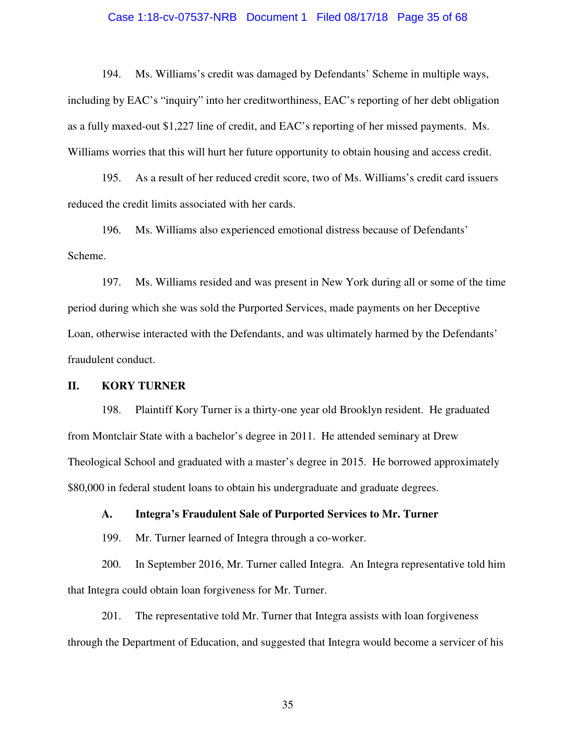194. Ms. Williams's credit was damaged by Defendants' Scheme in multiple ways, including by EAC's "inquiry" into her creditworthiness, EAC's reporting of her debt obligation as a fully maxed-out $1,227 line of credit, and EAC's reporting of her missed payments. Ms. Williams worries that this will hurt her future opportunity to obtain housing and access credit.

195. As a result of her reduced credit score, two of Ms. Williams's credit card issuers reduced the credit limits associated with her cards.

196. Ms. Williams also experienced emotional distress because of Defendants' Scheme.

197. Ms. Williams resided and was present in New York during all or some of the time period during which she was sold the Purported Services, made payments on her Deceptive Loan, otherwise interacted with the Defendants, and was ultimately harmed by the Defendants' fraudulent conduct.

## II. KORY TURNER

198. Plaintiff Kory Turner is a thirty-one year old Brooklyn resident. He graduated from Montclair State with a bachelor's degree in 2011. He attended seminary at Drew Theological School and graduated with a master's degree in 2015. He borrowed approximately $80,000 in federal student loans to obtain his undergraduate and graduate degrees.

### A. Integra's Fraudulent Sale of Purported Services to Mr. Turner

199. Mr. Turner learned of Integra through a co-worker.

200. In September 2016, Mr. Turner called Integra. An Integra representative told him that Integra could obtain loan forgiveness for Mr. Turner.

201. The representative told Mr. Turner that Integra assists with loan forgiveness through the Department of Education, and suggested that Integra would become a servicer of his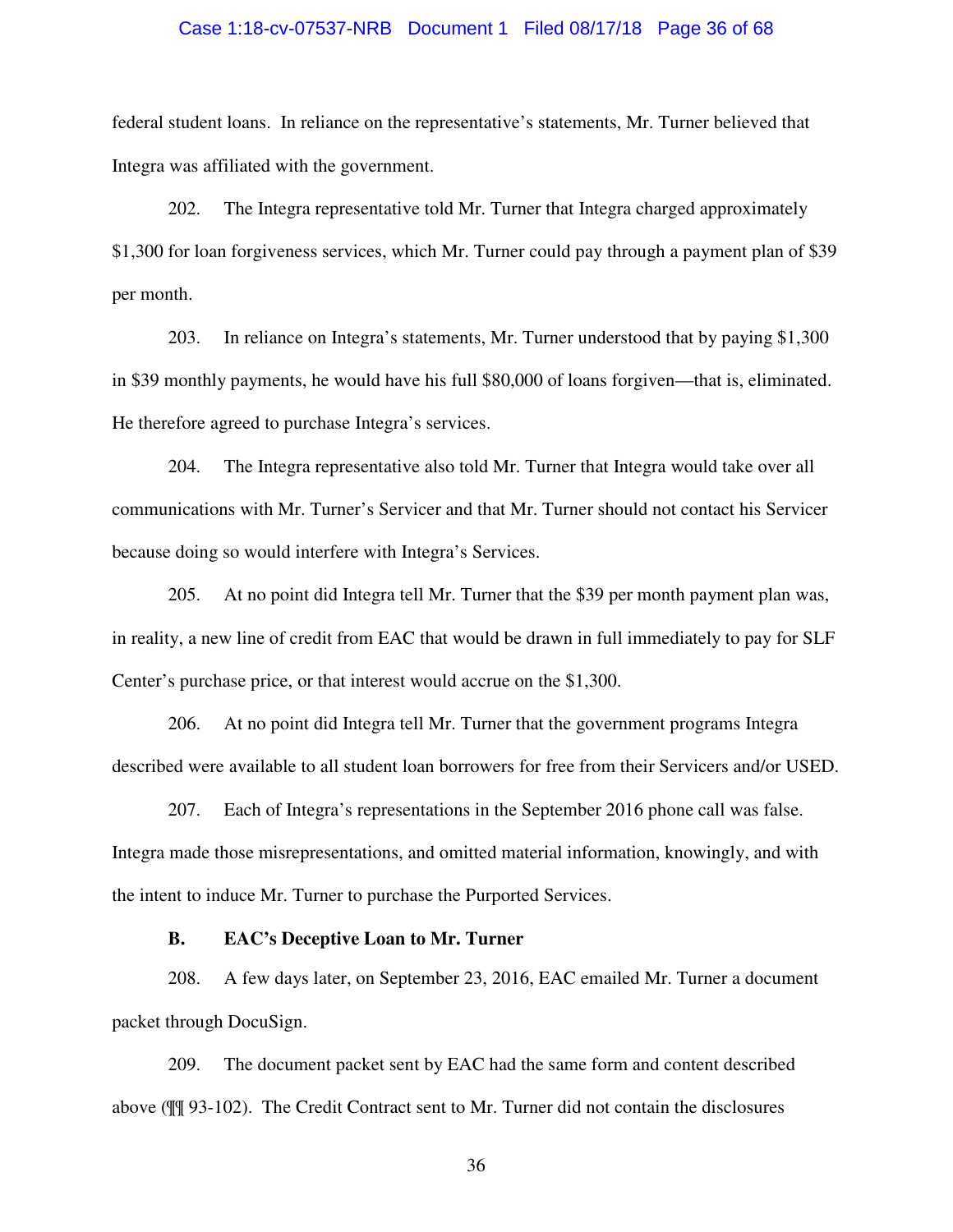federal student loans. In reliance on the representative's statements, Mr. Turner believed that Integra was affiliated with the government.

202. The Integra representative told Mr. Turner that Integra charged approximately $1,300 for loan forgiveness services, which Mr. Turner could pay through a payment plan of $39 per month.

203. In reliance on Integra's statements, Mr. Turner understood that by paying $1,300 in $39 monthly payments, he would have his full $80,000 of loans forgiven—that is, eliminated. He therefore agreed to purchase Integra's services.

204. The Integra representative also told Mr. Turner that Integra would take over all communications with Mr. Turner's Servicer and that Mr. Turner should not contact his Servicer because doing so would interfere with Integra's Services.

205. At no point did Integra tell Mr. Turner that the $39 per month payment plan was, in reality, a new line of credit from EAC that would be drawn in full immediately to pay for SLF Center's purchase price, or that interest would accrue on the $1,300.

206. At no point did Integra tell Mr. Turner that the government programs Integra described were available to all student loan borrowers for free from their Servicers and/or USED.

207. Each of Integra's representations in the September 2016 phone call was false. Integra made those misrepresentations, and omitted material information, knowingly, and with the intent to induce Mr. Turner to purchase the Purported Services.

### B. EAC's Deceptive Loan to Mr. Turner

208. A few days later, on September 23, 2016, EAC emailed Mr. Turner a document packet through DocuSign.

209. The document packet sent by EAC had the same form and content described above (¶¶ 93-102). The Credit Contract sent to Mr. Turner did not contain the disclosures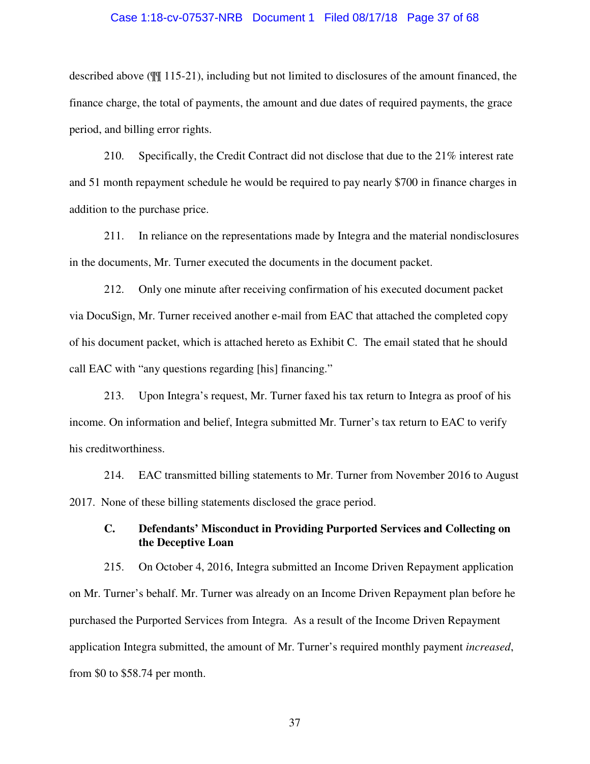described above (¶¶ 115-21), including but not limited to disclosures of the amount financed, the finance charge, the total of payments, the amount and due dates of required payments, the grace period, and billing error rights.

210. Specifically, the Credit Contract did not disclose that due to the 21% interest rate and 51 month repayment schedule he would be required to pay nearly $700 in finance charges in addition to the purchase price.

211. In reliance on the representations made by Integra and the material nondisclosures in the documents, Mr. Turner executed the documents in the document packet.

212. Only one minute after receiving confirmation of his executed document packet via DocuSign, Mr. Turner received another e-mail from EAC that attached the completed copy of his document packet, which is attached hereto as Exhibit C. The email stated that he should call EAC with "any questions regarding [his] financing."

213. Upon Integra's request, Mr. Turner faxed his tax return to Integra as proof of his income. On information and belief, Integra submitted Mr. Turner's tax return to EAC to verify his creditworthiness.

214. EAC transmitted billing statements to Mr. Turner from November 2016 to August 2017. None of these billing statements disclosed the grace period.

### C. Defendants' Misconduct in Providing Purported Services and Collecting on the Deceptive Loan

215. On October 4, 2016, Integra submitted an Income Driven Repayment application on Mr. Turner's behalf. Mr. Turner was already on an Income Driven Repayment plan before he purchased the Purported Services from Integra. As a result of the Income Driven Repayment application Integra submitted, the amount of Mr. Turner's required monthly payment *increased*, from $0 to $58.74 per month.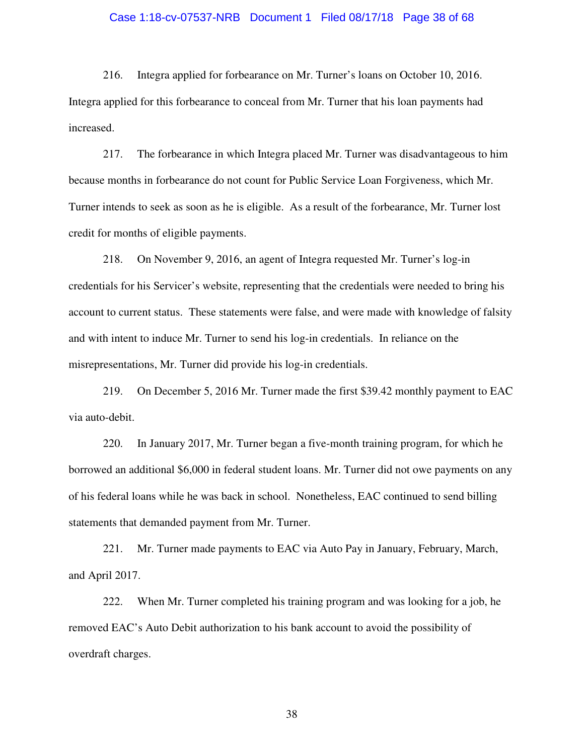216. Integra applied for forbearance on Mr. Turner's loans on October 10, 2016. Integra applied for this forbearance to conceal from Mr. Turner that his loan payments had increased.

217. The forbearance in which Integra placed Mr. Turner was disadvantageous to him because months in forbearance do not count for Public Service Loan Forgiveness, which Mr. Turner intends to seek as soon as he is eligible. As a result of the forbearance, Mr. Turner lost credit for months of eligible payments.

218. On November 9, 2016, an agent of Integra requested Mr. Turner's log-in credentials for his Servicer's website, representing that the credentials were needed to bring his account to current status. These statements were false, and were made with knowledge of falsity and with intent to induce Mr. Turner to send his log-in credentials. In reliance on the misrepresentations, Mr. Turner did provide his log-in credentials.

219. On December 5, 2016 Mr. Turner made the first $39.42 monthly payment to EAC via auto-debit.

220. In January 2017, Mr. Turner began a five-month training program, for which he borrowed an additional $6,000 in federal student loans. Mr. Turner did not owe payments on any of his federal loans while he was back in school. Nonetheless, EAC continued to send billing statements that demanded payment from Mr. Turner.

221. Mr. Turner made payments to EAC via Auto Pay in January, February, March, and April 2017.

222. When Mr. Turner completed his training program and was looking for a job, he removed EAC's Auto Debit authorization to his bank account to avoid the possibility of overdraft charges.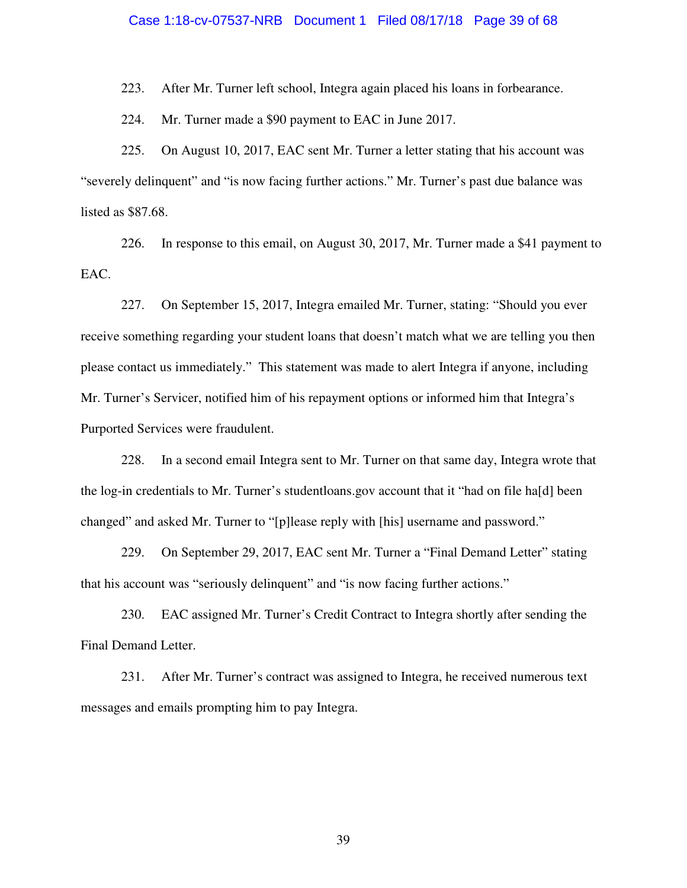223. After Mr. Turner left school, Integra again placed his loans in forbearance.

224. Mr. Turner made a $90 payment to EAC in June 2017.

225. On August 10, 2017, EAC sent Mr. Turner a letter stating that his account was "severely delinquent" and "is now facing further actions." Mr. Turner's past due balance was listed as $87.68.

226. In response to this email, on August 30, 2017, Mr. Turner made a $41 payment to EAC.

227. On September 15, 2017, Integra emailed Mr. Turner, stating: "Should you ever receive something regarding your student loans that doesn't match what we are telling you then please contact us immediately." This statement was made to alert Integra if anyone, including Mr. Turner's Servicer, notified him of his repayment options or informed him that Integra's Purported Services were fraudulent.

228. In a second email Integra sent to Mr. Turner on that same day, Integra wrote that the log-in credentials to Mr. Turner's studentloans.gov account that it "had on file ha[d] been changed" and asked Mr. Turner to "[p]lease reply with [his] username and password."

229. On September 29, 2017, EAC sent Mr. Turner a "Final Demand Letter" stating that his account was "seriously delinquent" and "is now facing further actions."

230. EAC assigned Mr. Turner's Credit Contract to Integra shortly after sending the Final Demand Letter.

231. After Mr. Turner's contract was assigned to Integra, he received numerous text messages and emails prompting him to pay Integra.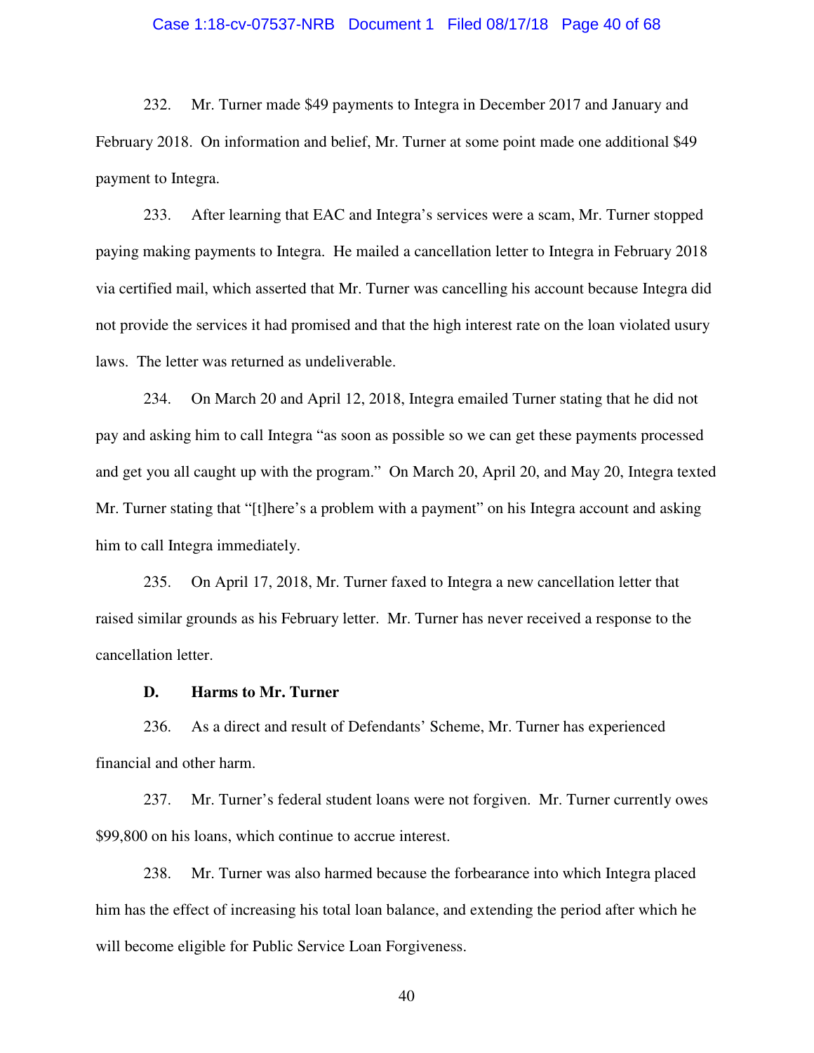232. Mr. Turner made $49 payments to Integra in December 2017 and January and February 2018. On information and belief, Mr. Turner at some point made one additional $49 payment to Integra.

233. After learning that EAC and Integra's services were a scam, Mr. Turner stopped paying making payments to Integra. He mailed a cancellation letter to Integra in February 2018 via certified mail, which asserted that Mr. Turner was cancelling his account because Integra did not provide the services it had promised and that the high interest rate on the loan violated usury laws. The letter was returned as undeliverable.

234. On March 20 and April 12, 2018, Integra emailed Turner stating that he did not pay and asking him to call Integra "as soon as possible so we can get these payments processed and get you all caught up with the program." On March 20, April 20, and May 20, Integra texted Mr. Turner stating that "[t]here's a problem with a payment" on his Integra account and asking him to call Integra immediately.

235. On April 17, 2018, Mr. Turner faxed to Integra a new cancellation letter that raised similar grounds as his February letter. Mr. Turner has never received a response to the cancellation letter.

### D. Harms to Mr. Turner

236. As a direct and result of Defendants' Scheme, Mr. Turner has experienced financial and other harm.

237. Mr. Turner's federal student loans were not forgiven. Mr. Turner currently owes $99,800 on his loans, which continue to accrue interest.

238. Mr. Turner was also harmed because the forbearance into which Integra placed him has the effect of increasing his total loan balance, and extending the period after which he will become eligible for Public Service Loan Forgiveness.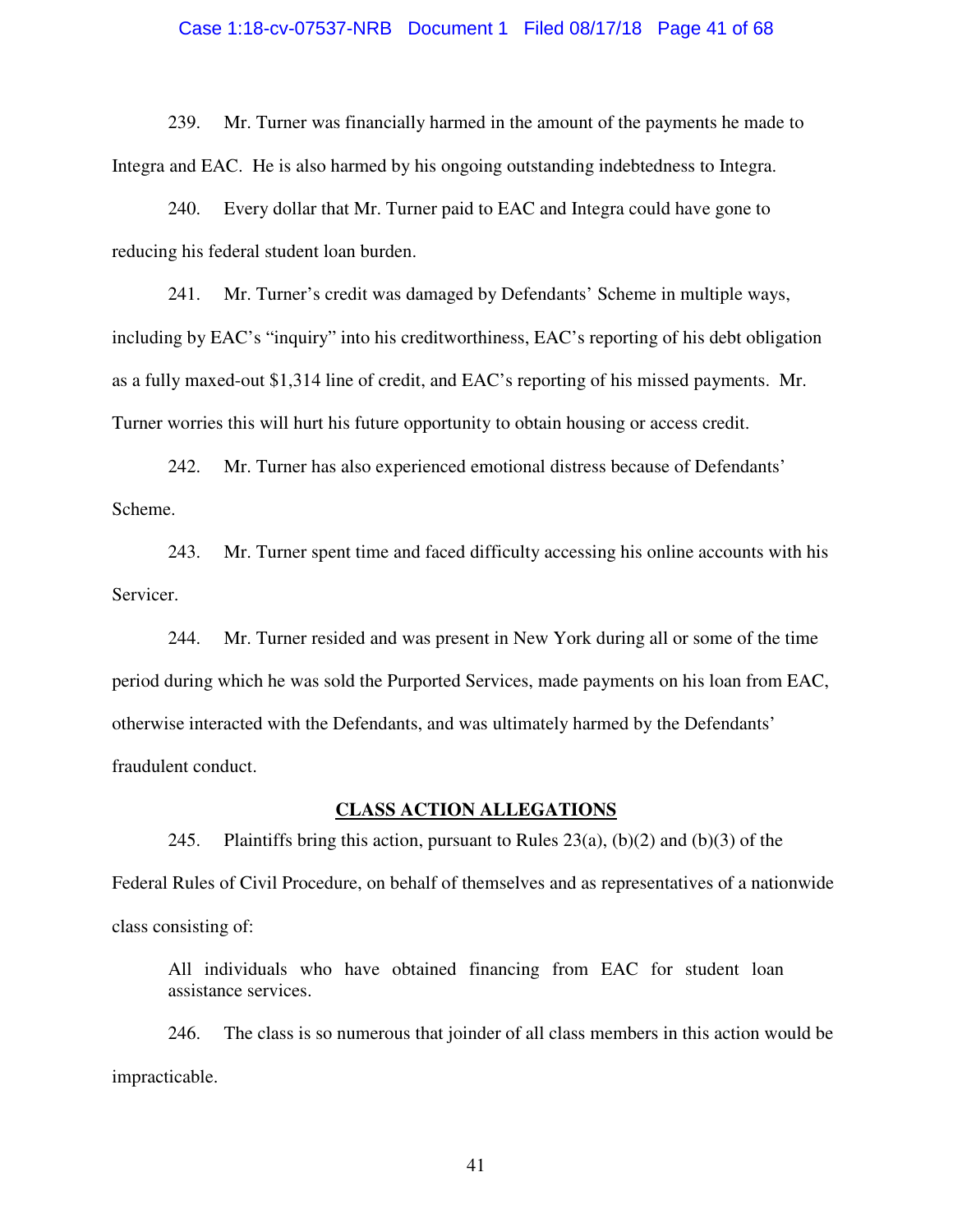239. Mr. Turner was financially harmed in the amount of the payments he made to Integra and EAC. He is also harmed by his ongoing outstanding indebtedness to Integra.

240. Every dollar that Mr. Turner paid to EAC and Integra could have gone to reducing his federal student loan burden.

241. Mr. Turner's credit was damaged by Defendants' Scheme in multiple ways, including by EAC's "inquiry" into his creditworthiness, EAC's reporting of his debt obligation as a fully maxed-out $1,314 line of credit, and EAC's reporting of his missed payments. Mr. Turner worries this will hurt his future opportunity to obtain housing or access credit.

242. Mr. Turner has also experienced emotional distress because of Defendants' Scheme.

243. Mr. Turner spent time and faced difficulty accessing his online accounts with his Servicer.

244. Mr. Turner resided and was present in New York during all or some of the time period during which he was sold the Purported Services, made payments on his loan from EAC, otherwise interacted with the Defendants, and was ultimately harmed by the Defendants' fraudulent conduct.

## CLASS ACTION ALLEGATIONS

245. Plaintiffs bring this action, pursuant to Rules 23(a), (b)(2) and (b)(3) of the Federal Rules of Civil Procedure, on behalf of themselves and as representatives of a nationwide class consisting of:

> All individuals who have obtained financing from EAC for student loan assistance services.

246. The class is so numerous that joinder of all class members in this action would be impracticable.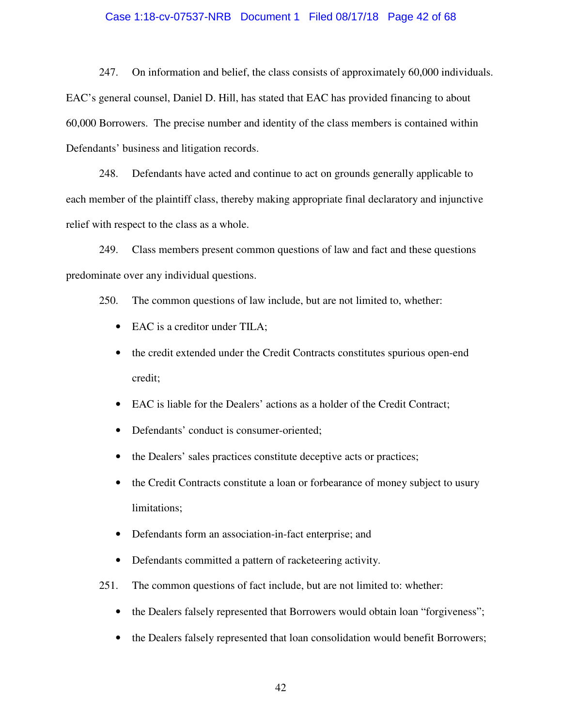247. On information and belief, the class consists of approximately 60,000 individuals. EAC's general counsel, Daniel D. Hill, has stated that EAC has provided financing to about 60,000 Borrowers. The precise number and identity of the class members is contained within Defendants' business and litigation records.

248. Defendants have acted and continue to act on grounds generally applicable to each member of the plaintiff class, thereby making appropriate final declaratory and injunctive relief with respect to the class as a whole.

249. Class members present common questions of law and fact and these questions predominate over any individual questions.

250. The common questions of law include, but are not limited to, whether:

- EAC is a creditor under TILA;
- the credit extended under the Credit Contracts constitutes spurious open-end credit;
- EAC is liable for the Dealers' actions as a holder of the Credit Contract;
- Defendants' conduct is consumer-oriented;
- the Dealers' sales practices constitute deceptive acts or practices;
- the Credit Contracts constitute a loan or forbearance of money subject to usury limitations;
- Defendants form an association-in-fact enterprise; and
- Defendants committed a pattern of racketeering activity.

251. The common questions of fact include, but are not limited to: whether:

- the Dealers falsely represented that Borrowers would obtain loan "forgiveness";
- the Dealers falsely represented that loan consolidation would benefit Borrowers;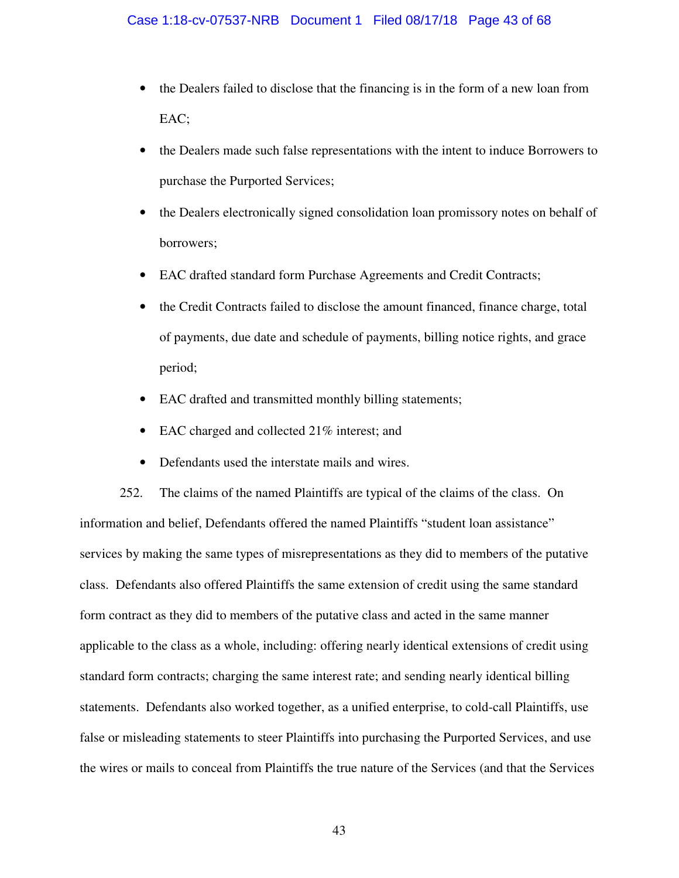- the Dealers failed to disclose that the financing is in the form of a new loan from EAC;
- the Dealers made such false representations with the intent to induce Borrowers to purchase the Purported Services;
- the Dealers electronically signed consolidation loan promissory notes on behalf of borrowers;
- EAC drafted standard form Purchase Agreements and Credit Contracts;
- the Credit Contracts failed to disclose the amount financed, finance charge, total of payments, due date and schedule of payments, billing notice rights, and grace period;
- EAC drafted and transmitted monthly billing statements;
- EAC charged and collected 21% interest; and
- Defendants used the interstate mails and wires.

252. The claims of the named Plaintiffs are typical of the claims of the class. On information and belief, Defendants offered the named Plaintiffs "student loan assistance" services by making the same types of misrepresentations as they did to members of the putative class. Defendants also offered Plaintiffs the same extension of credit using the same standard form contract as they did to members of the putative class and acted in the same manner applicable to the class as a whole, including: offering nearly identical extensions of credit using standard form contracts; charging the same interest rate; and sending nearly identical billing statements. Defendants also worked together, as a unified enterprise, to cold-call Plaintiffs, use false or misleading statements to steer Plaintiffs into purchasing the Purported Services, and use the wires or mails to conceal from Plaintiffs the true nature of the Services (and that the Services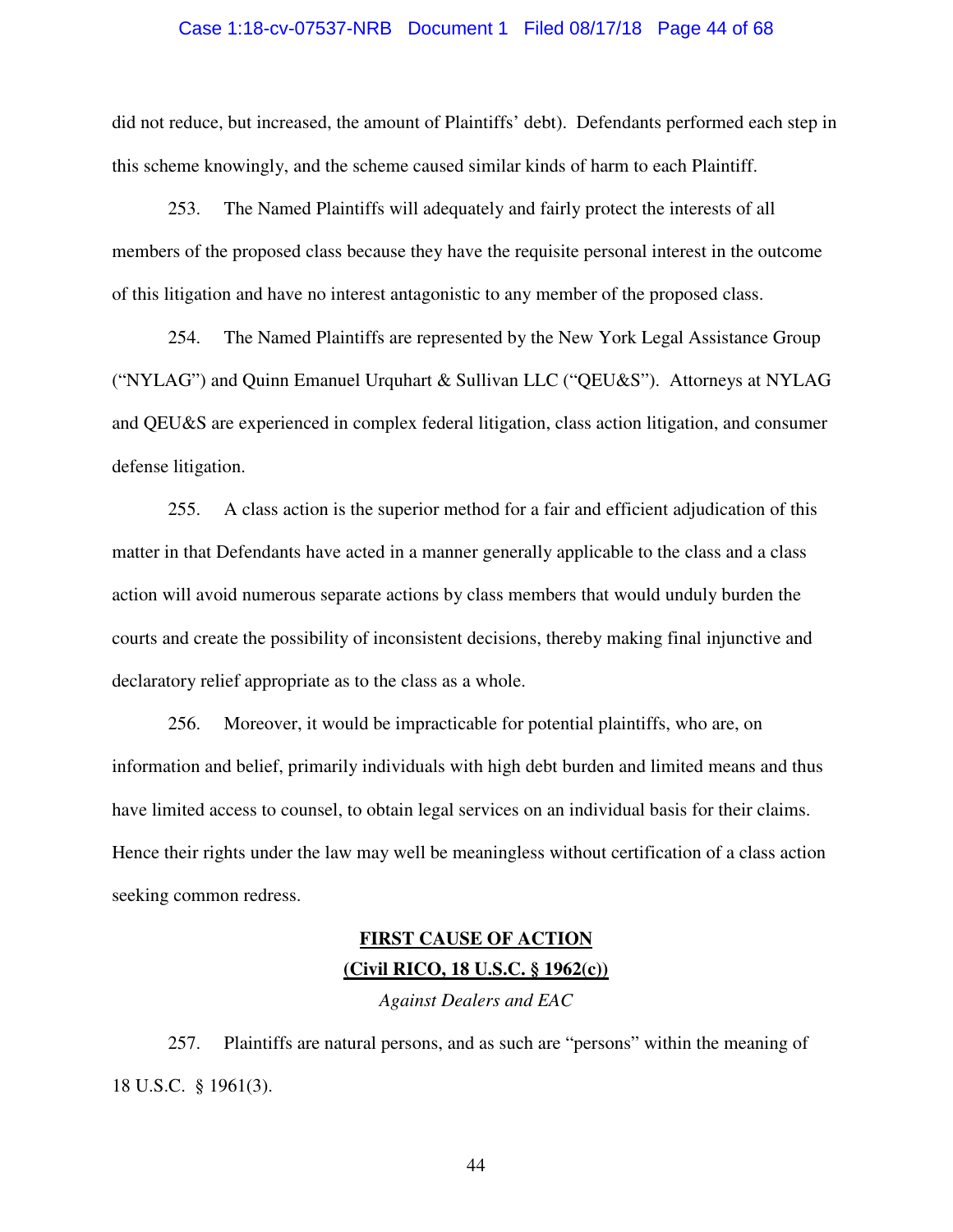did not reduce, but increased, the amount of Plaintiffs' debt). Defendants performed each step in this scheme knowingly, and the scheme caused similar kinds of harm to each Plaintiff.

253. The Named Plaintiffs will adequately and fairly protect the interests of all members of the proposed class because they have the requisite personal interest in the outcome of this litigation and have no interest antagonistic to any member of the proposed class.

254. The Named Plaintiffs are represented by the New York Legal Assistance Group ("NYLAG") and Quinn Emanuel Urquhart & Sullivan LLC ("QEU&S"). Attorneys at NYLAG and QEU&S are experienced in complex federal litigation, class action litigation, and consumer defense litigation.

255. A class action is the superior method for a fair and efficient adjudication of this matter in that Defendants have acted in a manner generally applicable to the class and a class action will avoid numerous separate actions by class members that would unduly burden the courts and create the possibility of inconsistent decisions, thereby making final injunctive and declaratory relief appropriate as to the class as a whole.

256. Moreover, it would be impracticable for potential plaintiffs, who are, on information and belief, primarily individuals with high debt burden and limited means and thus have limited access to counsel, to obtain legal services on an individual basis for their claims. Hence their rights under the law may well be meaningless without certification of a class action seeking common redress.

## FIRST CAUSE OF ACTION
## (Civil RICO, 18 U.S.C. § 1962(c))

*Against Dealers and EAC*

257. Plaintiffs are natural persons, and as such are "persons" within the meaning of 18 U.S.C. § 1961(3).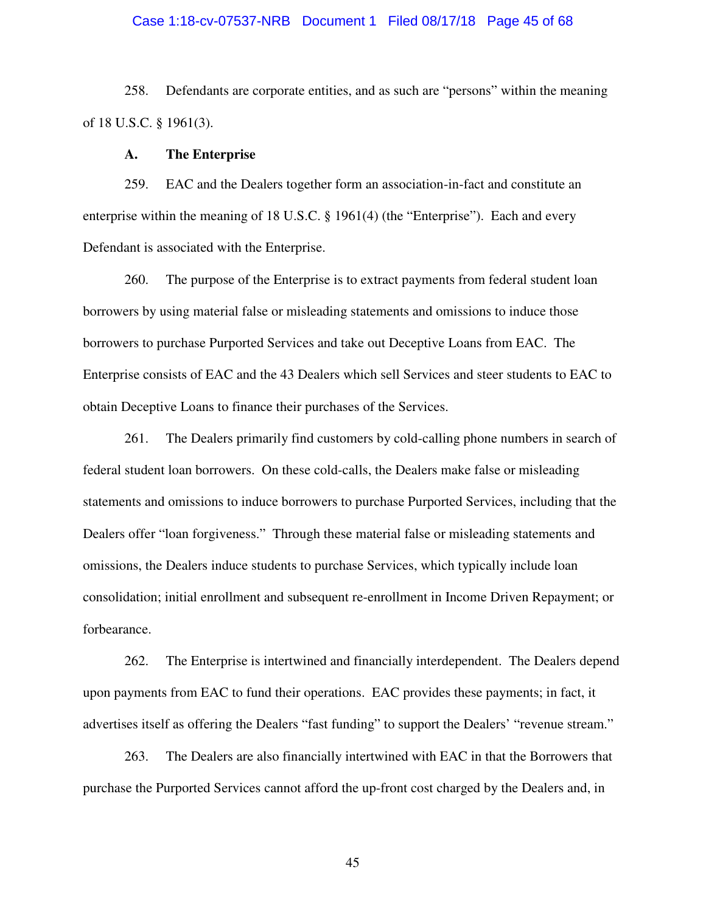258. Defendants are corporate entities, and as such are "persons" within the meaning of 18 U.S.C. § 1961(3).

### A. The Enterprise

259. EAC and the Dealers together form an association-in-fact and constitute an enterprise within the meaning of 18 U.S.C. § 1961(4) (the "Enterprise"). Each and every Defendant is associated with the Enterprise.

260. The purpose of the Enterprise is to extract payments from federal student loan borrowers by using material false or misleading statements and omissions to induce those borrowers to purchase Purported Services and take out Deceptive Loans from EAC. The Enterprise consists of EAC and the 43 Dealers which sell Services and steer students to EAC to obtain Deceptive Loans to finance their purchases of the Services.

261. The Dealers primarily find customers by cold-calling phone numbers in search of federal student loan borrowers. On these cold-calls, the Dealers make false or misleading statements and omissions to induce borrowers to purchase Purported Services, including that the Dealers offer "loan forgiveness." Through these material false or misleading statements and omissions, the Dealers induce students to purchase Services, which typically include loan consolidation; initial enrollment and subsequent re-enrollment in Income Driven Repayment; or forbearance.

262. The Enterprise is intertwined and financially interdependent. The Dealers depend upon payments from EAC to fund their operations. EAC provides these payments; in fact, it advertises itself as offering the Dealers "fast funding" to support the Dealers' "revenue stream."

263. The Dealers are also financially intertwined with EAC in that the Borrowers that purchase the Purported Services cannot afford the up-front cost charged by the Dealers and, in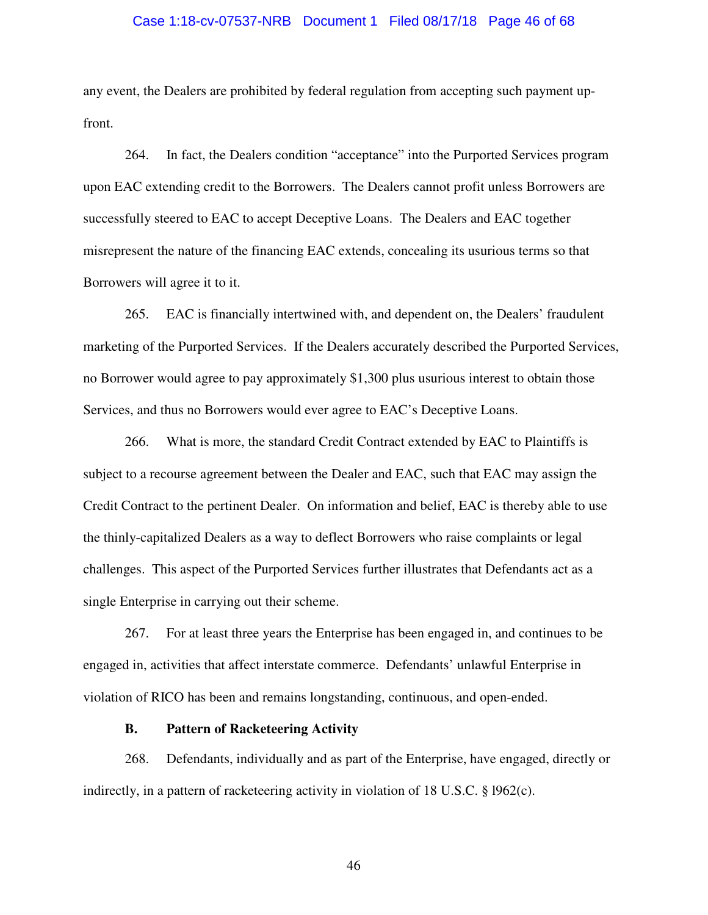any event, the Dealers are prohibited by federal regulation from accepting such payment up-front.

264. In fact, the Dealers condition "acceptance" into the Purported Services program upon EAC extending credit to the Borrowers. The Dealers cannot profit unless Borrowers are successfully steered to EAC to accept Deceptive Loans. The Dealers and EAC together misrepresent the nature of the financing EAC extends, concealing its usurious terms so that Borrowers will agree it to it.

265. EAC is financially intertwined with, and dependent on, the Dealers' fraudulent marketing of the Purported Services. If the Dealers accurately described the Purported Services, no Borrower would agree to pay approximately $1,300 plus usurious interest to obtain those Services, and thus no Borrowers would ever agree to EAC's Deceptive Loans.

266. What is more, the standard Credit Contract extended by EAC to Plaintiffs is subject to a recourse agreement between the Dealer and EAC, such that EAC may assign the Credit Contract to the pertinent Dealer. On information and belief, EAC is thereby able to use the thinly-capitalized Dealers as a way to deflect Borrowers who raise complaints or legal challenges. This aspect of the Purported Services further illustrates that Defendants act as a single Enterprise in carrying out their scheme.

267. For at least three years the Enterprise has been engaged in, and continues to be engaged in, activities that affect interstate commerce. Defendants' unlawful Enterprise in violation of RICO has been and remains longstanding, continuous, and open-ended.

### B. Pattern of Racketeering Activity

268. Defendants, individually and as part of the Enterprise, have engaged, directly or indirectly, in a pattern of racketeering activity in violation of 18 U.S.C. § 1962(c).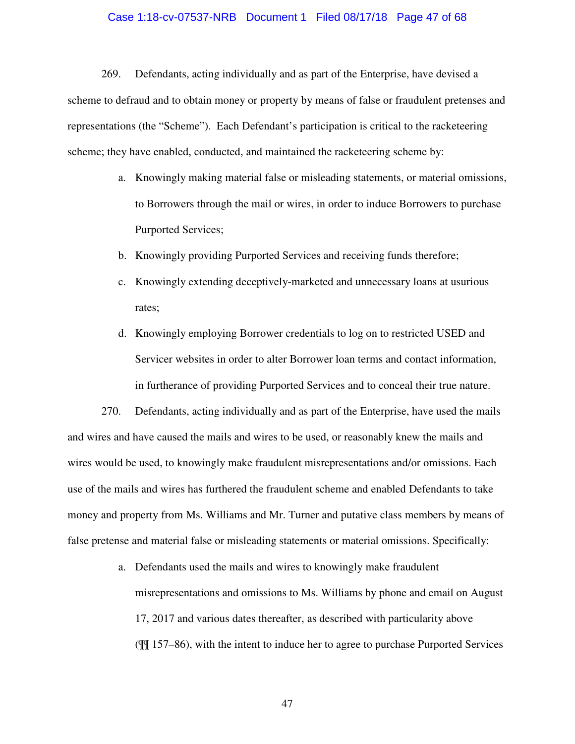269. Defendants, acting individually and as part of the Enterprise, have devised a scheme to defraud and to obtain money or property by means of false or fraudulent pretenses and representations (the "Scheme"). Each Defendant's participation is critical to the racketeering scheme; they have enabled, conducted, and maintained the racketeering scheme by:

a. Knowingly making material false or misleading statements, or material omissions, to Borrowers through the mail or wires, in order to induce Borrowers to purchase Purported Services;

b. Knowingly providing Purported Services and receiving funds therefore;

c. Knowingly extending deceptively-marketed and unnecessary loans at usurious rates;

d. Knowingly employing Borrower credentials to log on to restricted USED and Servicer websites in order to alter Borrower loan terms and contact information, in furtherance of providing Purported Services and to conceal their true nature.

270. Defendants, acting individually and as part of the Enterprise, have used the mails and wires and have caused the mails and wires to be used, or reasonably knew the mails and wires would be used, to knowingly make fraudulent misrepresentations and/or omissions. Each use of the mails and wires has furthered the fraudulent scheme and enabled Defendants to take money and property from Ms. Williams and Mr. Turner and putative class members by means of false pretense and material false or misleading statements or material omissions. Specifically:

a. Defendants used the mails and wires to knowingly make fraudulent misrepresentations and omissions to Ms. Williams by phone and email on August 17, 2017 and various dates thereafter, as described with particularity above (¶¶ 157–86), with the intent to induce her to agree to purchase Purported Services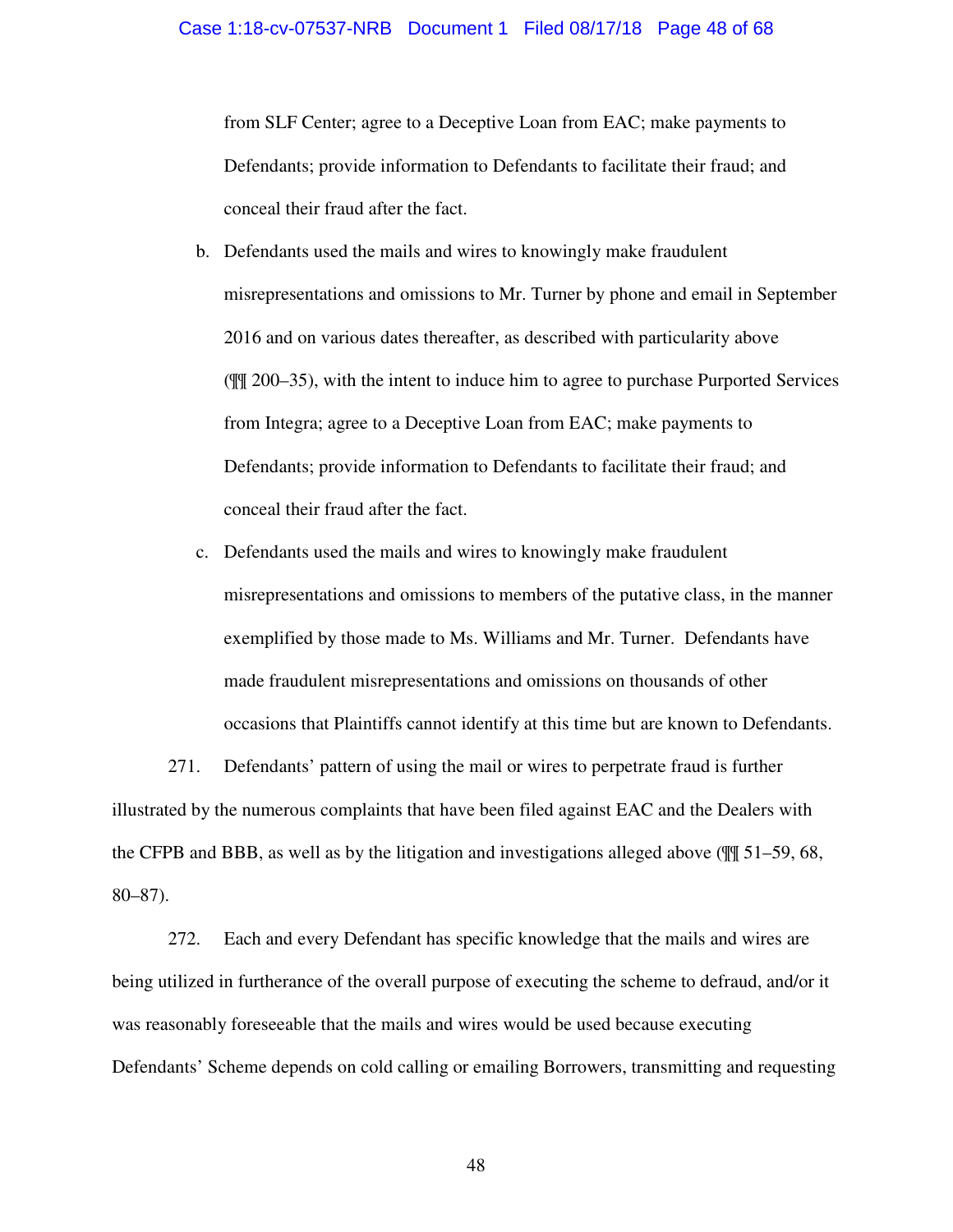from SLF Center; agree to a Deceptive Loan from EAC; make payments to Defendants; provide information to Defendants to facilitate their fraud; and conceal their fraud after the fact.

b. Defendants used the mails and wires to knowingly make fraudulent misrepresentations and omissions to Mr. Turner by phone and email in September 2016 and on various dates thereafter, as described with particularity above (¶¶ 200–35), with the intent to induce him to agree to purchase Purported Services from Integra; agree to a Deceptive Loan from EAC; make payments to Defendants; provide information to Defendants to facilitate their fraud; and conceal their fraud after the fact.

c. Defendants used the mails and wires to knowingly make fraudulent misrepresentations and omissions to members of the putative class, in the manner exemplified by those made to Ms. Williams and Mr. Turner. Defendants have made fraudulent misrepresentations and omissions on thousands of other occasions that Plaintiffs cannot identify at this time but are known to Defendants.

271. Defendants' pattern of using the mail or wires to perpetrate fraud is further illustrated by the numerous complaints that have been filed against EAC and the Dealers with the CFPB and BBB, as well as by the litigation and investigations alleged above (¶¶ 51–59, 68, 80–87).

272. Each and every Defendant has specific knowledge that the mails and wires are being utilized in furtherance of the overall purpose of executing the scheme to defraud, and/or it was reasonably foreseeable that the mails and wires would be used because executing Defendants' Scheme depends on cold calling or emailing Borrowers, transmitting and requesting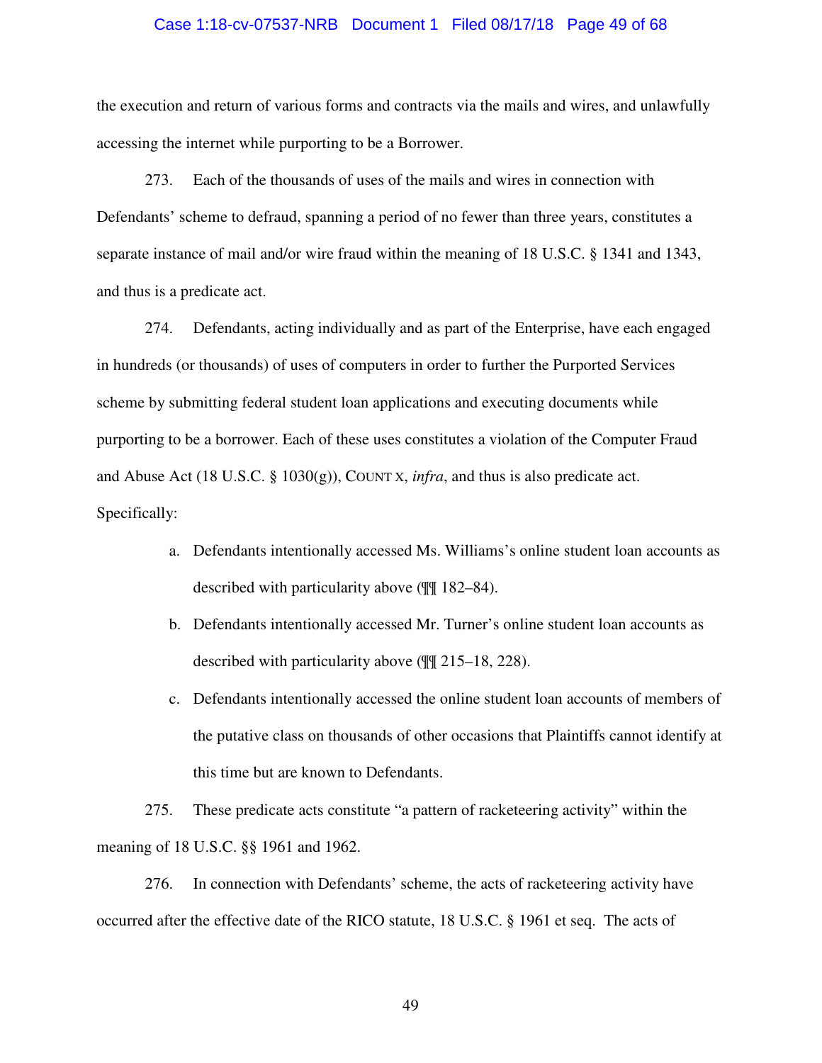the execution and return of various forms and contracts via the mails and wires, and unlawfully accessing the internet while purporting to be a Borrower.

273. Each of the thousands of uses of the mails and wires in connection with Defendants' scheme to defraud, spanning a period of no fewer than three years, constitutes a separate instance of mail and/or wire fraud within the meaning of 18 U.S.C. § 1341 and 1343, and thus is a predicate act.

274. Defendants, acting individually and as part of the Enterprise, have each engaged in hundreds (or thousands) of uses of computers in order to further the Purported Services scheme by submitting federal student loan applications and executing documents while purporting to be a borrower. Each of these uses constitutes a violation of the Computer Fraud and Abuse Act (18 U.S.C. § 1030(g)), COUNT X, *infra*, and thus is also predicate act. Specifically:

a. Defendants intentionally accessed Ms. Williams's online student loan accounts as described with particularity above (¶¶ 182–84).

b. Defendants intentionally accessed Mr. Turner's online student loan accounts as described with particularity above (¶¶ 215–18, 228).

c. Defendants intentionally accessed the online student loan accounts of members of the putative class on thousands of other occasions that Plaintiffs cannot identify at this time but are known to Defendants.

275. These predicate acts constitute "a pattern of racketeering activity" within the meaning of 18 U.S.C. §§ 1961 and 1962.

276. In connection with Defendants' scheme, the acts of racketeering activity have occurred after the effective date of the RICO statute, 18 U.S.C. § 1961 et seq. The acts of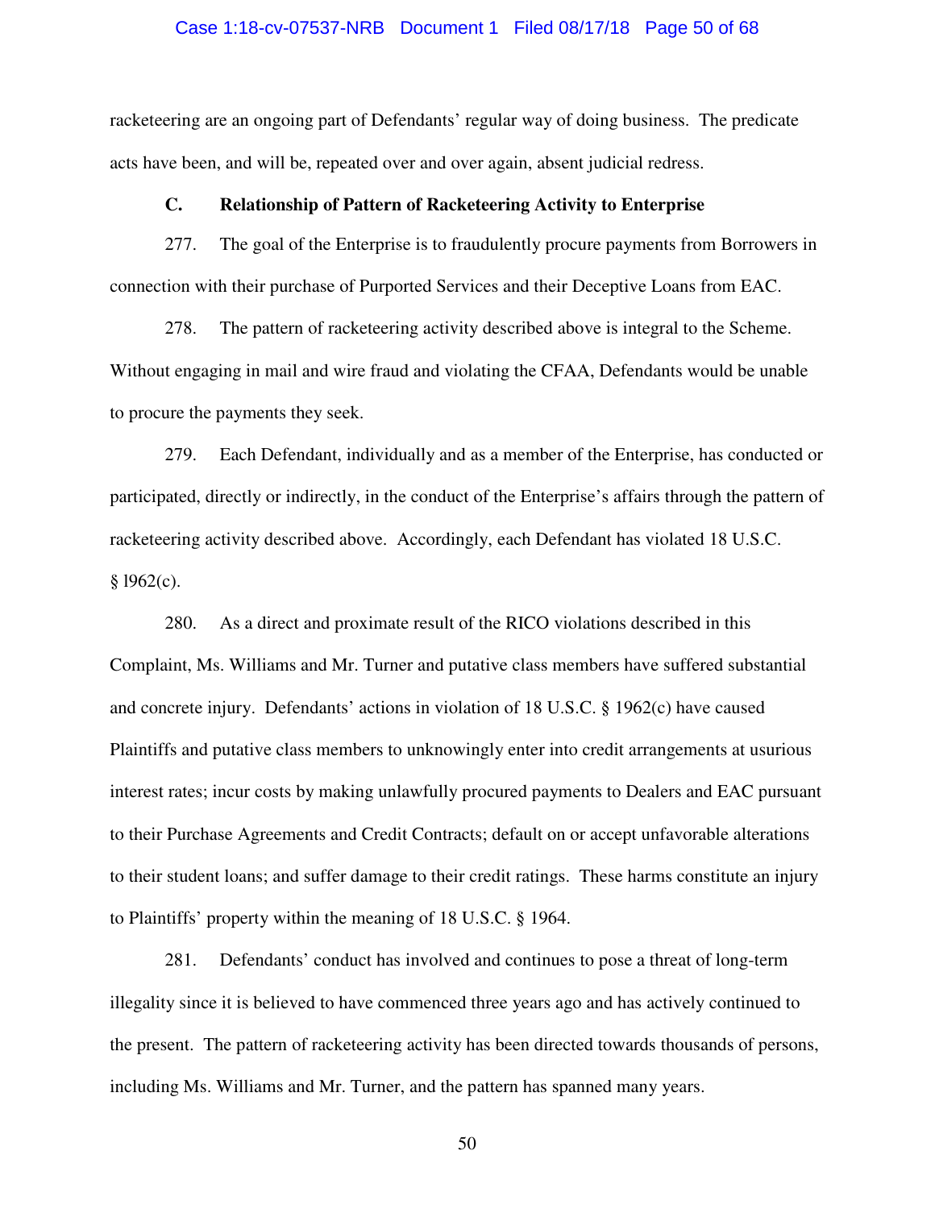racketeering are an ongoing part of Defendants' regular way of doing business. The predicate acts have been, and will be, repeated over and over again, absent judicial redress.

### C. Relationship of Pattern of Racketeering Activity to Enterprise

277. The goal of the Enterprise is to fraudulently procure payments from Borrowers in connection with their purchase of Purported Services and their Deceptive Loans from EAC.

278. The pattern of racketeering activity described above is integral to the Scheme. Without engaging in mail and wire fraud and violating the CFAA, Defendants would be unable to procure the payments they seek.

279. Each Defendant, individually and as a member of the Enterprise, has conducted or participated, directly or indirectly, in the conduct of the Enterprise's affairs through the pattern of racketeering activity described above. Accordingly, each Defendant has violated 18 U.S.C. § 1962(c).

280. As a direct and proximate result of the RICO violations described in this Complaint, Ms. Williams and Mr. Turner and putative class members have suffered substantial and concrete injury. Defendants' actions in violation of 18 U.S.C. § 1962(c) have caused Plaintiffs and putative class members to unknowingly enter into credit arrangements at usurious interest rates; incur costs by making unlawfully procured payments to Dealers and EAC pursuant to their Purchase Agreements and Credit Contracts; default on or accept unfavorable alterations to their student loans; and suffer damage to their credit ratings. These harms constitute an injury to Plaintiffs' property within the meaning of 18 U.S.C. § 1964.

281. Defendants' conduct has involved and continues to pose a threat of long-term illegality since it is believed to have commenced three years ago and has actively continued to the present. The pattern of racketeering activity has been directed towards thousands of persons, including Ms. Williams and Mr. Turner, and the pattern has spanned many years.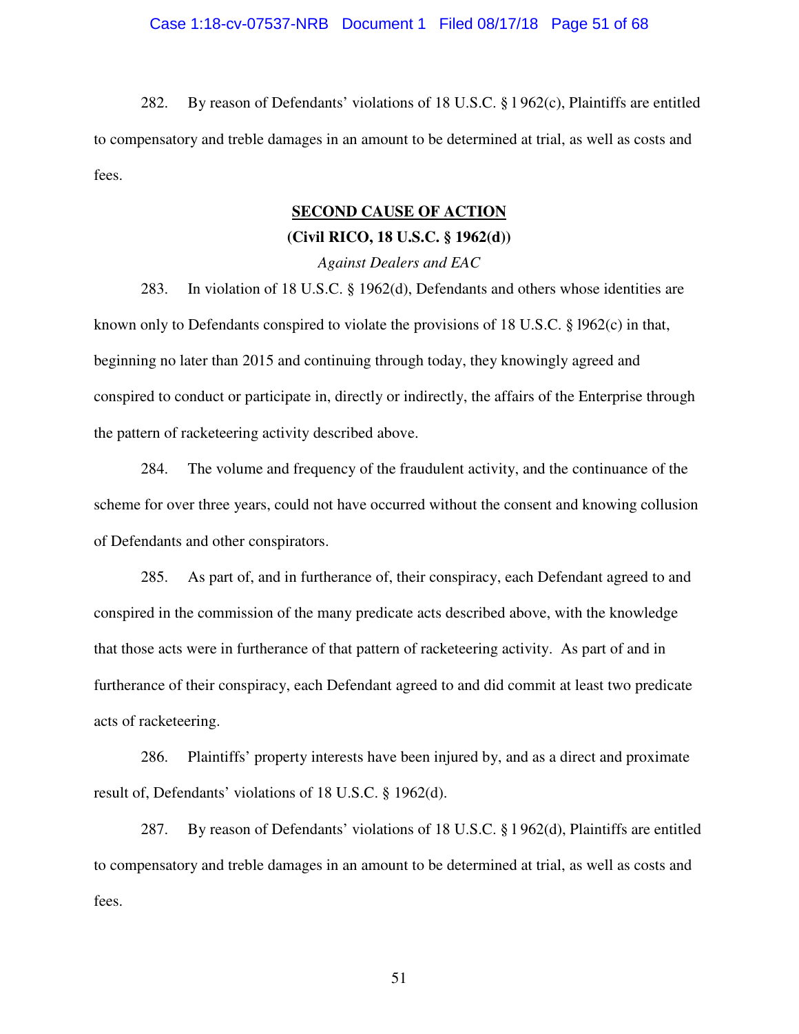282. By reason of Defendants' violations of 18 U.S.C. § l 962(c), Plaintiffs are entitled to compensatory and treble damages in an amount to be determined at trial, as well as costs and fees.

## SECOND CAUSE OF ACTION

### (Civil RICO, 18 U.S.C. § 1962(d))

*Against Dealers and EAC*

283. In violation of 18 U.S.C. § 1962(d), Defendants and others whose identities are known only to Defendants conspired to violate the provisions of 18 U.S.C. § l962(c) in that, beginning no later than 2015 and continuing through today, they knowingly agreed and conspired to conduct or participate in, directly or indirectly, the affairs of the Enterprise through the pattern of racketeering activity described above.

284. The volume and frequency of the fraudulent activity, and the continuance of the scheme for over three years, could not have occurred without the consent and knowing collusion of Defendants and other conspirators.

285. As part of, and in furtherance of, their conspiracy, each Defendant agreed to and conspired in the commission of the many predicate acts described above, with the knowledge that those acts were in furtherance of that pattern of racketeering activity. As part of and in furtherance of their conspiracy, each Defendant agreed to and did commit at least two predicate acts of racketeering.

286. Plaintiffs' property interests have been injured by, and as a direct and proximate result of, Defendants' violations of 18 U.S.C. § 1962(d).

287. By reason of Defendants' violations of 18 U.S.C. § l 962(d), Plaintiffs are entitled to compensatory and treble damages in an amount to be determined at trial, as well as costs and fees.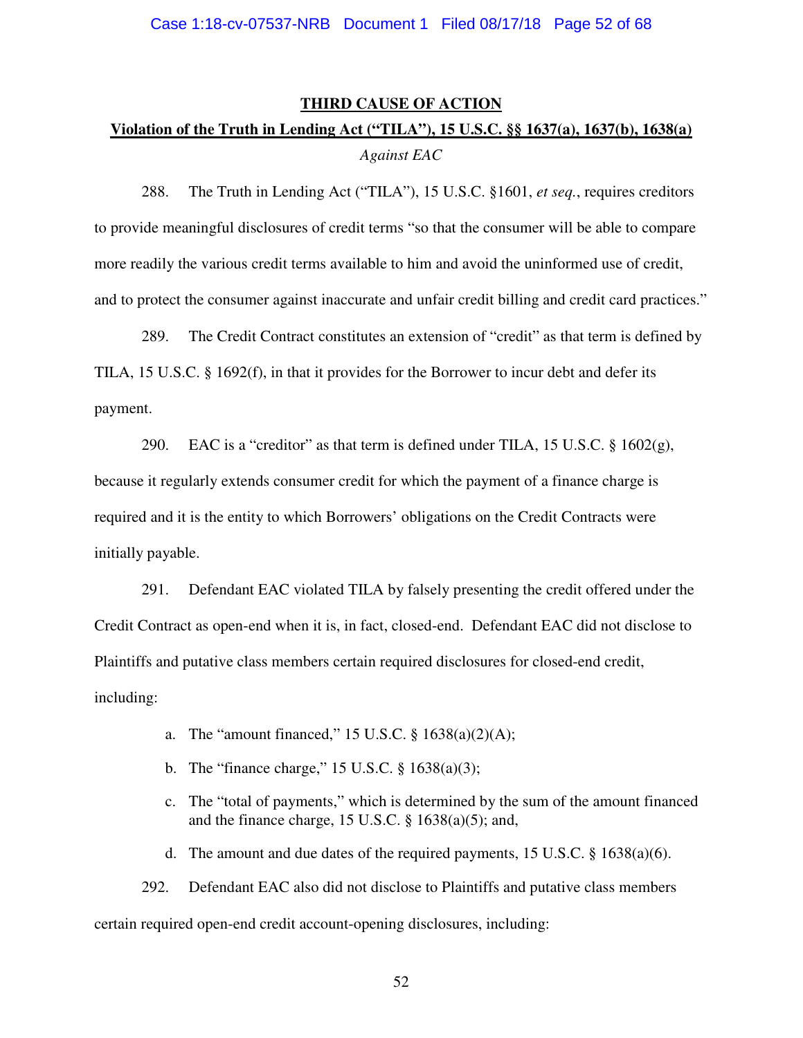## THIRD CAUSE OF ACTION

**Violation of the Truth in Lending Act ("TILA"), 15 U.S.C. §§ 1637(a), 1637(b), 1638(a)**

*Against EAC*

288. The Truth in Lending Act ("TILA"), 15 U.S.C. §1601, *et seq.*, requires creditors to provide meaningful disclosures of credit terms "so that the consumer will be able to compare more readily the various credit terms available to him and avoid the uninformed use of credit, and to protect the consumer against inaccurate and unfair credit billing and credit card practices."

289. The Credit Contract constitutes an extension of "credit" as that term is defined by TILA, 15 U.S.C. § 1692(f), in that it provides for the Borrower to incur debt and defer its payment.

290. EAC is a "creditor" as that term is defined under TILA, 15 U.S.C. § 1602(g), because it regularly extends consumer credit for which the payment of a finance charge is required and it is the entity to which Borrowers' obligations on the Credit Contracts were initially payable.

291. Defendant EAC violated TILA by falsely presenting the credit offered under the Credit Contract as open-end when it is, in fact, closed-end. Defendant EAC did not disclose to Plaintiffs and putative class members certain required disclosures for closed-end credit, including:

a. The "amount financed," 15 U.S.C. § 1638(a)(2)(A);

b. The "finance charge," 15 U.S.C. § 1638(a)(3);

c. The "total of payments," which is determined by the sum of the amount financed and the finance charge, 15 U.S.C. § 1638(a)(5); and,

d. The amount and due dates of the required payments, 15 U.S.C. § 1638(a)(6).

292. Defendant EAC also did not disclose to Plaintiffs and putative class members certain required open-end credit account-opening disclosures, including: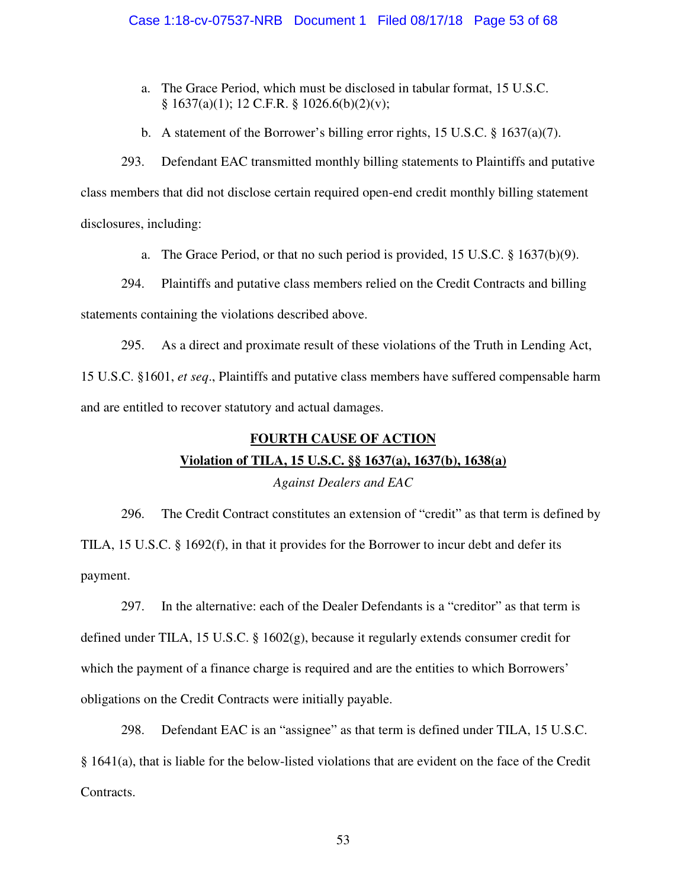a. The Grace Period, which must be disclosed in tabular format, 15 U.S.C. § 1637(a)(1); 12 C.F.R. § 1026.6(b)(2)(v);

b. A statement of the Borrower's billing error rights, 15 U.S.C. § 1637(a)(7).

293. Defendant EAC transmitted monthly billing statements to Plaintiffs and putative class members that did not disclose certain required open-end credit monthly billing statement disclosures, including:

a. The Grace Period, or that no such period is provided, 15 U.S.C. § 1637(b)(9).

294. Plaintiffs and putative class members relied on the Credit Contracts and billing statements containing the violations described above.

295. As a direct and proximate result of these violations of the Truth in Lending Act, 15 U.S.C. §1601, *et seq*., Plaintiffs and putative class members have suffered compensable harm and are entitled to recover statutory and actual damages.

## FOURTH CAUSE OF ACTION

### Violation of TILA, 15 U.S.C. §§ 1637(a), 1637(b), 1638(a)

*Against Dealers and EAC*

296. The Credit Contract constitutes an extension of "credit" as that term is defined by TILA, 15 U.S.C. § 1692(f), in that it provides for the Borrower to incur debt and defer its payment.

297. In the alternative: each of the Dealer Defendants is a "creditor" as that term is defined under TILA, 15 U.S.C. § 1602(g), because it regularly extends consumer credit for which the payment of a finance charge is required and are the entities to which Borrowers' obligations on the Credit Contracts were initially payable.

298. Defendant EAC is an "assignee" as that term is defined under TILA, 15 U.S.C. § 1641(a), that is liable for the below-listed violations that are evident on the face of the Credit Contracts.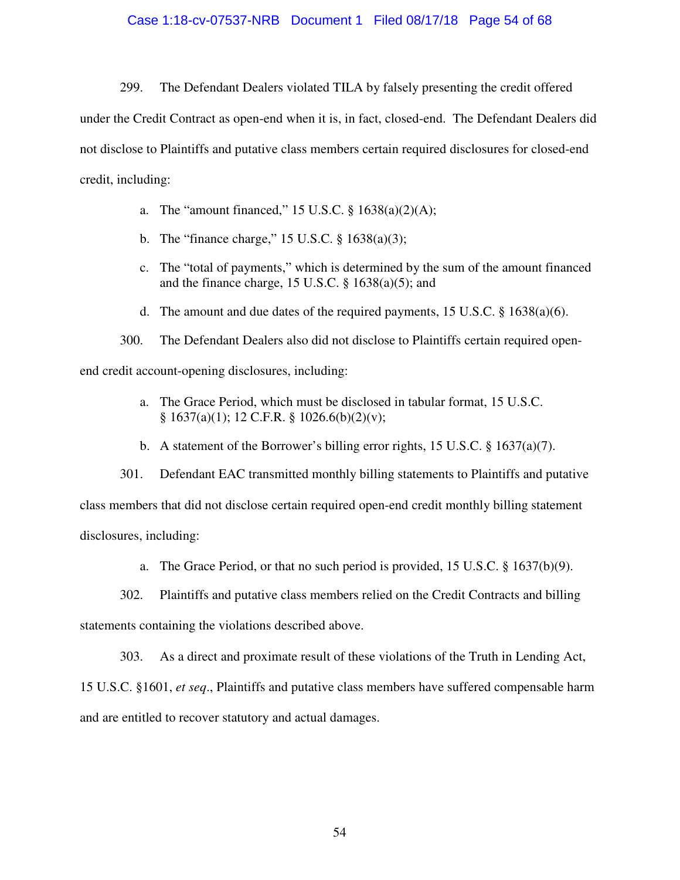299. The Defendant Dealers violated TILA by falsely presenting the credit offered under the Credit Contract as open-end when it is, in fact, closed-end. The Defendant Dealers did not disclose to Plaintiffs and putative class members certain required disclosures for closed-end credit, including:

a. The "amount financed," 15 U.S.C. § 1638(a)(2)(A);

b. The "finance charge," 15 U.S.C. § 1638(a)(3);

c. The "total of payments," which is determined by the sum of the amount financed and the finance charge, 15 U.S.C. § 1638(a)(5); and

d. The amount and due dates of the required payments, 15 U.S.C. § 1638(a)(6).

300. The Defendant Dealers also did not disclose to Plaintiffs certain required open-end credit account-opening disclosures, including:

a. The Grace Period, which must be disclosed in tabular format, 15 U.S.C. § 1637(a)(1); 12 C.F.R. § 1026.6(b)(2)(v);

b. A statement of the Borrower's billing error rights, 15 U.S.C. § 1637(a)(7).

301. Defendant EAC transmitted monthly billing statements to Plaintiffs and putative class members that did not disclose certain required open-end credit monthly billing statement disclosures, including:

a. The Grace Period, or that no such period is provided, 15 U.S.C. § 1637(b)(9).

302. Plaintiffs and putative class members relied on the Credit Contracts and billing statements containing the violations described above.

303. As a direct and proximate result of these violations of the Truth in Lending Act, 15 U.S.C. §1601, *et seq*., Plaintiffs and putative class members have suffered compensable harm and are entitled to recover statutory and actual damages.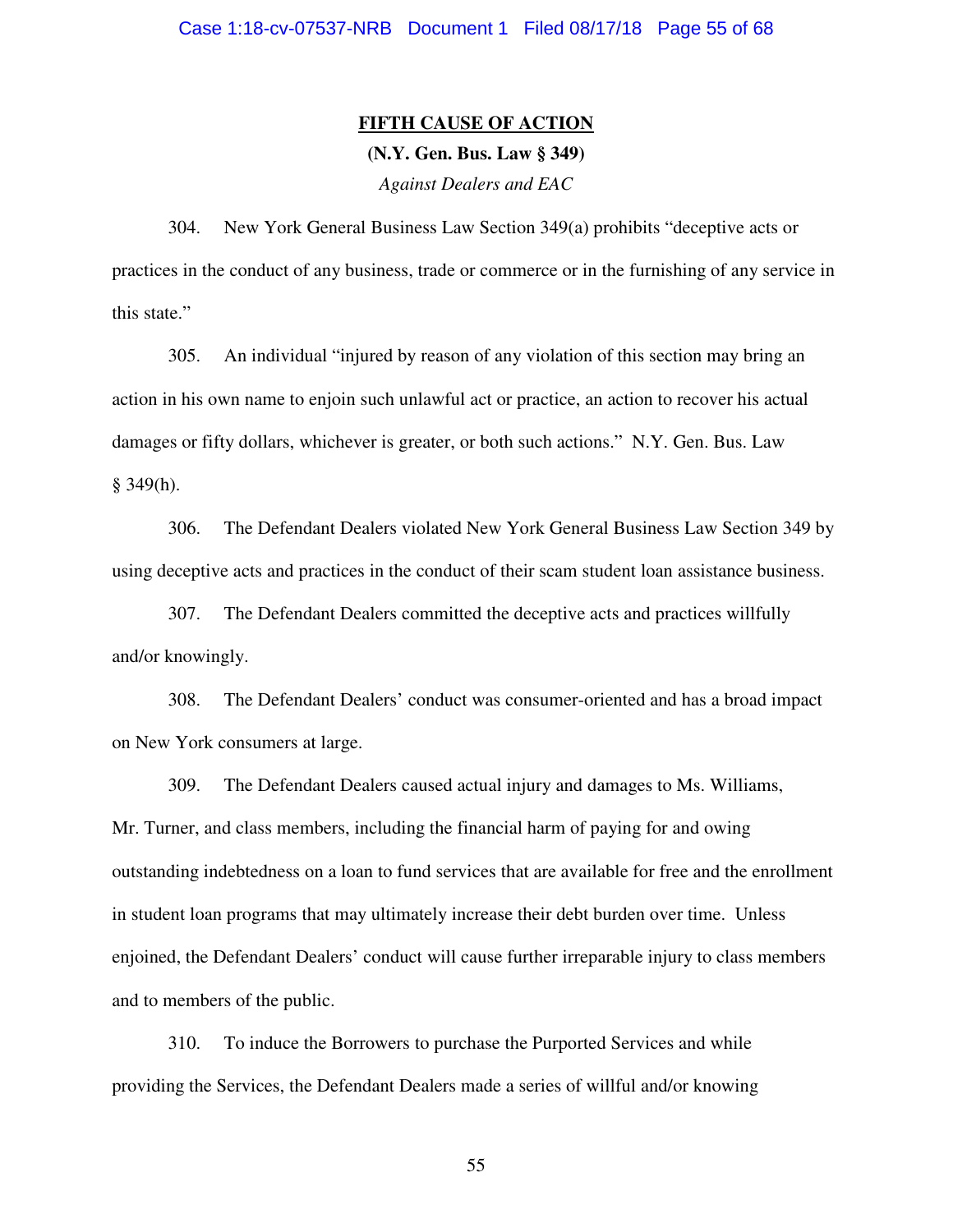**<u>FIFTH CAUSE OF ACTION</u>**

**(N.Y. Gen. Bus. Law § 349)**

*Against Dealers and EAC*

304. New York General Business Law Section 349(a) prohibits "deceptive acts or practices in the conduct of any business, trade or commerce or in the furnishing of any service in this state."

305. An individual "injured by reason of any violation of this section may bring an action in his own name to enjoin such unlawful act or practice, an action to recover his actual damages or fifty dollars, whichever is greater, or both such actions." N.Y. Gen. Bus. Law § 349(h).

306. The Defendant Dealers violated New York General Business Law Section 349 by using deceptive acts and practices in the conduct of their scam student loan assistance business.

307. The Defendant Dealers committed the deceptive acts and practices willfully and/or knowingly.

308. The Defendant Dealers' conduct was consumer-oriented and has a broad impact on New York consumers at large.

309. The Defendant Dealers caused actual injury and damages to Ms. Williams, Mr. Turner, and class members, including the financial harm of paying for and owing outstanding indebtedness on a loan to fund services that are available for free and the enrollment in student loan programs that may ultimately increase their debt burden over time. Unless enjoined, the Defendant Dealers' conduct will cause further irreparable injury to class members and to members of the public.

310. To induce the Borrowers to purchase the Purported Services and while providing the Services, the Defendant Dealers made a series of willful and/or knowing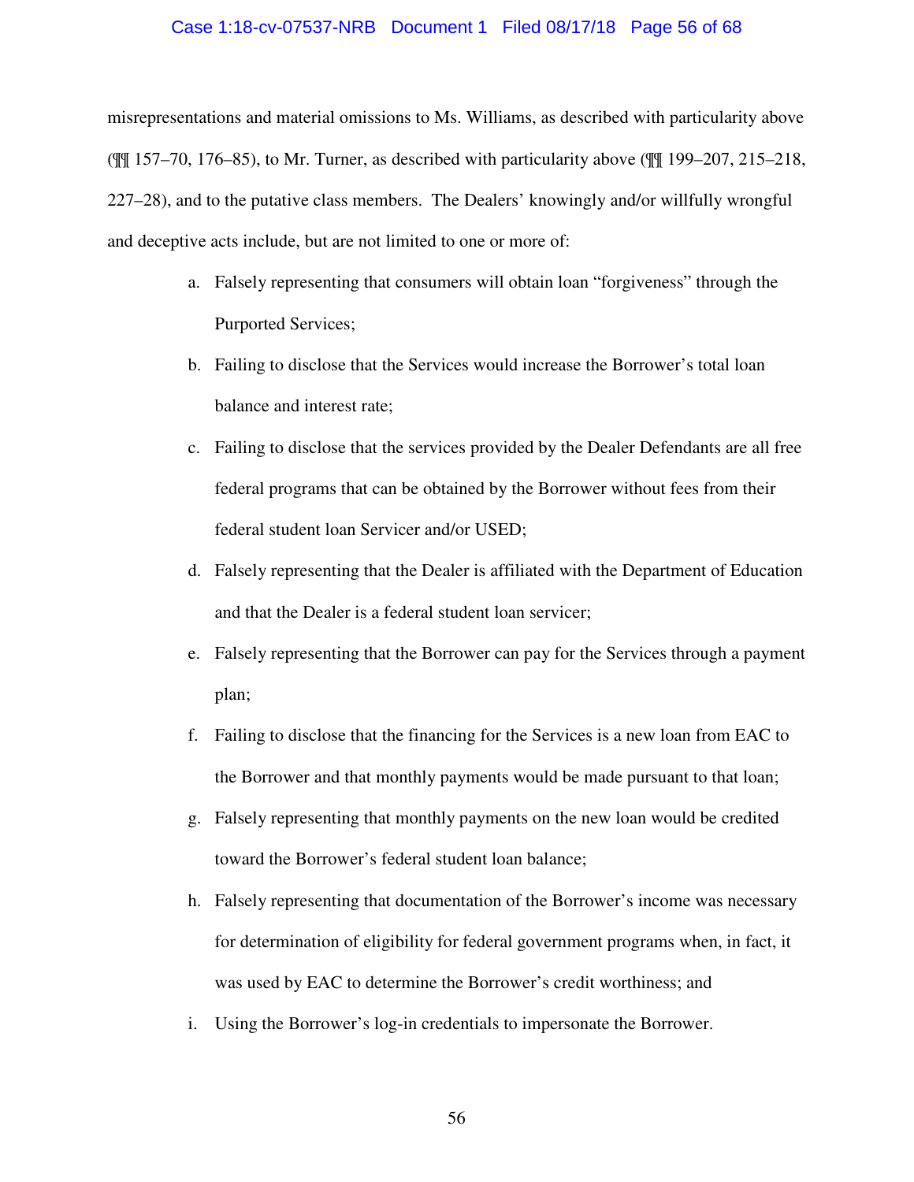misrepresentations and material omissions to Ms. Williams, as described with particularity above (¶¶ 157–70, 176–85), to Mr. Turner, as described with particularity above (¶¶ 199–207, 215–218, 227–28), and to the putative class members. The Dealers' knowingly and/or willfully wrongful and deceptive acts include, but are not limited to one or more of:

a. Falsely representing that consumers will obtain loan "forgiveness" through the Purported Services;

b. Failing to disclose that the Services would increase the Borrower's total loan balance and interest rate;

c. Failing to disclose that the services provided by the Dealer Defendants are all free federal programs that can be obtained by the Borrower without fees from their federal student loan Servicer and/or USED;

d. Falsely representing that the Dealer is affiliated with the Department of Education and that the Dealer is a federal student loan servicer;

e. Falsely representing that the Borrower can pay for the Services through a payment plan;

f. Failing to disclose that the financing for the Services is a new loan from EAC to the Borrower and that monthly payments would be made pursuant to that loan;

g. Falsely representing that monthly payments on the new loan would be credited toward the Borrower's federal student loan balance;

h. Falsely representing that documentation of the Borrower's income was necessary for determination of eligibility for federal government programs when, in fact, it was used by EAC to determine the Borrower's credit worthiness; and

i. Using the Borrower's log-in credentials to impersonate the Borrower.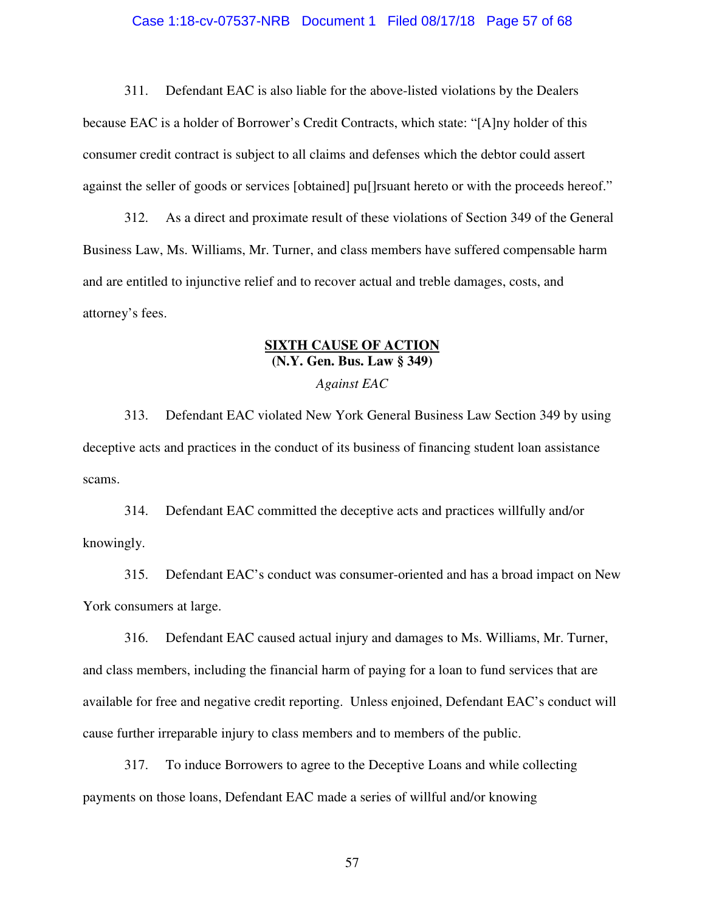311. Defendant EAC is also liable for the above-listed violations by the Dealers because EAC is a holder of Borrower's Credit Contracts, which state: "[A]ny holder of this consumer credit contract is subject to all claims and defenses which the debtor could assert against the seller of goods or services [obtained] pu[]rsuant hereto or with the proceeds hereof."

312. As a direct and proximate result of these violations of Section 349 of the General Business Law, Ms. Williams, Mr. Turner, and class members have suffered compensable harm and are entitled to injunctive relief and to recover actual and treble damages, costs, and attorney's fees.

## SIXTH CAUSE OF ACTION
**(N.Y. Gen. Bus. Law § 349)**

*Against EAC*

313. Defendant EAC violated New York General Business Law Section 349 by using deceptive acts and practices in the conduct of its business of financing student loan assistance scams.

314. Defendant EAC committed the deceptive acts and practices willfully and/or knowingly.

315. Defendant EAC's conduct was consumer-oriented and has a broad impact on New York consumers at large.

316. Defendant EAC caused actual injury and damages to Ms. Williams, Mr. Turner, and class members, including the financial harm of paying for a loan to fund services that are available for free and negative credit reporting. Unless enjoined, Defendant EAC's conduct will cause further irreparable injury to class members and to members of the public.

317. To induce Borrowers to agree to the Deceptive Loans and while collecting payments on those loans, Defendant EAC made a series of willful and/or knowing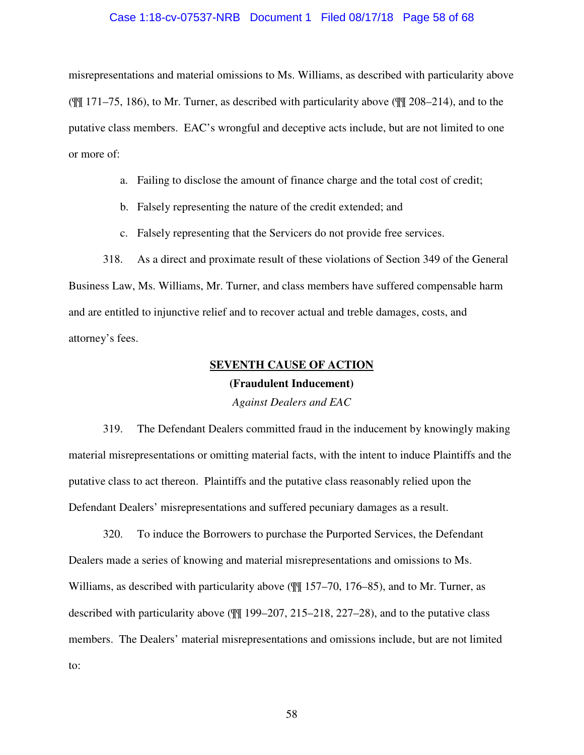misrepresentations and material omissions to Ms. Williams, as described with particularity above (¶¶ 171–75, 186), to Mr. Turner, as described with particularity above (¶¶ 208–214), and to the putative class members. EAC's wrongful and deceptive acts include, but are not limited to one or more of:

a. Failing to disclose the amount of finance charge and the total cost of credit;

b. Falsely representing the nature of the credit extended; and

c. Falsely representing that the Servicers do not provide free services.

318. As a direct and proximate result of these violations of Section 349 of the General Business Law, Ms. Williams, Mr. Turner, and class members have suffered compensable harm and are entitled to injunctive relief and to recover actual and treble damages, costs, and attorney's fees.

## SEVENTH CAUSE OF ACTION

### (Fraudulent Inducement)

*Against Dealers and EAC*

319. The Defendant Dealers committed fraud in the inducement by knowingly making material misrepresentations or omitting material facts, with the intent to induce Plaintiffs and the putative class to act thereon. Plaintiffs and the putative class reasonably relied upon the Defendant Dealers' misrepresentations and suffered pecuniary damages as a result.

320. To induce the Borrowers to purchase the Purported Services, the Defendant Dealers made a series of knowing and material misrepresentations and omissions to Ms. Williams, as described with particularity above (¶¶ 157–70, 176–85), and to Mr. Turner, as described with particularity above (¶¶ 199–207, 215–218, 227–28), and to the putative class members. The Dealers' material misrepresentations and omissions include, but are not limited to: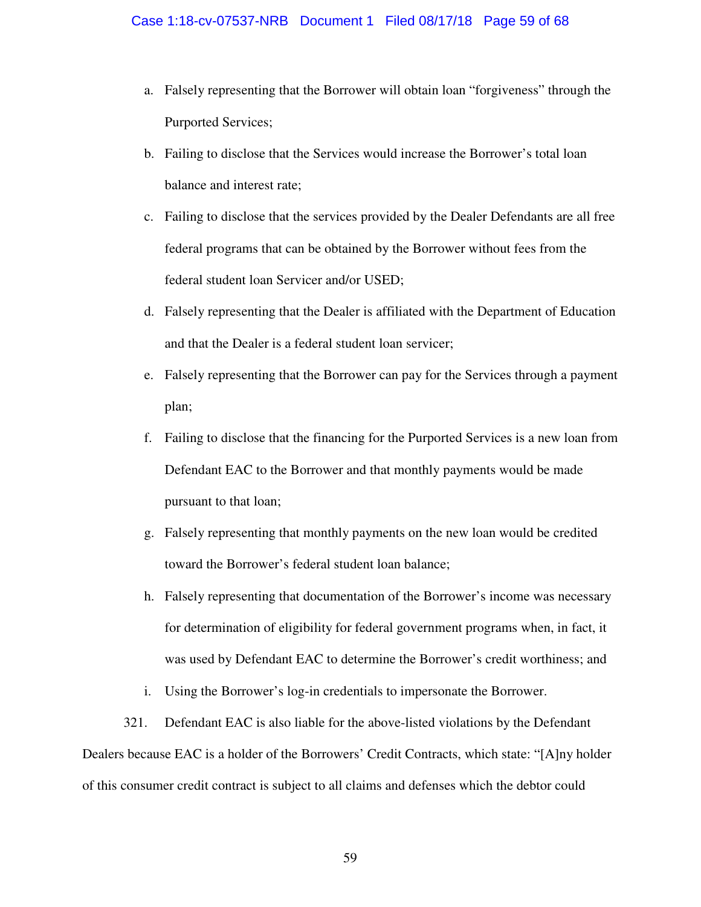a. Falsely representing that the Borrower will obtain loan "forgiveness" through the Purported Services;

b. Failing to disclose that the Services would increase the Borrower's total loan balance and interest rate;

c. Failing to disclose that the services provided by the Dealer Defendants are all free federal programs that can be obtained by the Borrower without fees from the federal student loan Servicer and/or USED;

d. Falsely representing that the Dealer is affiliated with the Department of Education and that the Dealer is a federal student loan servicer;

e. Falsely representing that the Borrower can pay for the Services through a payment plan;

f. Failing to disclose that the financing for the Purported Services is a new loan from Defendant EAC to the Borrower and that monthly payments would be made pursuant to that loan;

g. Falsely representing that monthly payments on the new loan would be credited toward the Borrower's federal student loan balance;

h. Falsely representing that documentation of the Borrower's income was necessary for determination of eligibility for federal government programs when, in fact, it was used by Defendant EAC to determine the Borrower's credit worthiness; and

i. Using the Borrower's log-in credentials to impersonate the Borrower.

321. Defendant EAC is also liable for the above-listed violations by the Defendant Dealers because EAC is a holder of the Borrowers' Credit Contracts, which state: "[A]ny holder of this consumer credit contract is subject to all claims and defenses which the debtor could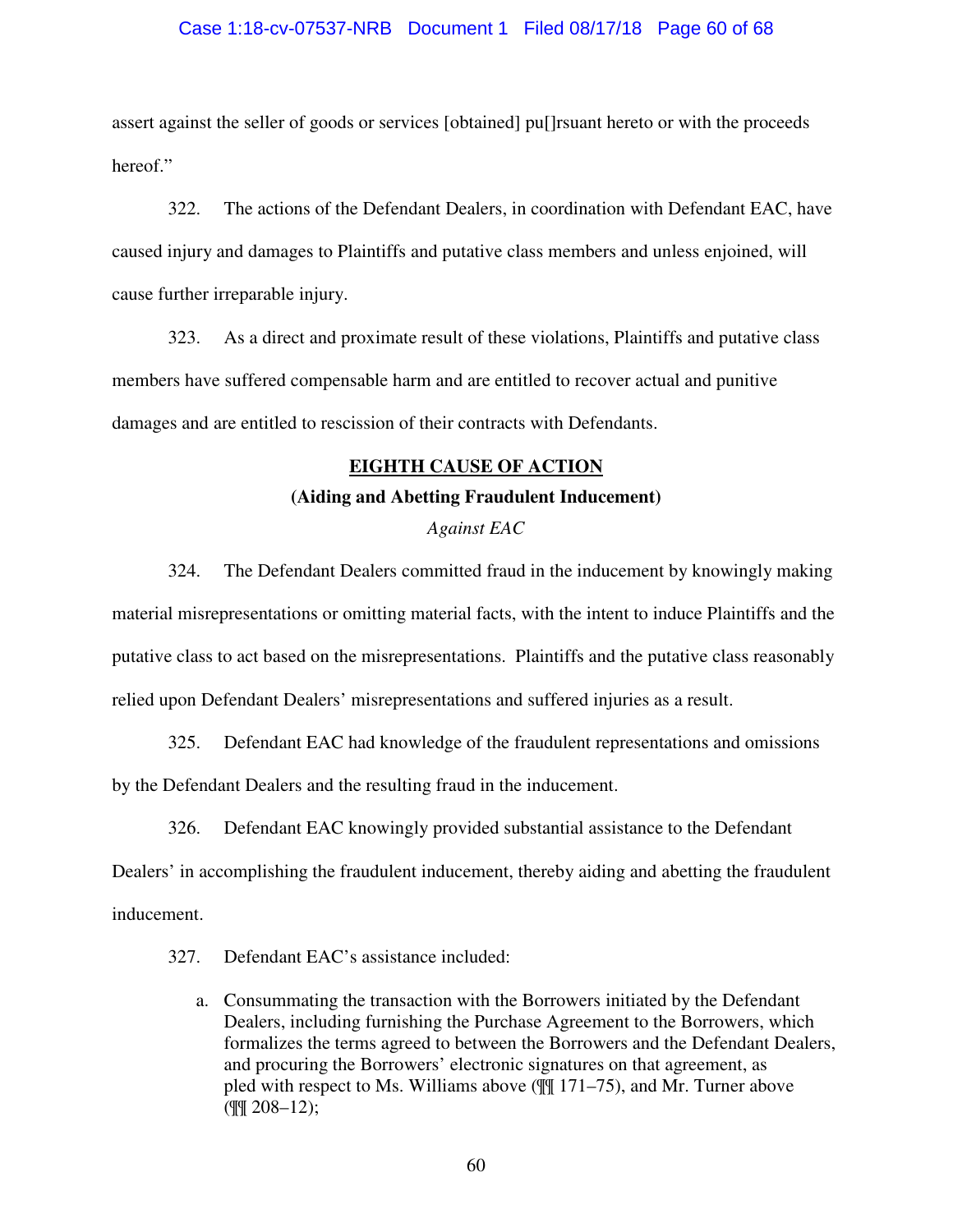assert against the seller of goods or services [obtained] pu[]rsuant hereto or with the proceeds hereof."

322. The actions of the Defendant Dealers, in coordination with Defendant EAC, have caused injury and damages to Plaintiffs and putative class members and unless enjoined, will cause further irreparable injury.

323. As a direct and proximate result of these violations, Plaintiffs and putative class members have suffered compensable harm and are entitled to recover actual and punitive damages and are entitled to rescission of their contracts with Defendants.

## EIGHTH CAUSE OF ACTION

**(Aiding and Abetting Fraudulent Inducement)**

*Against EAC*

324. The Defendant Dealers committed fraud in the inducement by knowingly making material misrepresentations or omitting material facts, with the intent to induce Plaintiffs and the putative class to act based on the misrepresentations. Plaintiffs and the putative class reasonably relied upon Defendant Dealers' misrepresentations and suffered injuries as a result.

325. Defendant EAC had knowledge of the fraudulent representations and omissions by the Defendant Dealers and the resulting fraud in the inducement.

326. Defendant EAC knowingly provided substantial assistance to the Defendant Dealers' in accomplishing the fraudulent inducement, thereby aiding and abetting the fraudulent inducement.

327. Defendant EAC's assistance included:

a. Consummating the transaction with the Borrowers initiated by the Defendant Dealers, including furnishing the Purchase Agreement to the Borrowers, which formalizes the terms agreed to between the Borrowers and the Defendant Dealers, and procuring the Borrowers' electronic signatures on that agreement, as pled with respect to Ms. Williams above (¶¶ 171–75), and Mr. Turner above (¶¶ 208–12);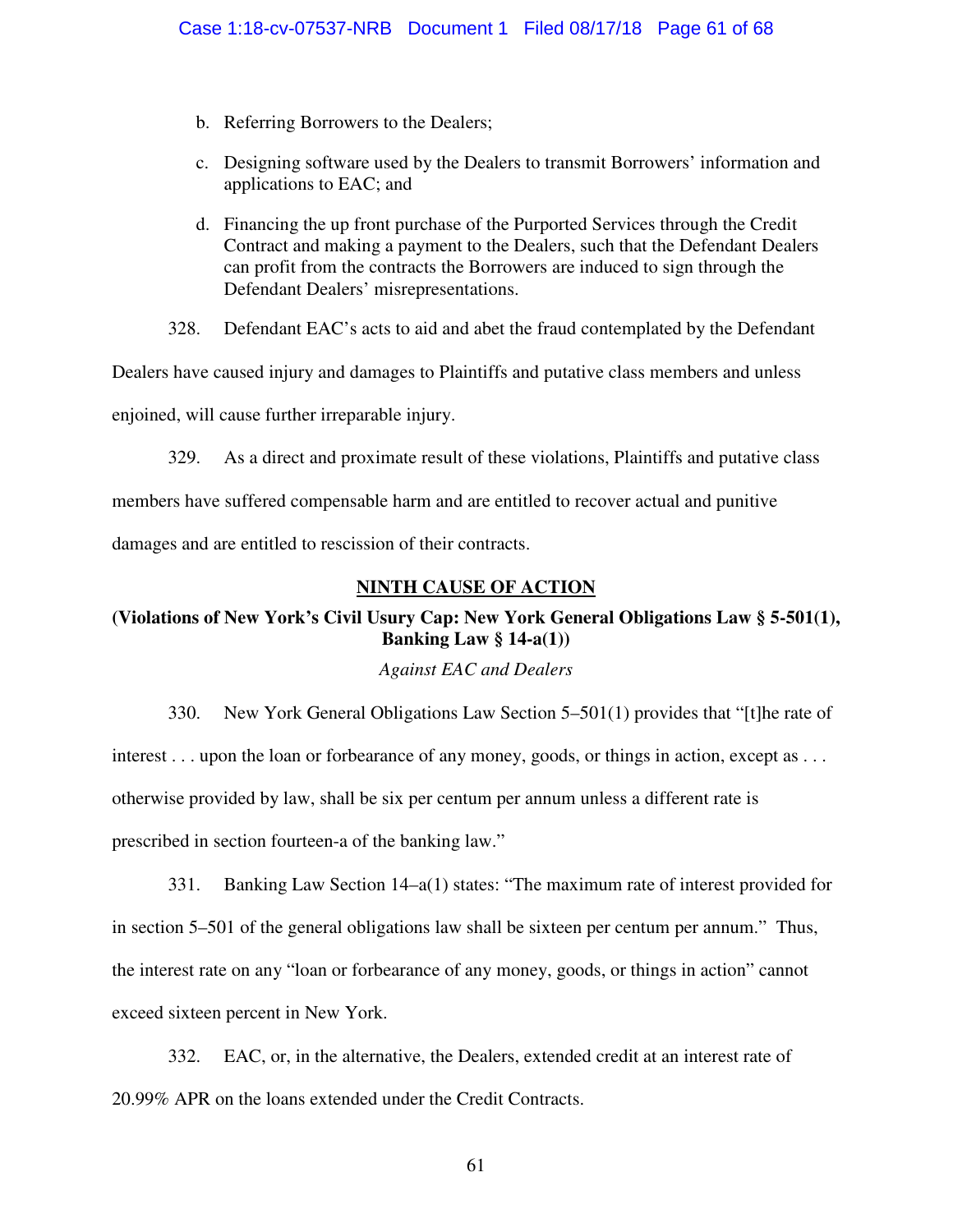b. Referring Borrowers to the Dealers;

c. Designing software used by the Dealers to transmit Borrowers' information and applications to EAC; and

d. Financing the up front purchase of the Purported Services through the Credit Contract and making a payment to the Dealers, such that the Defendant Dealers can profit from the contracts the Borrowers are induced to sign through the Defendant Dealers' misrepresentations.

328. Defendant EAC's acts to aid and abet the fraud contemplated by the Defendant Dealers have caused injury and damages to Plaintiffs and putative class members and unless enjoined, will cause further irreparable injury.

329. As a direct and proximate result of these violations, Plaintiffs and putative class members have suffered compensable harm and are entitled to recover actual and punitive damages and are entitled to rescission of their contracts.

## NINTH CAUSE OF ACTION

### (Violations of New York's Civil Usury Cap: New York General Obligations Law § 5-501(1), Banking Law § 14-a(1))

*Against EAC and Dealers*

330. New York General Obligations Law Section 5–501(1) provides that "[t]he rate of interest . . . upon the loan or forbearance of any money, goods, or things in action, except as . . . otherwise provided by law, shall be six per centum per annum unless a different rate is prescribed in section fourteen-a of the banking law."

331. Banking Law Section 14–a(1) states: "The maximum rate of interest provided for in section 5–501 of the general obligations law shall be sixteen per centum per annum." Thus, the interest rate on any "loan or forbearance of any money, goods, or things in action" cannot exceed sixteen percent in New York.

332. EAC, or, in the alternative, the Dealers, extended credit at an interest rate of 20.99% APR on the loans extended under the Credit Contracts.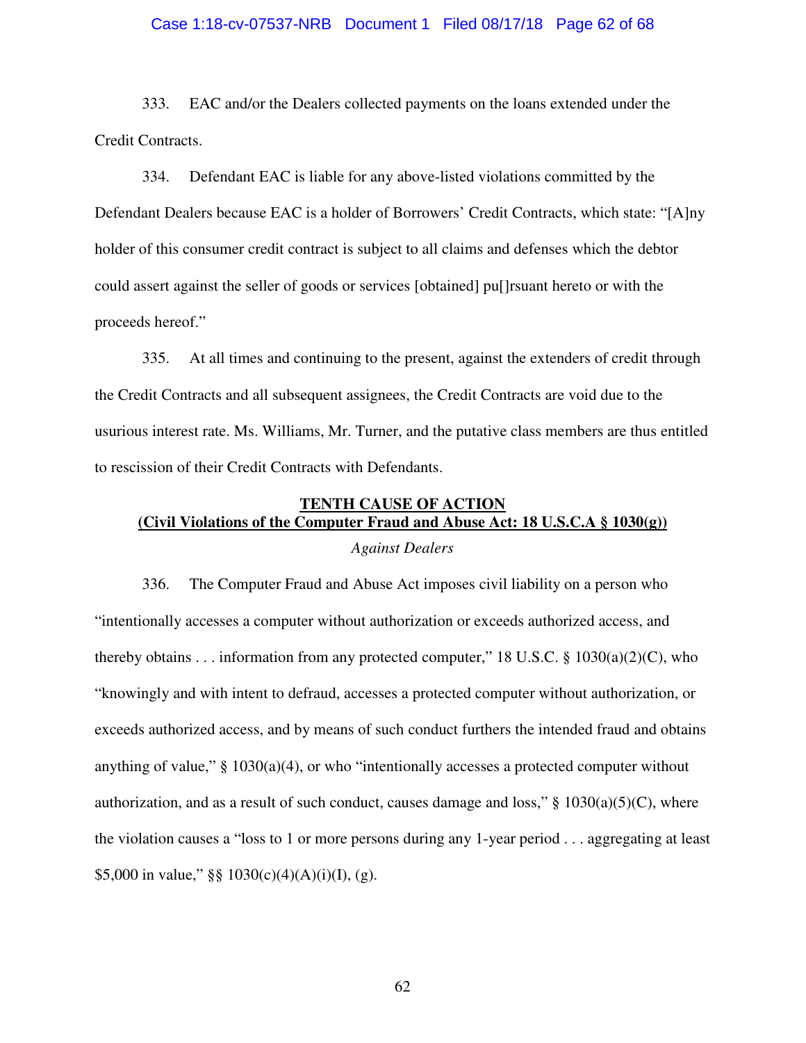333. EAC and/or the Dealers collected payments on the loans extended under the Credit Contracts.

334. Defendant EAC is liable for any above-listed violations committed by the Defendant Dealers because EAC is a holder of Borrowers' Credit Contracts, which state: "[A]ny holder of this consumer credit contract is subject to all claims and defenses which the debtor could assert against the seller of goods or services [obtained] pu[]rsuant hereto or with the proceeds hereof."

335. At all times and continuing to the present, against the extenders of credit through the Credit Contracts and all subsequent assignees, the Credit Contracts are void due to the usurious interest rate. Ms. Williams, Mr. Turner, and the putative class members are thus entitled to rescission of their Credit Contracts with Defendants.

## TENTH CAUSE OF ACTION
## (Civil Violations of the Computer Fraud and Abuse Act: 18 U.S.C.A § 1030(g))

*Against Dealers*

336. The Computer Fraud and Abuse Act imposes civil liability on a person who "intentionally accesses a computer without authorization or exceeds authorized access, and thereby obtains . . . information from any protected computer," 18 U.S.C. § 1030(a)(2)(C), who "knowingly and with intent to defraud, accesses a protected computer without authorization, or exceeds authorized access, and by means of such conduct furthers the intended fraud and obtains anything of value," § 1030(a)(4), or who "intentionally accesses a protected computer without authorization, and as a result of such conduct, causes damage and loss," § 1030(a)(5)(C), where the violation causes a "loss to 1 or more persons during any 1-year period . . . aggregating at least $5,000 in value," §§ 1030(c)(4)(A)(i)(I), (g).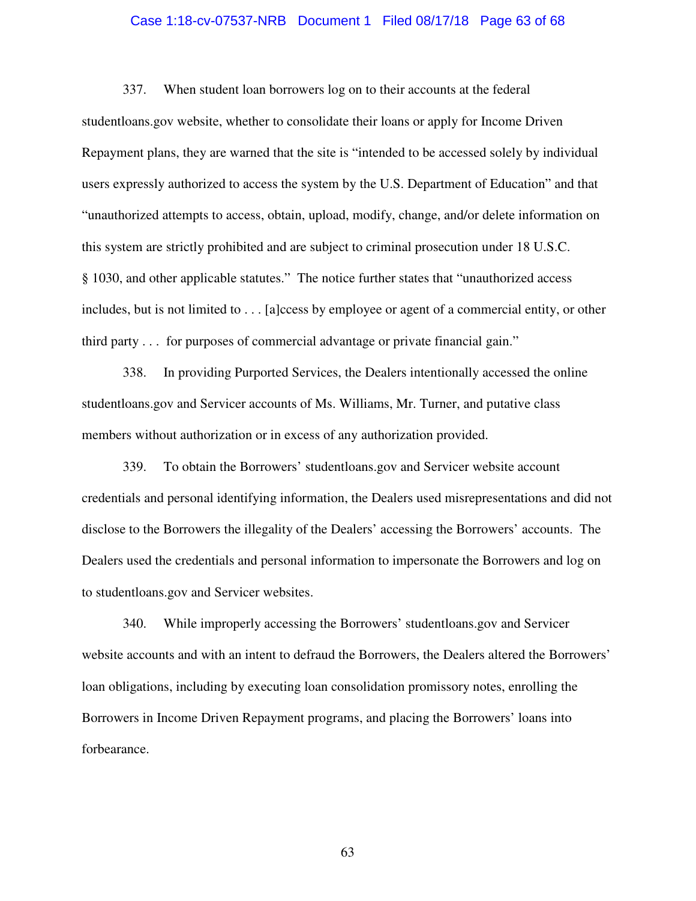337. When student loan borrowers log on to their accounts at the federal studentloans.gov website, whether to consolidate their loans or apply for Income Driven Repayment plans, they are warned that the site is "intended to be accessed solely by individual users expressly authorized to access the system by the U.S. Department of Education" and that "unauthorized attempts to access, obtain, upload, modify, change, and/or delete information on this system are strictly prohibited and are subject to criminal prosecution under 18 U.S.C. § 1030, and other applicable statutes." The notice further states that "unauthorized access includes, but is not limited to . . . [a]ccess by employee or agent of a commercial entity, or other third party . . . for purposes of commercial advantage or private financial gain."

338. In providing Purported Services, the Dealers intentionally accessed the online studentloans.gov and Servicer accounts of Ms. Williams, Mr. Turner, and putative class members without authorization or in excess of any authorization provided.

339. To obtain the Borrowers' studentloans.gov and Servicer website account credentials and personal identifying information, the Dealers used misrepresentations and did not disclose to the Borrowers the illegality of the Dealers' accessing the Borrowers' accounts. The Dealers used the credentials and personal information to impersonate the Borrowers and log on to studentloans.gov and Servicer websites.

340. While improperly accessing the Borrowers' studentloans.gov and Servicer website accounts and with an intent to defraud the Borrowers, the Dealers altered the Borrowers' loan obligations, including by executing loan consolidation promissory notes, enrolling the Borrowers in Income Driven Repayment programs, and placing the Borrowers' loans into forbearance.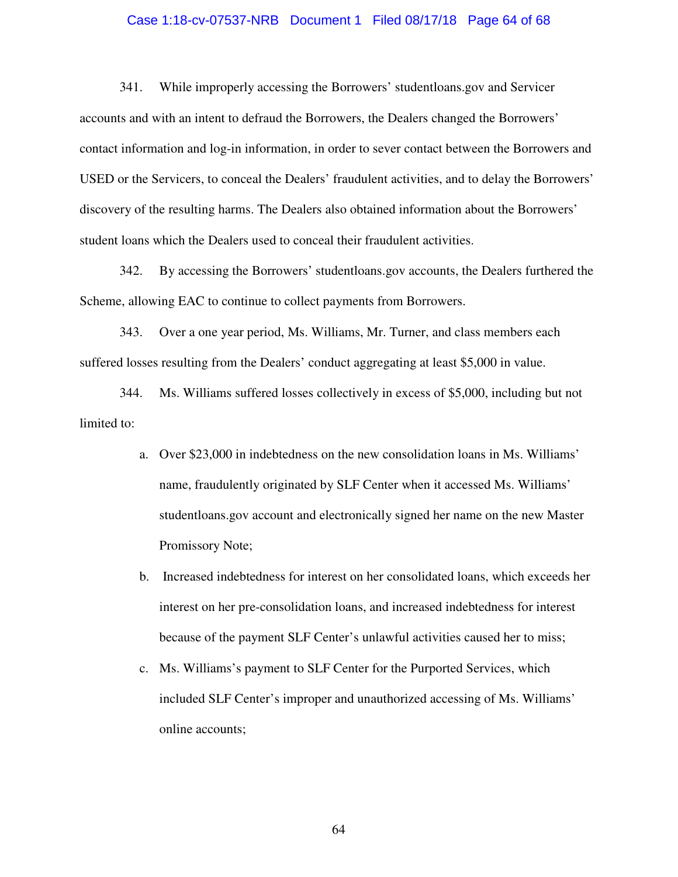341. While improperly accessing the Borrowers' studentloans.gov and Servicer accounts and with an intent to defraud the Borrowers, the Dealers changed the Borrowers' contact information and log-in information, in order to sever contact between the Borrowers and USED or the Servicers, to conceal the Dealers' fraudulent activities, and to delay the Borrowers' discovery of the resulting harms. The Dealers also obtained information about the Borrowers' student loans which the Dealers used to conceal their fraudulent activities.

342. By accessing the Borrowers' studentloans.gov accounts, the Dealers furthered the Scheme, allowing EAC to continue to collect payments from Borrowers.

343. Over a one year period, Ms. Williams, Mr. Turner, and class members each suffered losses resulting from the Dealers' conduct aggregating at least $5,000 in value.

344. Ms. Williams suffered losses collectively in excess of $5,000, including but not limited to:

a. Over $23,000 in indebtedness on the new consolidation loans in Ms. Williams' name, fraudulently originated by SLF Center when it accessed Ms. Williams' studentloans.gov account and electronically signed her name on the new Master Promissory Note;

b. Increased indebtedness for interest on her consolidated loans, which exceeds her interest on her pre-consolidation loans, and increased indebtedness for interest because of the payment SLF Center's unlawful activities caused her to miss;

c. Ms. Williams's payment to SLF Center for the Purported Services, which included SLF Center's improper and unauthorized accessing of Ms. Williams' online accounts;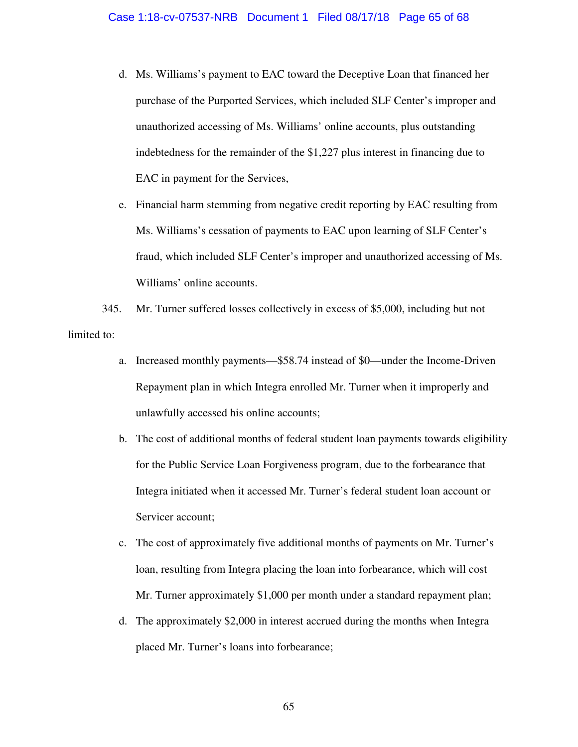d. Ms. Williams's payment to EAC toward the Deceptive Loan that financed her purchase of the Purported Services, which included SLF Center's improper and unauthorized accessing of Ms. Williams' online accounts, plus outstanding indebtedness for the remainder of the $1,227 plus interest in financing due to EAC in payment for the Services,

e. Financial harm stemming from negative credit reporting by EAC resulting from Ms. Williams's cessation of payments to EAC upon learning of SLF Center's fraud, which included SLF Center's improper and unauthorized accessing of Ms. Williams' online accounts.

345. Mr. Turner suffered losses collectively in excess of $5,000, including but not limited to:

a. Increased monthly payments—$58.74 instead of $0—under the Income-Driven Repayment plan in which Integra enrolled Mr. Turner when it improperly and unlawfully accessed his online accounts;

b. The cost of additional months of federal student loan payments towards eligibility for the Public Service Loan Forgiveness program, due to the forbearance that Integra initiated when it accessed Mr. Turner's federal student loan account or Servicer account;

c. The cost of approximately five additional months of payments on Mr. Turner's loan, resulting from Integra placing the loan into forbearance, which will cost Mr. Turner approximately $1,000 per month under a standard repayment plan;

d. The approximately $2,000 in interest accrued during the months when Integra placed Mr. Turner's loans into forbearance;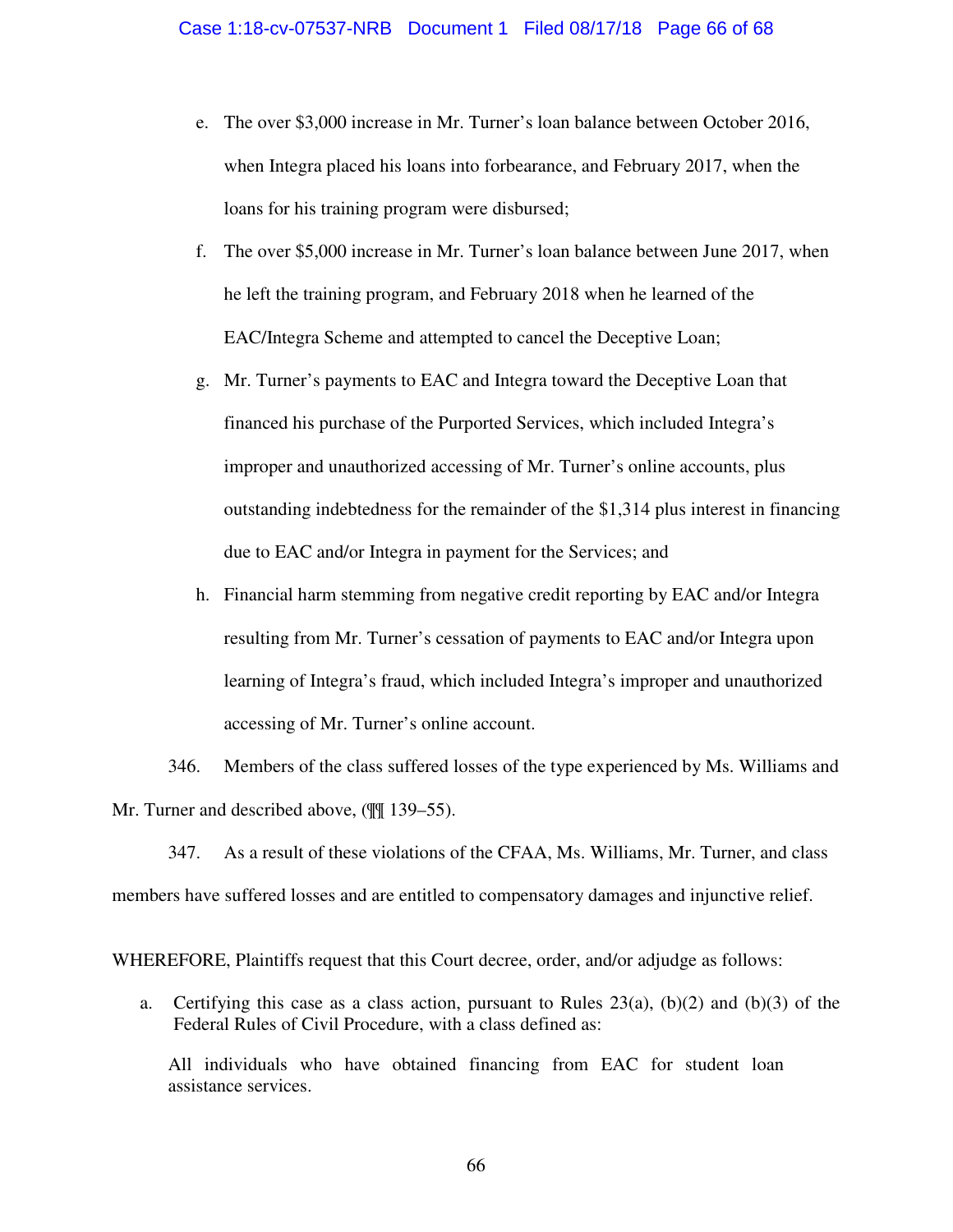e. The over $3,000 increase in Mr. Turner's loan balance between October 2016, when Integra placed his loans into forbearance, and February 2017, when the loans for his training program were disbursed;

f. The over $5,000 increase in Mr. Turner's loan balance between June 2017, when he left the training program, and February 2018 when he learned of the EAC/Integra Scheme and attempted to cancel the Deceptive Loan;

g. Mr. Turner's payments to EAC and Integra toward the Deceptive Loan that financed his purchase of the Purported Services, which included Integra's improper and unauthorized accessing of Mr. Turner's online accounts, plus outstanding indebtedness for the remainder of the $1,314 plus interest in financing due to EAC and/or Integra in payment for the Services; and

h. Financial harm stemming from negative credit reporting by EAC and/or Integra resulting from Mr. Turner's cessation of payments to EAC and/or Integra upon learning of Integra's fraud, which included Integra's improper and unauthorized accessing of Mr. Turner's online account.

346. Members of the class suffered losses of the type experienced by Ms. Williams and Mr. Turner and described above, (¶¶ 139–55).

347. As a result of these violations of the CFAA, Ms. Williams, Mr. Turner, and class members have suffered losses and are entitled to compensatory damages and injunctive relief.

WHEREFORE, Plaintiffs request that this Court decree, order, and/or adjudge as follows:

a. Certifying this case as a class action, pursuant to Rules 23(a), (b)(2) and (b)(3) of the Federal Rules of Civil Procedure, with a class defined as:

All individuals who have obtained financing from EAC for student loan assistance services.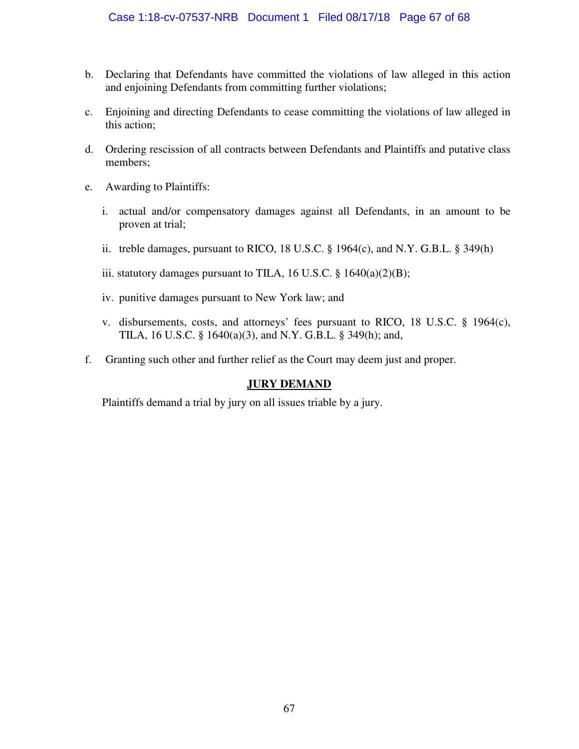b. Declaring that Defendants have committed the violations of law alleged in this action and enjoining Defendants from committing further violations;

c. Enjoining and directing Defendants to cease committing the violations of law alleged in this action;

d. Ordering rescission of all contracts between Defendants and Plaintiffs and putative class members;

e. Awarding to Plaintiffs:

   i. actual and/or compensatory damages against all Defendants, in an amount to be proven at trial;

   ii. treble damages, pursuant to RICO, 18 U.S.C. § 1964(c), and N.Y. G.B.L. § 349(h)

   iii. statutory damages pursuant to TILA, 16 U.S.C. § 1640(a)(2)(B);

   iv. punitive damages pursuant to New York law; and

   v. disbursements, costs, and attorneys' fees pursuant to RICO, 18 U.S.C. § 1964(c), TILA, 16 U.S.C. § 1640(a)(3), and N.Y. G.B.L. § 349(h); and,

f. Granting such other and further relief as the Court may deem just and proper.

## **JURY DEMAND**

Plaintiffs demand a trial by jury on all issues triable by a jury.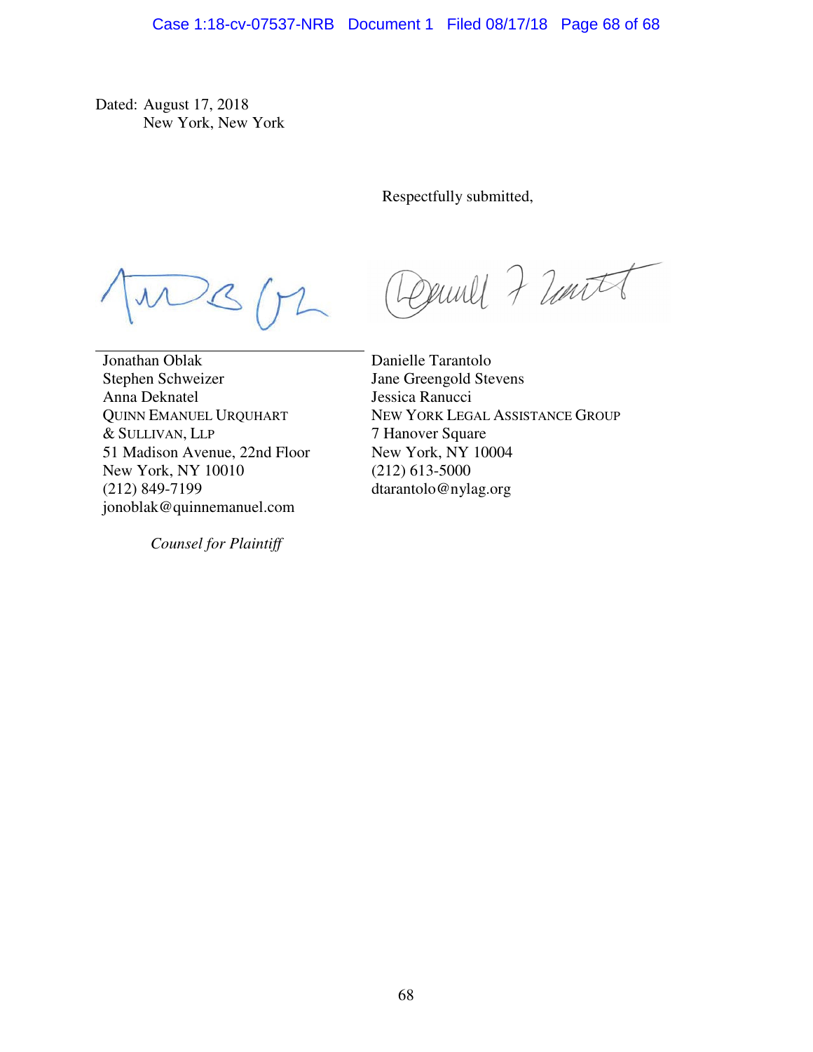Dated: August 17, 2018
New York, New York

Respectfully submitted,

Jonathan Oblak
Stephen Schweizer
Anna Deknatel
QUINN EMANUEL URQUHART
& SULLIVAN, LLP
51 Madison Avenue, 22nd Floor
New York, NY 10010
(212) 849-7199
jonoblak@quinnemanuel.com

Danielle Tarantolo
Jane Greengold Stevens
Jessica Ranucci
NEW YORK LEGAL ASSISTANCE GROUP
7 Hanover Square
New York, NY 10004
(212) 613-5000
dtarantolo@nylag.org

*Counsel for Plaintiff*